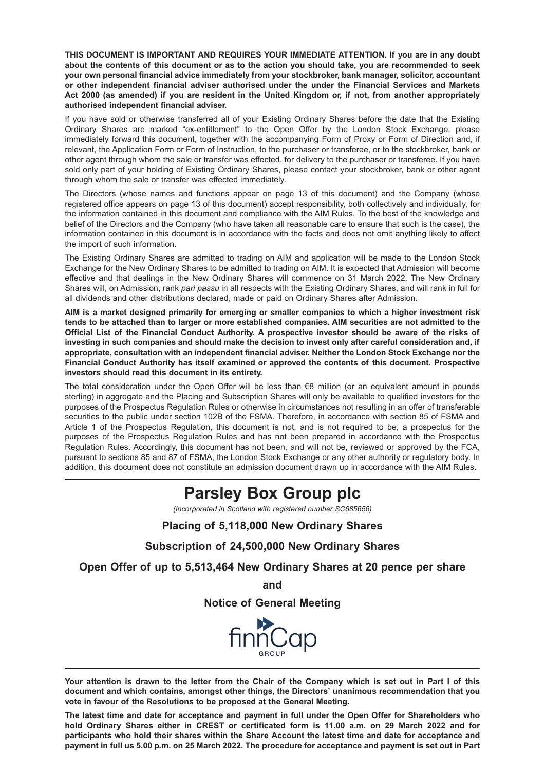**THIS DOCUMENT IS IMPORTANT AND REQUIRES YOUR IMMEDIATE ATTENTION. If you are in any doubt about the contents of this document or as to the action you should take, you are recommended to seek your own personal financial advice immediately from your stockbroker, bank manager, solicitor, accountant or other independent financial adviser authorised under the under the Financial Services and Markets Act 2000 (as amended) if you are resident in the United Kingdom or, if not, from another appropriately authorised independent financial adviser.**

If you have sold or otherwise transferred all of your Existing Ordinary Shares before the date that the Existing Ordinary Shares are marked "ex-entitlement" to the Open Offer by the London Stock Exchange, please immediately forward this document, together with the accompanying Form of Proxy or Form of Direction and, if relevant, the Application Form or Form of Instruction, to the purchaser or transferee, or to the stockbroker, bank or other agent through whom the sale or transfer was effected, for delivery to the purchaser or transferee. If you have sold only part of your holding of Existing Ordinary Shares, please contact your stockbroker, bank or other agent through whom the sale or transfer was effected immediately.

The Directors (whose names and functions appear on page 13 of this document) and the Company (whose registered office appears on page 13 of this document) accept responsibility, both collectively and individually, for the information contained in this document and compliance with the AIM Rules. To the best of the knowledge and belief of the Directors and the Company (who have taken all reasonable care to ensure that such is the case), the information contained in this document is in accordance with the facts and does not omit anything likely to affect the import of such information.

The Existing Ordinary Shares are admitted to trading on AIM and application will be made to the London Stock Exchange for the New Ordinary Shares to be admitted to trading on AIM. It is expected that Admission will become effective and that dealings in the New Ordinary Shares will commence on 31 March 2022. The New Ordinary Shares will, on Admission, rank *pari passu* in all respects with the Existing Ordinary Shares, and will rank in full for all dividends and other distributions declared, made or paid on Ordinary Shares after Admission.

**AIM is a market designed primarily for emerging or smaller companies to which a higher investment risk tends to be attached than to larger or more established companies. AIM securities are not admitted to the Official List of the Financial Conduct Authority. A prospective investor should be aware of the risks of investing in such companies and should make the decision to invest only after careful consideration and, if appropriate, consultation with an independent financial adviser. Neither the London Stock Exchange nor the Financial Conduct Authority has itself examined or approved the contents of this document. Prospective investors should read this document in its entirety.**

The total consideration under the Open Offer will be less than €8 million (or an equivalent amount in pounds sterling) in aggregate and the Placing and Subscription Shares will only be available to qualified investors for the purposes of the Prospectus Regulation Rules or otherwise in circumstances not resulting in an offer of transferable securities to the public under section 102B of the FSMA. Therefore, in accordance with section 85 of FSMA and Article 1 of the Prospectus Regulation, this document is not, and is not required to be, a prospectus for the purposes of the Prospectus Regulation Rules and has not been prepared in accordance with the Prospectus Regulation Rules. Accordingly, this document has not been, and will not be, reviewed or approved by the FCA, pursuant to sections 85 and 87 of FSMA, the London Stock Exchange or any other authority or regulatory body. In addition, this document does not constitute an admission document drawn up in accordance with the AIM Rules.

# Parsley Box Group plc

*(Incorporated in Scotland with registered number SC685656)*

## Placing of 5,118,000 New Ordinary Shares

## Subscription of 24,500,000 New Ordinary Shares

## Open Offer of up to 5,513,464 New Ordinary Shares at 20 pence per share

## and

## Notice of General Meeting

finnCap GROUP

**Your attention is drawn to the letter from the Chair of the Company which is set out in Part I of this document and which contains, amongst other things, the Directors' unanimous recommendation that you vote in favour of the Resolutions to be proposed at the General Meeting.**

**The latest time and date for acceptance and payment in full under the Open Offer for Shareholders who hold Ordinary Shares either in CREST or certificated form is 11.00 a.m. on 29 March 2022 and for participants who hold their shares within the Share Account the latest time and date for acceptance and payment in full us 5.00 p.m. on 25 March 2022. The procedure for acceptance and payment is set out in Part**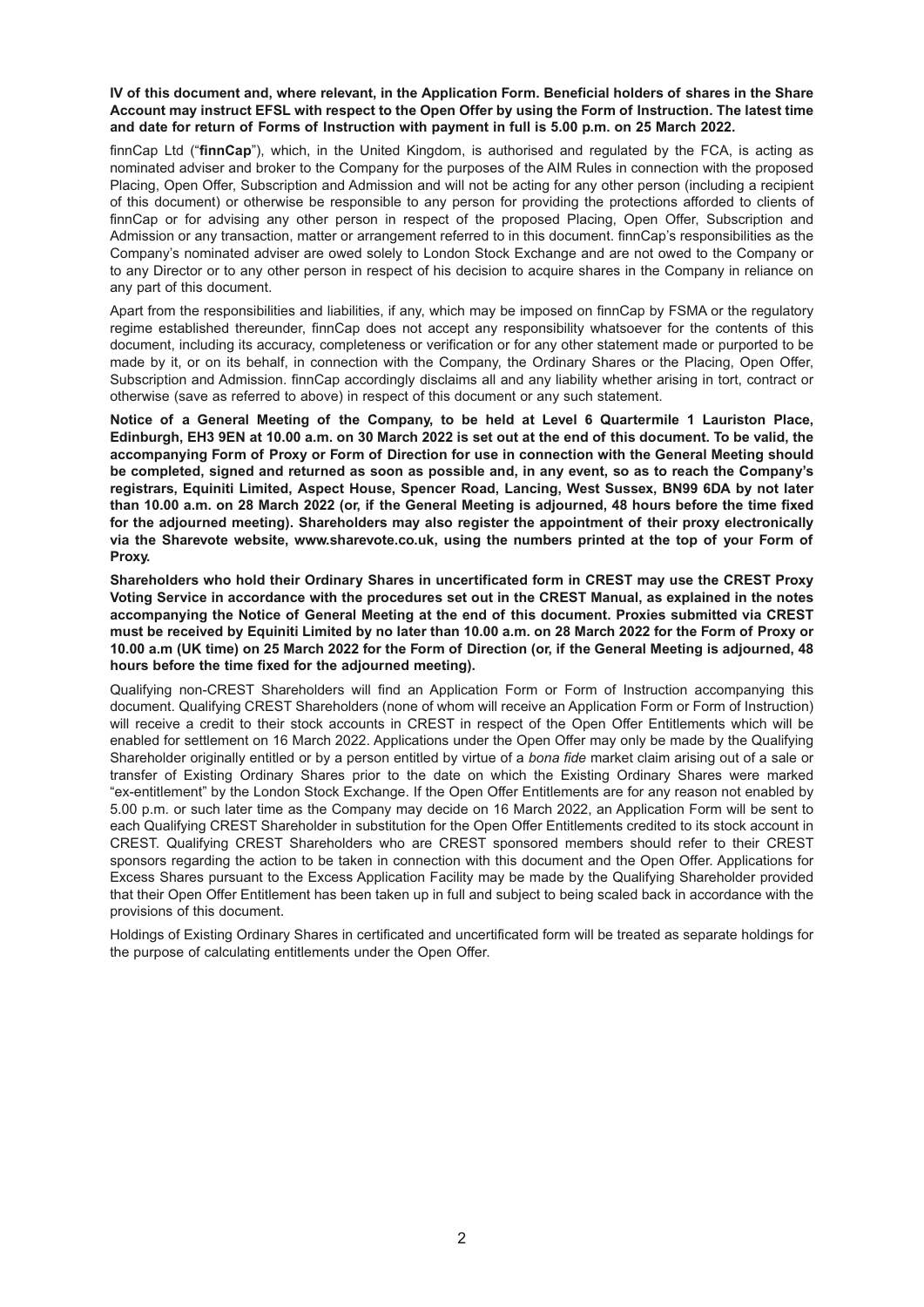**IV of this document and, where relevant, in the Application Form. Beneficial holders of shares in the Share Account may instruct EFSL with respect to the Open Offer by using the Form of Instruction. The latest time and date for return of Forms of Instruction with payment in full is 5.00 p.m. on 25 March 2022.**

finnCap Ltd ("**finnCap**"), which, in the United Kingdom, is authorised and regulated by the FCA, is acting as nominated adviser and broker to the Company for the purposes of the AIM Rules in connection with the proposed Placing, Open Offer, Subscription and Admission and will not be acting for any other person (including a recipient of this document) or otherwise be responsible to any person for providing the protections afforded to clients of finnCap or for advising any other person in respect of the proposed Placing, Open Offer, Subscription and Admission or any transaction, matter or arrangement referred to in this document. finnCap's responsibilities as the Company's nominated adviser are owed solely to London Stock Exchange and are not owed to the Company or to any Director or to any other person in respect of his decision to acquire shares in the Company in reliance on any part of this document.

Apart from the responsibilities and liabilities, if any, which may be imposed on finnCap by FSMA or the regulatory regime established thereunder, finnCap does not accept any responsibility whatsoever for the contents of this document, including its accuracy, completeness or verification or for any other statement made or purported to be made by it, or on its behalf, in connection with the Company, the Ordinary Shares or the Placing, Open Offer, Subscription and Admission. finnCap accordingly disclaims all and any liability whether arising in tort, contract or otherwise (save as referred to above) in respect of this document or any such statement.

**Notice of a General Meeting of the Company, to be held at Level 6 Quartermile 1 Lauriston Place, Edinburgh, EH3 9EN at 10.00 a.m. on 30 March 2022 is set out at the end of this document. To be valid, the accompanying Form of Proxy or Form of Direction for use in connection with the General Meeting should be completed, signed and returned as soon as possible and, in any event, so as to reach the Company's registrars, Equiniti Limited, Aspect House, Spencer Road, Lancing, West Sussex, BN99 6DA by not later than 10.00 a.m. on 28 March 2022 (or, if the General Meeting is adjourned, 48 hours before the time fixed for the adjourned meeting). Shareholders may also register the appointment of their proxy electronically via the Sharevote website, www.sharevote.co.uk, using the numbers printed at the top of your Form of Proxy.**

**Shareholders who hold their Ordinary Shares in uncertificated form in CREST may use the CREST Proxy Voting Service in accordance with the procedures set out in the CREST Manual, as explained in the notes accompanying the Notice of General Meeting at the end of this document. Proxies submitted via CREST must be received by Equiniti Limited by no later than 10.00 a.m. on 28 March 2022 for the Form of Proxy or 10.00 a.m (UK time) on 25 March 2022 for the Form of Direction (or, if the General Meeting is adjourned, 48 hours before the time fixed for the adjourned meeting).**

Qualifying non-CREST Shareholders will find an Application Form or Form of Instruction accompanying this document. Qualifying CREST Shareholders (none of whom will receive an Application Form or Form of Instruction) will receive a credit to their stock accounts in CREST in respect of the Open Offer Entitlements which will be enabled for settlement on 16 March 2022. Applications under the Open Offer may only be made by the Qualifying Shareholder originally entitled or by a person entitled by virtue of a *bona fide* market claim arising out of a sale or transfer of Existing Ordinary Shares prior to the date on which the Existing Ordinary Shares were marked "ex-entitlement" by the London Stock Exchange. If the Open Offer Entitlements are for any reason not enabled by 5.00 p.m. or such later time as the Company may decide on 16 March 2022, an Application Form will be sent to each Qualifying CREST Shareholder in substitution for the Open Offer Entitlements credited to its stock account in CREST. Qualifying CREST Shareholders who are CREST sponsored members should refer to their CREST sponsors regarding the action to be taken in connection with this document and the Open Offer. Applications for Excess Shares pursuant to the Excess Application Facility may be made by the Qualifying Shareholder provided that their Open Offer Entitlement has been taken up in full and subject to being scaled back in accordance with the provisions of this document.

Holdings of Existing Ordinary Shares in certificated and uncertificated form will be treated as separate holdings for the purpose of calculating entitlements under the Open Offer.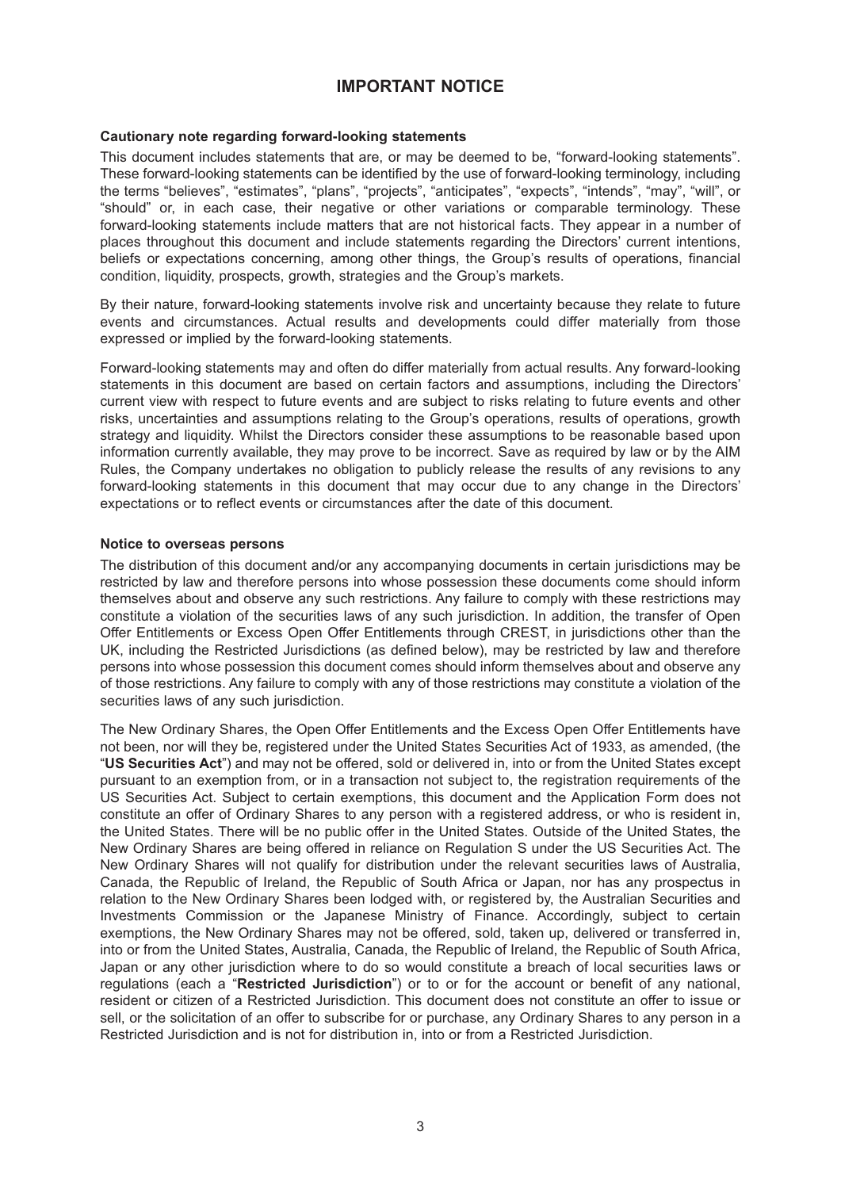# IMPORTANT NOTICE

### Cautionary note regarding forward-looking statements

This document includes statements that are, or may be deemed to be, "forward-looking statements". These forward-looking statements can be identified by the use of forward-looking terminology, including the terms "believes", "estimates", "plans", "projects", "anticipates", "expects", "intends", "may", "will", or "should" or, in each case, their negative or other variations or comparable terminology. These forward-looking statements include matters that are not historical facts. They appear in a number of places throughout this document and include statements regarding the Directors' current intentions, beliefs or expectations concerning, among other things, the Group's results of operations, financial condition, liquidity, prospects, growth, strategies and the Group's markets.

By their nature, forward-looking statements involve risk and uncertainty because they relate to future events and circumstances. Actual results and developments could differ materially from those expressed or implied by the forward-looking statements.

Forward-looking statements may and often do differ materially from actual results. Any forward-looking statements in this document are based on certain factors and assumptions, including the Directors' current view with respect to future events and are subject to risks relating to future events and other risks, uncertainties and assumptions relating to the Group's operations, results of operations, growth strategy and liquidity. Whilst the Directors consider these assumptions to be reasonable based upon information currently available, they may prove to be incorrect. Save as required by law or by the AIM Rules, the Company undertakes no obligation to publicly release the results of any revisions to any forward-looking statements in this document that may occur due to any change in the Directors' expectations or to reflect events or circumstances after the date of this document.

### Notice to overseas persons

The distribution of this document and/or any accompanying documents in certain jurisdictions may be restricted by law and therefore persons into whose possession these documents come should inform themselves about and observe any such restrictions. Any failure to comply with these restrictions may constitute a violation of the securities laws of any such jurisdiction. In addition, the transfer of Open Offer Entitlements or Excess Open Offer Entitlements through CREST, in jurisdictions other than the UK, including the Restricted Jurisdictions (as defined below), may be restricted by law and therefore persons into whose possession this document comes should inform themselves about and observe any of those restrictions. Any failure to comply with any of those restrictions may constitute a violation of the securities laws of any such jurisdiction.

The New Ordinary Shares, the Open Offer Entitlements and the Excess Open Offer Entitlements have not been, nor will they be, registered under the United States Securities Act of 1933, as amended, (the "**US Securities Act**") and may not be offered, sold or delivered in, into or from the United States except pursuant to an exemption from, or in a transaction not subject to, the registration requirements of the US Securities Act. Subject to certain exemptions, this document and the Application Form does not constitute an offer of Ordinary Shares to any person with a registered address, or who is resident in, the United States. There will be no public offer in the United States. Outside of the United States, the New Ordinary Shares are being offered in reliance on Regulation S under the US Securities Act. The New Ordinary Shares will not qualify for distribution under the relevant securities laws of Australia, Canada, the Republic of Ireland, the Republic of South Africa or Japan, nor has any prospectus in relation to the New Ordinary Shares been lodged with, or registered by, the Australian Securities and Investments Commission or the Japanese Ministry of Finance. Accordingly, subject to certain exemptions, the New Ordinary Shares may not be offered, sold, taken up, delivered or transferred in, into or from the United States, Australia, Canada, the Republic of Ireland, the Republic of South Africa, Japan or any other jurisdiction where to do so would constitute a breach of local securities laws or regulations (each a "**Restricted Jurisdiction**") or to or for the account or benefit of any national, resident or citizen of a Restricted Jurisdiction. This document does not constitute an offer to issue or sell, or the solicitation of an offer to subscribe for or purchase, any Ordinary Shares to any person in a Restricted Jurisdiction and is not for distribution in, into or from a Restricted Jurisdiction.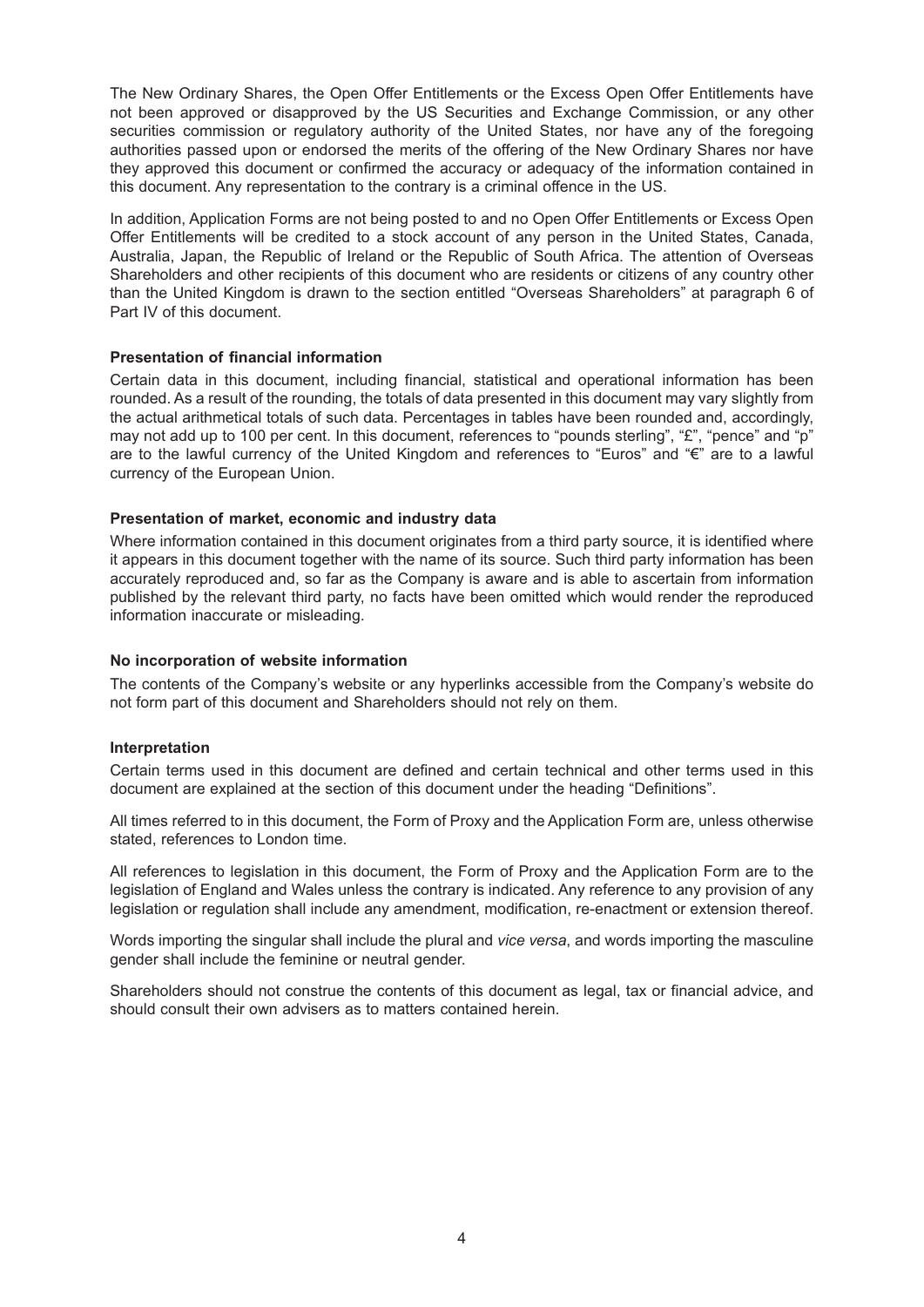The New Ordinary Shares, the Open Offer Entitlements or the Excess Open Offer Entitlements have not been approved or disapproved by the US Securities and Exchange Commission, or any other securities commission or regulatory authority of the United States, nor have any of the foregoing authorities passed upon or endorsed the merits of the offering of the New Ordinary Shares nor have they approved this document or confirmed the accuracy or adequacy of the information contained in this document. Any representation to the contrary is a criminal offence in the US.

In addition, Application Forms are not being posted to and no Open Offer Entitlements or Excess Open Offer Entitlements will be credited to a stock account of any person in the United States, Canada, Australia, Japan, the Republic of Ireland or the Republic of South Africa. The attention of Overseas Shareholders and other recipients of this document who are residents or citizens of any country other than the United Kingdom is drawn to the section entitled "Overseas Shareholders" at paragraph 6 of Part IV of this document.

**Presentation of financial information**

Certain data in this document, including financial, statistical and operational information has been rounded. As a result of the rounding, the totals of data presented in this document may vary slightly from the actual arithmetical totals of such data. Percentages in tables have been rounded and, accordingly, may not add up to 100 per cent. In this document, references to "pounds sterling", "£", "pence" and "p" are to the lawful currency of the United Kingdom and references to "Euros" and "€" are to a lawful currency of the European Union.

**Presentation of market, economic and industry data**

Where information contained in this document originates from a third party source, it is identified where it appears in this document together with the name of its source. Such third party information has been accurately reproduced and, so far as the Company is aware and is able to ascertain from information published by the relevant third party, no facts have been omitted which would render the reproduced information inaccurate or misleading.

**No incorporation of website information**

The contents of the Company's website or any hyperlinks accessible from the Company's website do not form part of this document and Shareholders should not rely on them.

**Interpretation**

Certain terms used in this document are defined and certain technical and other terms used in this document are explained at the section of this document under the heading "Definitions".

All times referred to in this document, the Form of Proxy and the Application Form are, unless otherwise stated, references to London time.

All references to legislation in this document, the Form of Proxy and the Application Form are to the legislation of England and Wales unless the contrary is indicated. Any reference to any provision of any legislation or regulation shall include any amendment, modification, re-enactment or extension thereof.

Words importing the singular shall include the plural and *vice versa*, and words importing the masculine gender shall include the feminine or neutral gender.

Shareholders should not construe the contents of this document as legal, tax or financial advice, and should consult their own advisers as to matters contained herein.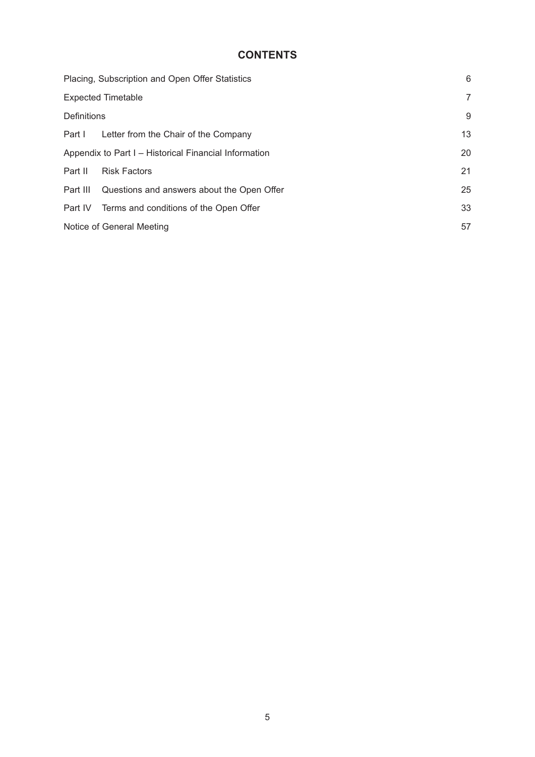# CONTENTS

| | | |
|---|---|---|
| Placing, Subscription and Open Offer Statistics | | 6 |
| Expected Timetable | | 7 |
| Definitions | | 9 |
| Part I | Letter from the Chair of the Company | 13 |
| Appendix to Part I – Historical Financial Information | | 20 |
| Part II | Risk Factors | 21 |
| Part III | Questions and answers about the Open Offer | 25 |
| Part IV | Terms and conditions of the Open Offer | 33 |
| Notice of General Meeting | | 57 |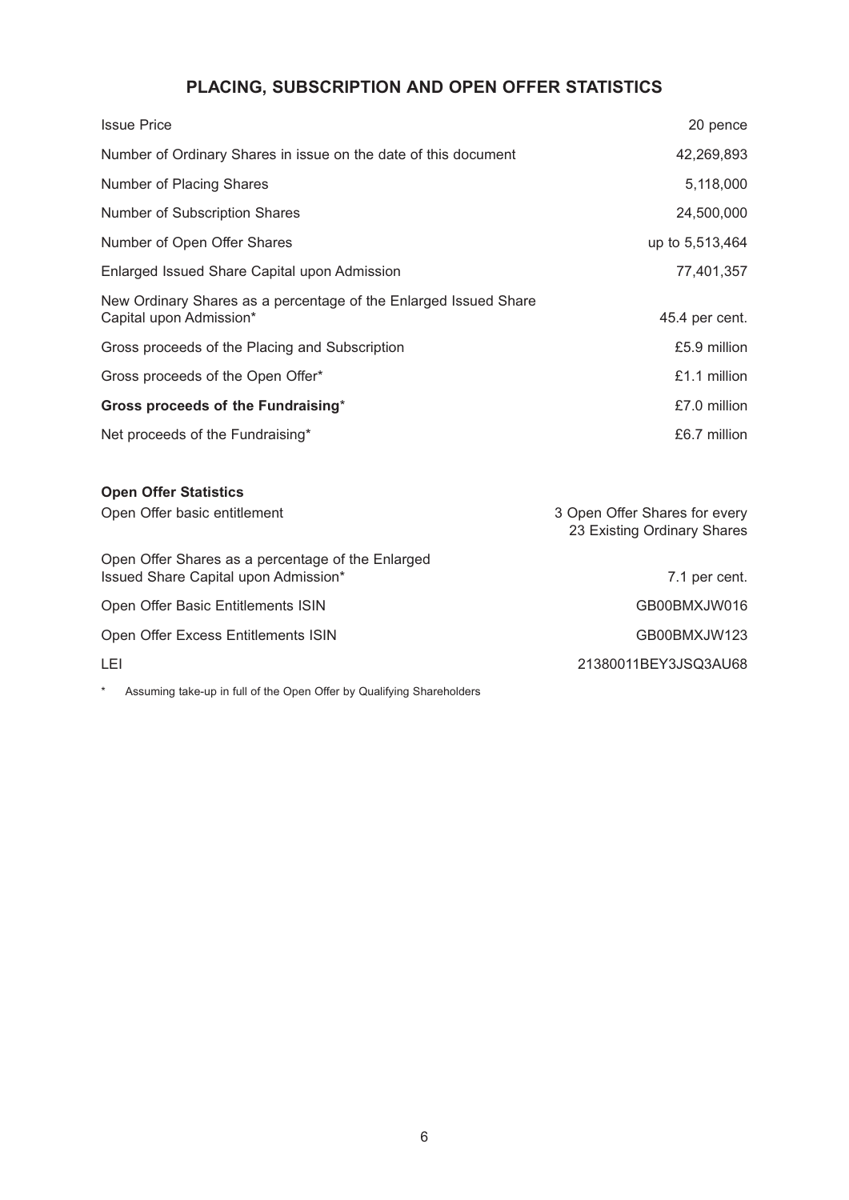# PLACING, SUBSCRIPTION AND OPEN OFFER STATISTICS

| | |
|---|---|
| Issue Price | 20 pence |
| Number of Ordinary Shares in issue on the date of this document | 42,269,893 |
| Number of Placing Shares | 5,118,000 |
| Number of Subscription Shares | 24,500,000 |
| Number of Open Offer Shares | up to 5,513,464 |
| Enlarged Issued Share Capital upon Admission | 77,401,357 |
| New Ordinary Shares as a percentage of the Enlarged Issued Share Capital upon Admission* | 45.4 per cent. |
| Gross proceeds of the Placing and Subscription | £5.9 million |
| Gross proceeds of the Open Offer* | £1.1 million |
| **Gross proceeds of the Fundraising*** | £7.0 million |
| Net proceeds of the Fundraising* | £6.7 million |

**Open Offer Statistics**

| | |
|---|---|
| Open Offer basic entitlement | 3 Open Offer Shares for every 23 Existing Ordinary Shares |
| Open Offer Shares as a percentage of the Enlarged Issued Share Capital upon Admission* | 7.1 per cent. |
| Open Offer Basic Entitlements ISIN | GB00BMXJW016 |
| Open Offer Excess Entitlements ISIN | GB00BMXJW123 |
| LEI | 21380011BEY3JSQ3AU68 |

\* Assuming take-up in full of the Open Offer by Qualifying Shareholders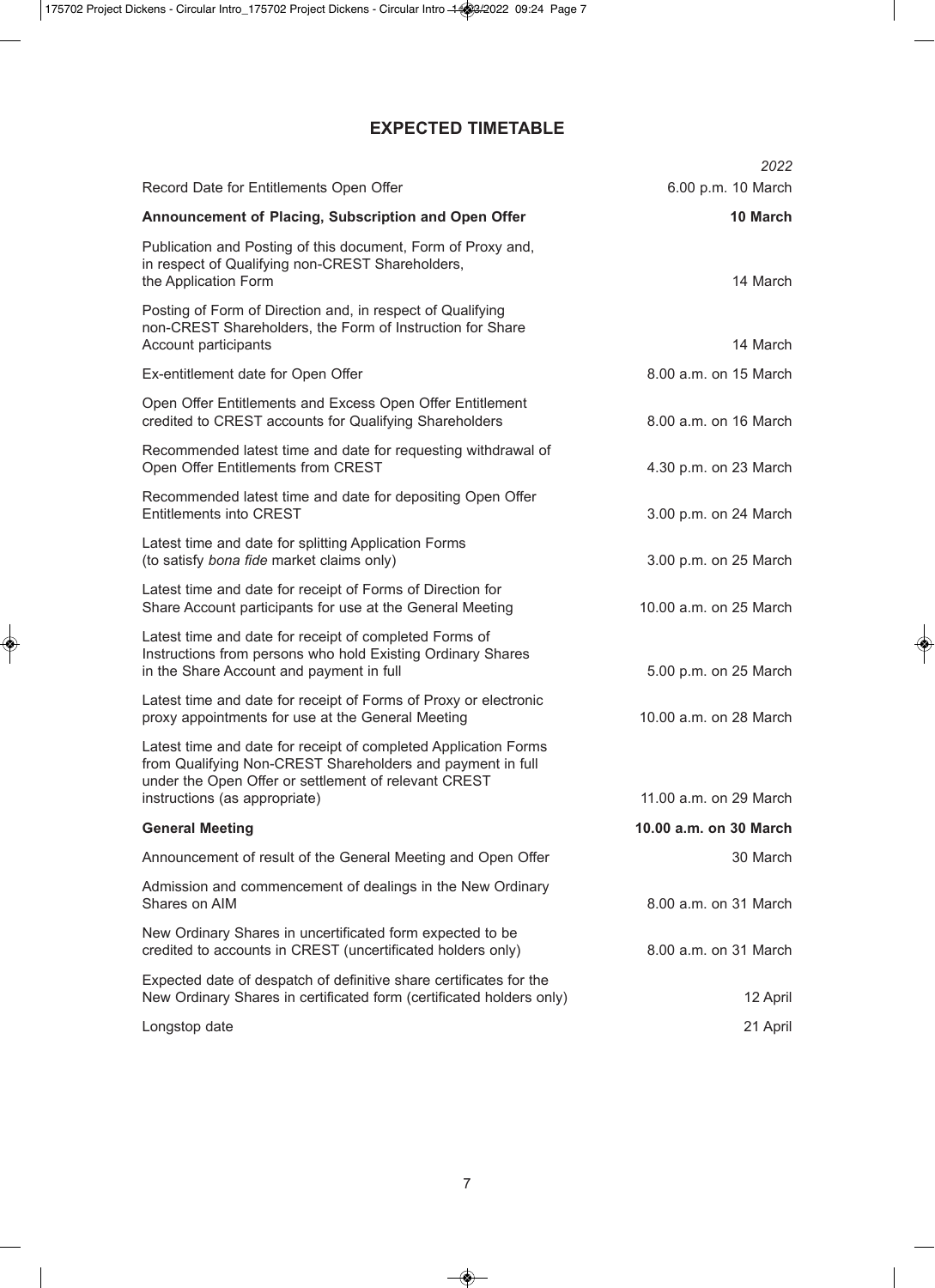## EXPECTED TIMETABLE

| | *2022* |
|---|---|
| Record Date for Entitlements Open Offer | 6.00 p.m. 10 March |
| **Announcement of Placing, Subscription and Open Offer** | **10 March** |
| Publication and Posting of this document, Form of Proxy and, in respect of Qualifying non-CREST Shareholders, the Application Form | 14 March |
| Posting of Form of Direction and, in respect of Qualifying non-CREST Shareholders, the Form of Instruction for Share Account participants | 14 March |
| Ex-entitlement date for Open Offer | 8.00 a.m. on 15 March |
| Open Offer Entitlements and Excess Open Offer Entitlement credited to CREST accounts for Qualifying Shareholders | 8.00 a.m. on 16 March |
| Recommended latest time and date for requesting withdrawal of Open Offer Entitlements from CREST | 4.30 p.m. on 23 March |
| Recommended latest time and date for depositing Open Offer Entitlements into CREST | 3.00 p.m. on 24 March |
| Latest time and date for splitting Application Forms (to satisfy *bona fide* market claims only) | 3.00 p.m. on 25 March |
| Latest time and date for receipt of Forms of Direction for Share Account participants for use at the General Meeting | 10.00 a.m. on 25 March |
| Latest time and date for receipt of completed Forms of Instructions from persons who hold Existing Ordinary Shares in the Share Account and payment in full | 5.00 p.m. on 25 March |
| Latest time and date for receipt of Forms of Proxy or electronic proxy appointments for use at the General Meeting | 10.00 a.m. on 28 March |
| Latest time and date for receipt of completed Application Forms from Qualifying Non-CREST Shareholders and payment in full under the Open Offer or settlement of relevant CREST instructions (as appropriate) | 11.00 a.m. on 29 March |
| **General Meeting** | **10.00 a.m. on 30 March** |
| Announcement of result of the General Meeting and Open Offer | 30 March |
| Admission and commencement of dealings in the New Ordinary Shares on AIM | 8.00 a.m. on 31 March |
| New Ordinary Shares in uncertificated form expected to be credited to accounts in CREST (uncertificated holders only) | 8.00 a.m. on 31 March |
| Expected date of despatch of definitive share certificates for the New Ordinary Shares in certificated form (certificated holders only) | 12 April |
| Longstop date | 21 April |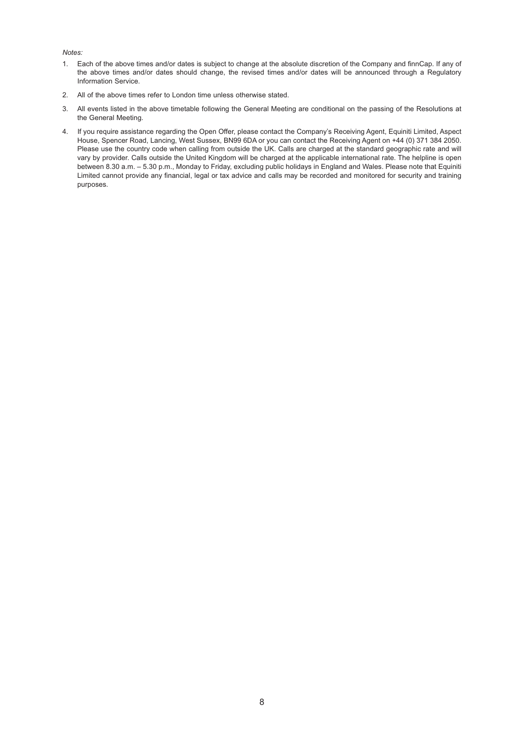*Notes:*

1. Each of the above times and/or dates is subject to change at the absolute discretion of the Company and finnCap. If any of the above times and/or dates should change, the revised times and/or dates will be announced through a Regulatory Information Service.

2. All of the above times refer to London time unless otherwise stated.

3. All events listed in the above timetable following the General Meeting are conditional on the passing of the Resolutions at the General Meeting.

4. If you require assistance regarding the Open Offer, please contact the Company's Receiving Agent, Equiniti Limited, Aspect House, Spencer Road, Lancing, West Sussex, BN99 6DA or you can contact the Receiving Agent on +44 (0) 371 384 2050. Please use the country code when calling from outside the UK. Calls are charged at the standard geographic rate and will vary by provider. Calls outside the United Kingdom will be charged at the applicable international rate. The helpline is open between 8.30 a.m. – 5.30 p.m., Monday to Friday, excluding public holidays in England and Wales. Please note that Equiniti Limited cannot provide any financial, legal or tax advice and calls may be recorded and monitored for security and training purposes.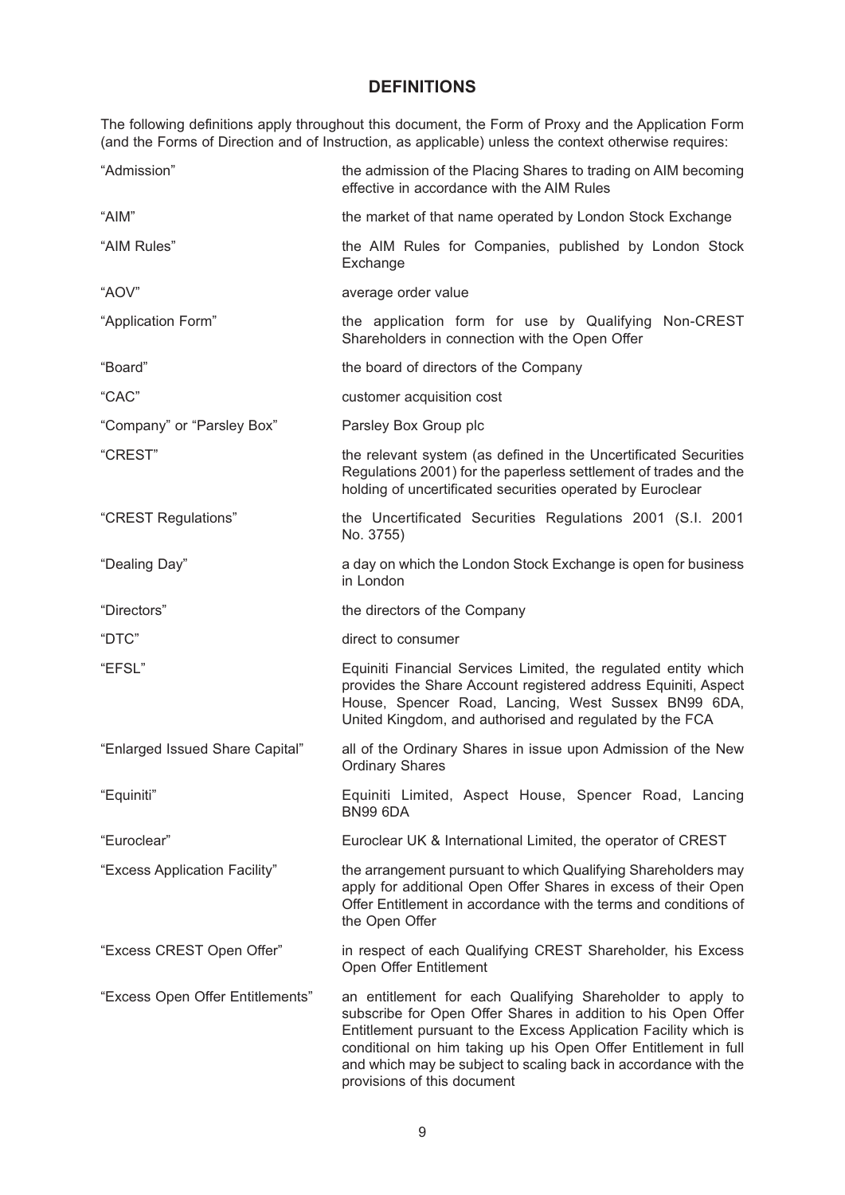## DEFINITIONS

The following definitions apply throughout this document, the Form of Proxy and the Application Form (and the Forms of Direction and of Instruction, as applicable) unless the context otherwise requires:

| | |
|---|---|
| "Admission" | the admission of the Placing Shares to trading on AIM becoming effective in accordance with the AIM Rules |
| "AIM" | the market of that name operated by London Stock Exchange |
| "AIM Rules" | the AIM Rules for Companies, published by London Stock Exchange |
| "AOV" | average order value |
| "Application Form" | the application form for use by Qualifying Non-CREST Shareholders in connection with the Open Offer |
| "Board" | the board of directors of the Company |
| "CAC" | customer acquisition cost |
| "Company" or "Parsley Box" | Parsley Box Group plc |
| "CREST" | the relevant system (as defined in the Uncertificated Securities Regulations 2001) for the paperless settlement of trades and the holding of uncertificated securities operated by Euroclear |
| "CREST Regulations" | the Uncertificated Securities Regulations 2001 (S.I. 2001 No. 3755) |
| "Dealing Day" | a day on which the London Stock Exchange is open for business in London |
| "Directors" | the directors of the Company |
| "DTC" | direct to consumer |
| "EFSL" | Equiniti Financial Services Limited, the regulated entity which provides the Share Account registered address Equiniti, Aspect House, Spencer Road, Lancing, West Sussex BN99 6DA, United Kingdom, and authorised and regulated by the FCA |
| "Enlarged Issued Share Capital" | all of the Ordinary Shares in issue upon Admission of the New Ordinary Shares |
| "Equiniti" | Equiniti Limited, Aspect House, Spencer Road, Lancing BN99 6DA |
| "Euroclear" | Euroclear UK & International Limited, the operator of CREST |
| "Excess Application Facility" | the arrangement pursuant to which Qualifying Shareholders may apply for additional Open Offer Shares in excess of their Open Offer Entitlement in accordance with the terms and conditions of the Open Offer |
| "Excess CREST Open Offer" | in respect of each Qualifying CREST Shareholder, his Excess Open Offer Entitlement |
| "Excess Open Offer Entitlements" | an entitlement for each Qualifying Shareholder to apply to subscribe for Open Offer Shares in addition to his Open Offer Entitlement pursuant to the Excess Application Facility which is conditional on him taking up his Open Offer Entitlement in full and which may be subject to scaling back in accordance with the provisions of this document |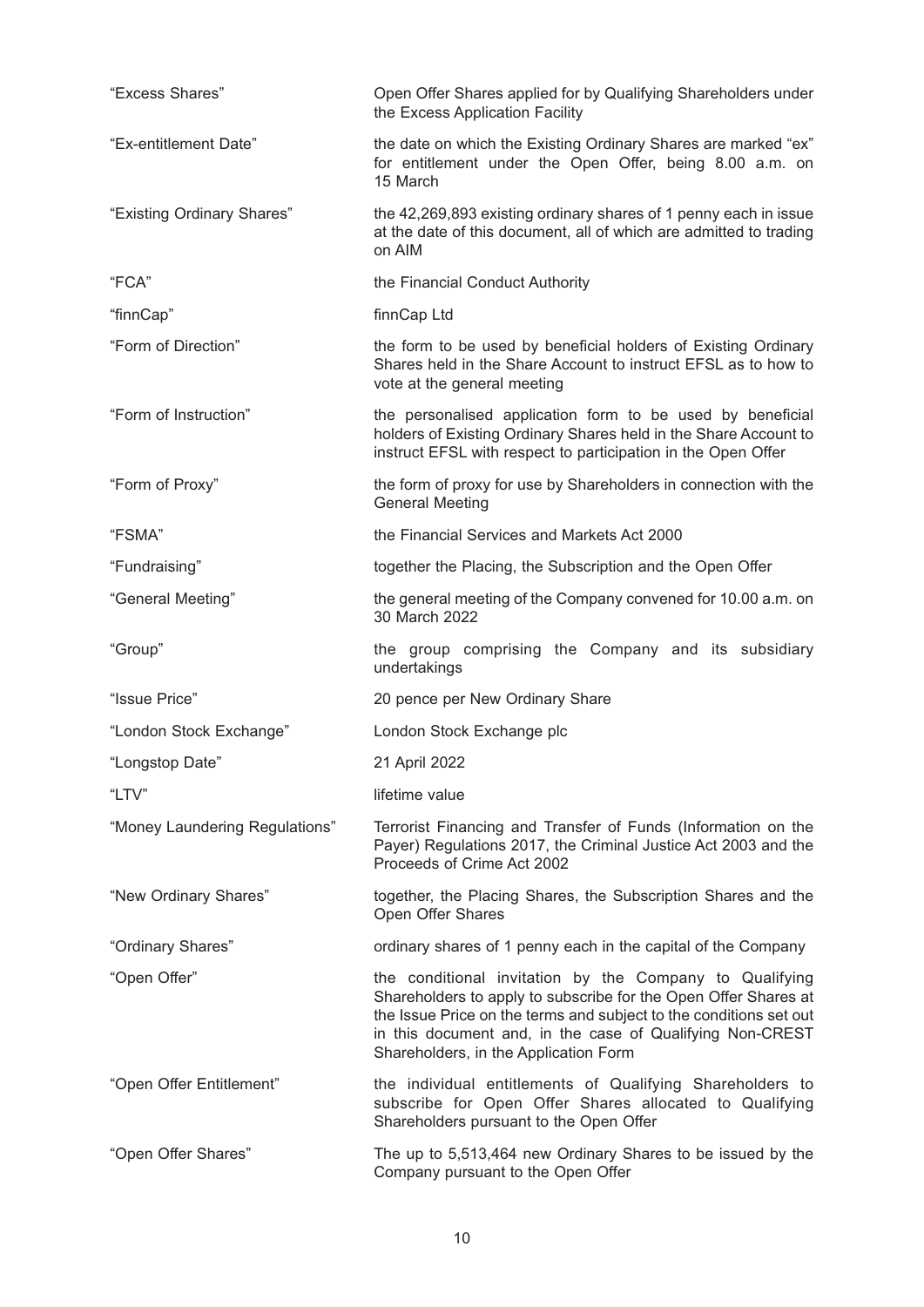| | |
|---|---|
| "Excess Shares" | Open Offer Shares applied for by Qualifying Shareholders under the Excess Application Facility |
| "Ex-entitlement Date" | the date on which the Existing Ordinary Shares are marked "ex" for entitlement under the Open Offer, being 8.00 a.m. on 15 March |
| "Existing Ordinary Shares" | the 42,269,893 existing ordinary shares of 1 penny each in issue at the date of this document, all of which are admitted to trading on AIM |
| "FCA" | the Financial Conduct Authority |
| "finnCap" | finnCap Ltd |
| "Form of Direction" | the form to be used by beneficial holders of Existing Ordinary Shares held in the Share Account to instruct EFSL as to how to vote at the general meeting |
| "Form of Instruction" | the personalised application form to be used by beneficial holders of Existing Ordinary Shares held in the Share Account to instruct EFSL with respect to participation in the Open Offer |
| "Form of Proxy" | the form of proxy for use by Shareholders in connection with the General Meeting |
| "FSMA" | the Financial Services and Markets Act 2000 |
| "Fundraising" | together the Placing, the Subscription and the Open Offer |
| "General Meeting" | the general meeting of the Company convened for 10.00 a.m. on 30 March 2022 |
| "Group" | the group comprising the Company and its subsidiary undertakings |
| "Issue Price" | 20 pence per New Ordinary Share |
| "London Stock Exchange" | London Stock Exchange plc |
| "Longstop Date" | 21 April 2022 |
| "LTV" | lifetime value |
| "Money Laundering Regulations" | Terrorist Financing and Transfer of Funds (Information on the Payer) Regulations 2017, the Criminal Justice Act 2003 and the Proceeds of Crime Act 2002 |
| "New Ordinary Shares" | together, the Placing Shares, the Subscription Shares and the Open Offer Shares |
| "Ordinary Shares" | ordinary shares of 1 penny each in the capital of the Company |
| "Open Offer" | the conditional invitation by the Company to Qualifying Shareholders to apply to subscribe for the Open Offer Shares at the Issue Price on the terms and subject to the conditions set out in this document and, in the case of Qualifying Non-CREST Shareholders, in the Application Form |
| "Open Offer Entitlement" | the individual entitlements of Qualifying Shareholders to subscribe for Open Offer Shares allocated to Qualifying Shareholders pursuant to the Open Offer |
| "Open Offer Shares" | The up to 5,513,464 new Ordinary Shares to be issued by the Company pursuant to the Open Offer |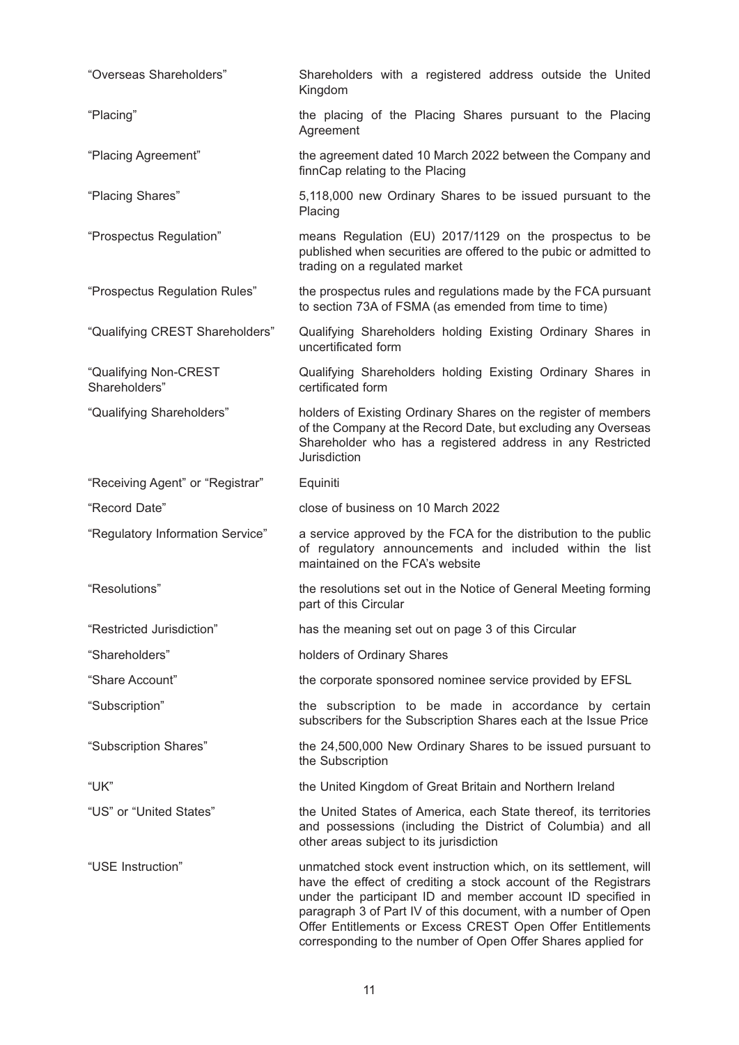| | |
|---|---|
| "Overseas Shareholders" | Shareholders with a registered address outside the United Kingdom |
| "Placing" | the placing of the Placing Shares pursuant to the Placing Agreement |
| "Placing Agreement" | the agreement dated 10 March 2022 between the Company and finnCap relating to the Placing |
| "Placing Shares" | 5,118,000 new Ordinary Shares to be issued pursuant to the Placing |
| "Prospectus Regulation" | means Regulation (EU) 2017/1129 on the prospectus to be published when securities are offered to the pubic or admitted to trading on a regulated market |
| "Prospectus Regulation Rules" | the prospectus rules and regulations made by the FCA pursuant to section 73A of FSMA (as emended from time to time) |
| "Qualifying CREST Shareholders" | Qualifying Shareholders holding Existing Ordinary Shares in uncertificated form |
| "Qualifying Non-CREST Shareholders" | Qualifying Shareholders holding Existing Ordinary Shares in certificated form |
| "Qualifying Shareholders" | holders of Existing Ordinary Shares on the register of members of the Company at the Record Date, but excluding any Overseas Shareholder who has a registered address in any Restricted Jurisdiction |
| "Receiving Agent" or "Registrar" | Equiniti |
| "Record Date" | close of business on 10 March 2022 |
| "Regulatory Information Service" | a service approved by the FCA for the distribution to the public of regulatory announcements and included within the list maintained on the FCA's website |
| "Resolutions" | the resolutions set out in the Notice of General Meeting forming part of this Circular |
| "Restricted Jurisdiction" | has the meaning set out on page 3 of this Circular |
| "Shareholders" | holders of Ordinary Shares |
| "Share Account" | the corporate sponsored nominee service provided by EFSL |
| "Subscription" | the subscription to be made in accordance by certain subscribers for the Subscription Shares each at the Issue Price |
| "Subscription Shares" | the 24,500,000 New Ordinary Shares to be issued pursuant to the Subscription |
| "UK" | the United Kingdom of Great Britain and Northern Ireland |
| "US" or "United States" | the United States of America, each State thereof, its territories and possessions (including the District of Columbia) and all other areas subject to its jurisdiction |
| "USE Instruction" | unmatched stock event instruction which, on its settlement, will have the effect of crediting a stock account of the Registrars under the participant ID and member account ID specified in paragraph 3 of Part IV of this document, with a number of Open Offer Entitlements or Excess CREST Open Offer Entitlements corresponding to the number of Open Offer Shares applied for |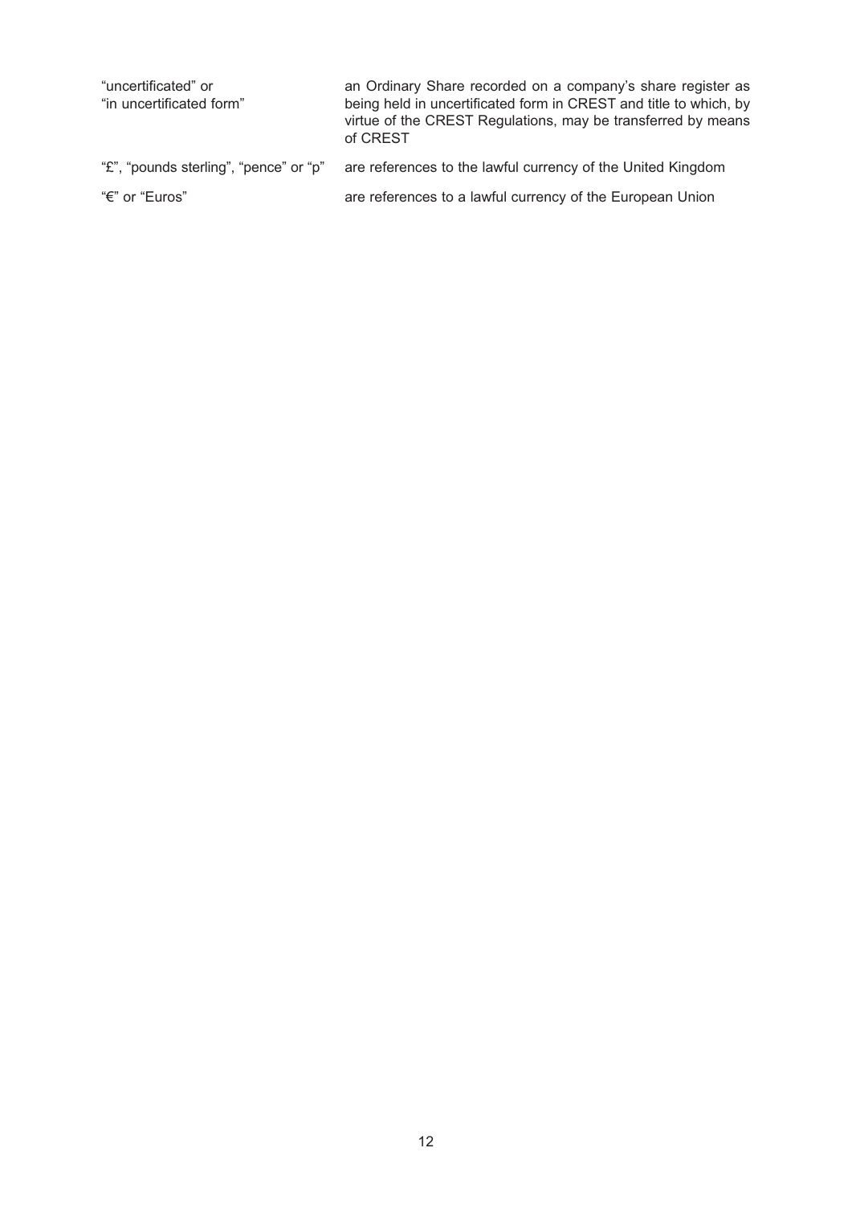| | |
|---|---|
| "uncertificated" or "in uncertificated form" | an Ordinary Share recorded on a company's share register as being held in uncertificated form in CREST and title to which, by virtue of the CREST Regulations, may be transferred by means of CREST |
| "£", "pounds sterling", "pence" or "p" | are references to the lawful currency of the United Kingdom |
| "€" or "Euros" | are references to a lawful currency of the European Union |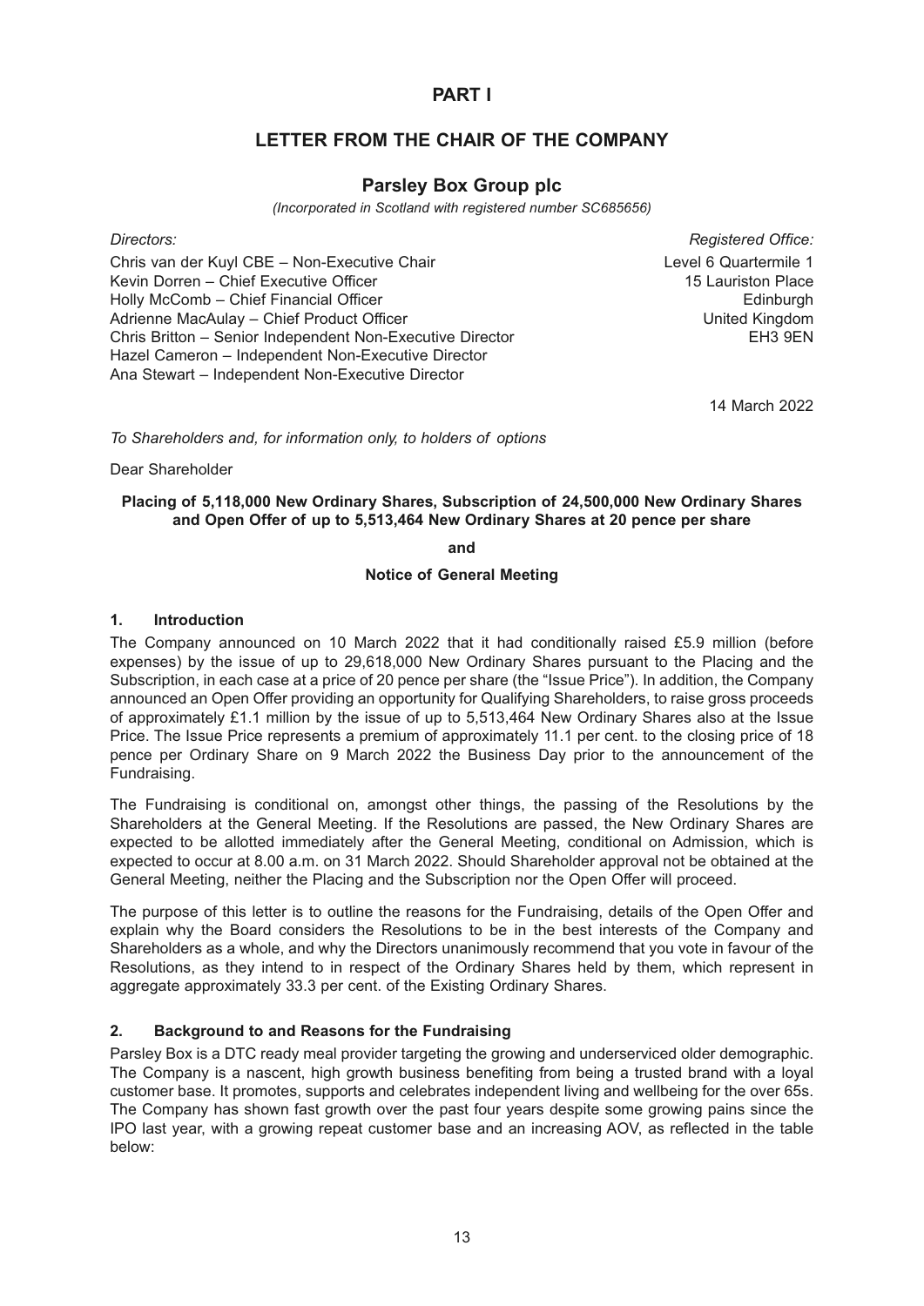# PART I

## LETTER FROM THE CHAIR OF THE COMPANY

### Parsley Box Group plc

*(Incorporated in Scotland with registered number SC685656)*

*Directors:*

Chris van der Kuyl CBE – Non-Executive Chair
Kevin Dorren – Chief Executive Officer
Holly McComb – Chief Financial Officer
Adrienne MacAulay – Chief Product Officer
Chris Britton – Senior Independent Non-Executive Director
Hazel Cameron – Independent Non-Executive Director
Ana Stewart – Independent Non-Executive Director

*Registered Office:*

Level 6 Quartermile 1
15 Lauriston Place
Edinburgh
United Kingdom
EH3 9EN

14 March 2022

*To Shareholders and, for information only, to holders of options*

Dear Shareholder

**Placing of 5,118,000 New Ordinary Shares, Subscription of 24,500,000 New Ordinary Shares and Open Offer of up to 5,513,464 New Ordinary Shares at 20 pence per share**

**and**

**Notice of General Meeting**

#### 1. Introduction

The Company announced on 10 March 2022 that it had conditionally raised £5.9 million (before expenses) by the issue of up to 29,618,000 New Ordinary Shares pursuant to the Placing and the Subscription, in each case at a price of 20 pence per share (the "Issue Price"). In addition, the Company announced an Open Offer providing an opportunity for Qualifying Shareholders, to raise gross proceeds of approximately £1.1 million by the issue of up to 5,513,464 New Ordinary Shares also at the Issue Price. The Issue Price represents a premium of approximately 11.1 per cent. to the closing price of 18 pence per Ordinary Share on 9 March 2022 the Business Day prior to the announcement of the Fundraising.

The Fundraising is conditional on, amongst other things, the passing of the Resolutions by the Shareholders at the General Meeting. If the Resolutions are passed, the New Ordinary Shares are expected to be allotted immediately after the General Meeting, conditional on Admission, which is expected to occur at 8.00 a.m. on 31 March 2022. Should Shareholder approval not be obtained at the General Meeting, neither the Placing and the Subscription nor the Open Offer will proceed.

The purpose of this letter is to outline the reasons for the Fundraising, details of the Open Offer and explain why the Board considers the Resolutions to be in the best interests of the Company and Shareholders as a whole, and why the Directors unanimously recommend that you vote in favour of the Resolutions, as they intend to in respect of the Ordinary Shares held by them, which represent in aggregate approximately 33.3 per cent. of the Existing Ordinary Shares.

#### 2. Background to and Reasons for the Fundraising

Parsley Box is a DTC ready meal provider targeting the growing and underserviced older demographic. The Company is a nascent, high growth business benefiting from being a trusted brand with a loyal customer base. It promotes, supports and celebrates independent living and wellbeing for the over 65s. The Company has shown fast growth over the past four years despite some growing pains since the IPO last year, with a growing repeat customer base and an increasing AOV, as reflected in the table below: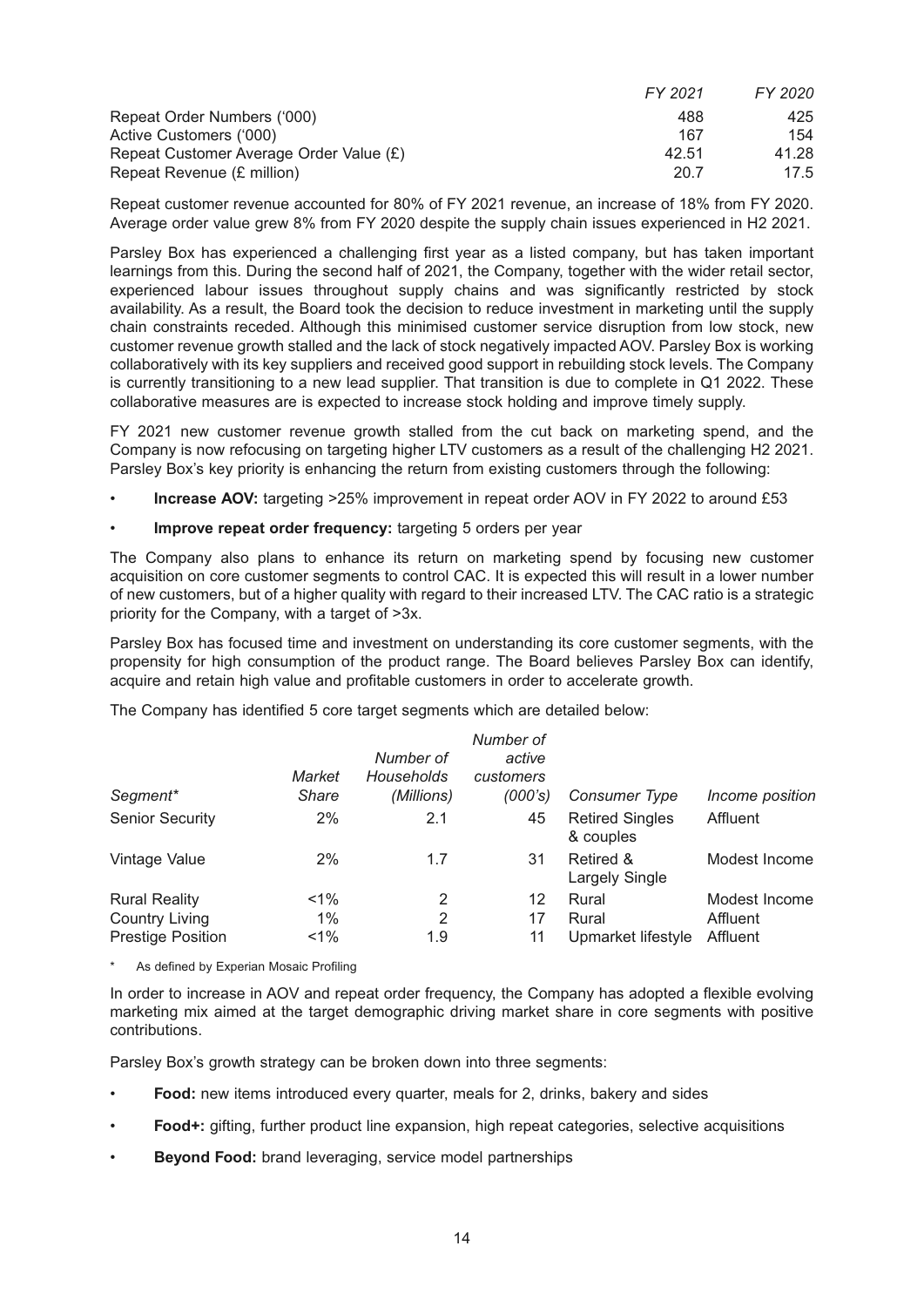| | FY 2021 | FY 2020 |
|---|---|---|
| Repeat Order Numbers ('000) | 488 | 425 |
| Active Customers ('000) | 167 | 154 |
| Repeat Customer Average Order Value (£) | 42.51 | 41.28 |
| Repeat Revenue (£ million) | 20.7 | 17.5 |

Repeat customer revenue accounted for 80% of FY 2021 revenue, an increase of 18% from FY 2020. Average order value grew 8% from FY 2020 despite the supply chain issues experienced in H2 2021.

Parsley Box has experienced a challenging first year as a listed company, but has taken important learnings from this. During the second half of 2021, the Company, together with the wider retail sector, experienced labour issues throughout supply chains and was significantly restricted by stock availability. As a result, the Board took the decision to reduce investment in marketing until the supply chain constraints receded. Although this minimised customer service disruption from low stock, new customer revenue growth stalled and the lack of stock negatively impacted AOV. Parsley Box is working collaboratively with its key suppliers and received good support in rebuilding stock levels. The Company is currently transitioning to a new lead supplier. That transition is due to complete in Q1 2022. These collaborative measures are is expected to increase stock holding and improve timely supply.

FY 2021 new customer revenue growth stalled from the cut back on marketing spend, and the Company is now refocusing on targeting higher LTV customers as a result of the challenging H2 2021. Parsley Box's key priority is enhancing the return from existing customers through the following:

- **Increase AOV:** targeting >25% improvement in repeat order AOV in FY 2022 to around £53
- **Improve repeat order frequency:** targeting 5 orders per year

The Company also plans to enhance its return on marketing spend by focusing new customer acquisition on core customer segments to control CAC. It is expected this will result in a lower number of new customers, but of a higher quality with regard to their increased LTV. The CAC ratio is a strategic priority for the Company, with a target of >3x.

Parsley Box has focused time and investment on understanding its core customer segments, with the propensity for high consumption of the product range. The Board believes Parsley Box can identify, acquire and retain high value and profitable customers in order to accelerate growth.

The Company has identified 5 core target segments which are detailed below:

| Segment* | Market Share | Number of Households (Millions) | Number of active customers (000's) | Consumer Type | Income position |
|---|---|---|---|---|---|
| Senior Security | 2% | 2.1 | 45 | Retired Singles & couples | Affluent |
| Vintage Value | 2% | 1.7 | 31 | Retired & Largely Single | Modest Income |
| Rural Reality | <1% | 2 | 12 | Rural | Modest Income |
| Country Living | 1% | 2 | 17 | Rural | Affluent |
| Prestige Position | <1% | 1.9 | 11 | Upmarket lifestyle | Affluent |

\* As defined by Experian Mosaic Profiling

In order to increase in AOV and repeat order frequency, the Company has adopted a flexible evolving marketing mix aimed at the target demographic driving market share in core segments with positive contributions.

Parsley Box's growth strategy can be broken down into three segments:

- **Food:** new items introduced every quarter, meals for 2, drinks, bakery and sides
- **Food+:** gifting, further product line expansion, high repeat categories, selective acquisitions
- **Beyond Food:** brand leveraging, service model partnerships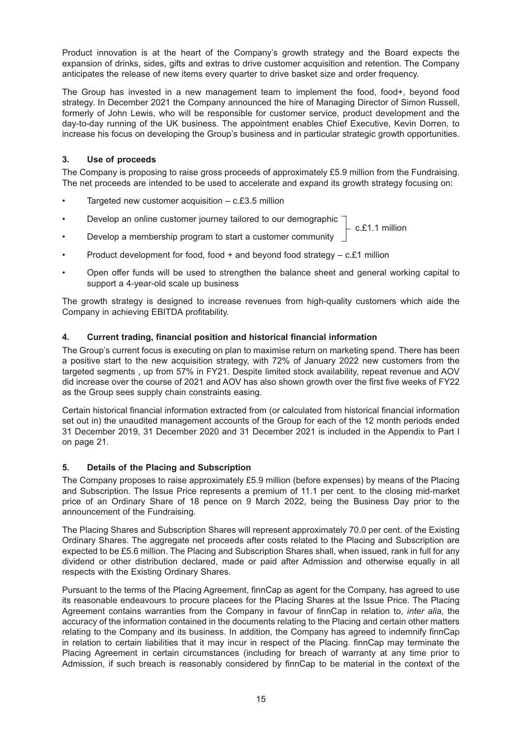Product innovation is at the heart of the Company's growth strategy and the Board expects the expansion of drinks, sides, gifts and extras to drive customer acquisition and retention. The Company anticipates the release of new items every quarter to drive basket size and order frequency.

The Group has invested in a new management team to implement the food, food+, beyond food strategy. In December 2021 the Company announced the hire of Managing Director of Simon Russell, formerly of John Lewis, who will be responsible for customer service, product development and the day-to-day running of the UK business. The appointment enables Chief Executive, Kevin Dorren, to increase his focus on developing the Group's business and in particular strategic growth opportunities.

### 3. Use of proceeds

The Company is proposing to raise gross proceeds of approximately £5.9 million from the Fundraising. The net proceeds are intended to be used to accelerate and expand its growth strategy focusing on:

- Targeted new customer acquisition – c.£3.5 million
- Develop an online customer journey tailored to our demographic ⎤ c.£1.1 million
- Develop a membership program to start a customer community ⎦
- Product development for food, food + and beyond food strategy – c.£1 million
- Open offer funds will be used to strengthen the balance sheet and general working capital to support a 4-year-old scale up business

The growth strategy is designed to increase revenues from high-quality customers which aide the Company in achieving EBITDA profitability.

### 4. Current trading, financial position and historical financial information

The Group's current focus is executing on plan to maximise return on marketing spend. There has been a positive start to the new acquisition strategy, with 72% of January 2022 new customers from the targeted segments , up from 57% in FY21. Despite limited stock availability, repeat revenue and AOV did increase over the course of 2021 and AOV has also shown growth over the first five weeks of FY22 as the Group sees supply chain constraints easing.

Certain historical financial information extracted from (or calculated from historical financial information set out in) the unaudited management accounts of the Group for each of the 12 month periods ended 31 December 2019, 31 December 2020 and 31 December 2021 is included in the Appendix to Part I on page 21.

### 5. Details of the Placing and Subscription

The Company proposes to raise approximately £5.9 million (before expenses) by means of the Placing and Subscription. The Issue Price represents a premium of 11.1 per cent. to the closing mid-market price of an Ordinary Share of 18 pence on 9 March 2022, being the Business Day prior to the announcement of the Fundraising.

The Placing Shares and Subscription Shares will represent approximately 70.0 per cent. of the Existing Ordinary Shares. The aggregate net proceeds after costs related to the Placing and Subscription are expected to be £5.6 million. The Placing and Subscription Shares shall, when issued, rank in full for any dividend or other distribution declared, made or paid after Admission and otherwise equally in all respects with the Existing Ordinary Shares.

Pursuant to the terms of the Placing Agreement, finnCap as agent for the Company, has agreed to use its reasonable endeavours to procure placees for the Placing Shares at the Issue Price. The Placing Agreement contains warranties from the Company in favour of finnCap in relation to, *inter alia*, the accuracy of the information contained in the documents relating to the Placing and certain other matters relating to the Company and its business. In addition, the Company has agreed to indemnify finnCap in relation to certain liabilities that it may incur in respect of the Placing. finnCap may terminate the Placing Agreement in certain circumstances (including for breach of warranty at any time prior to Admission, if such breach is reasonably considered by finnCap to be material in the context of the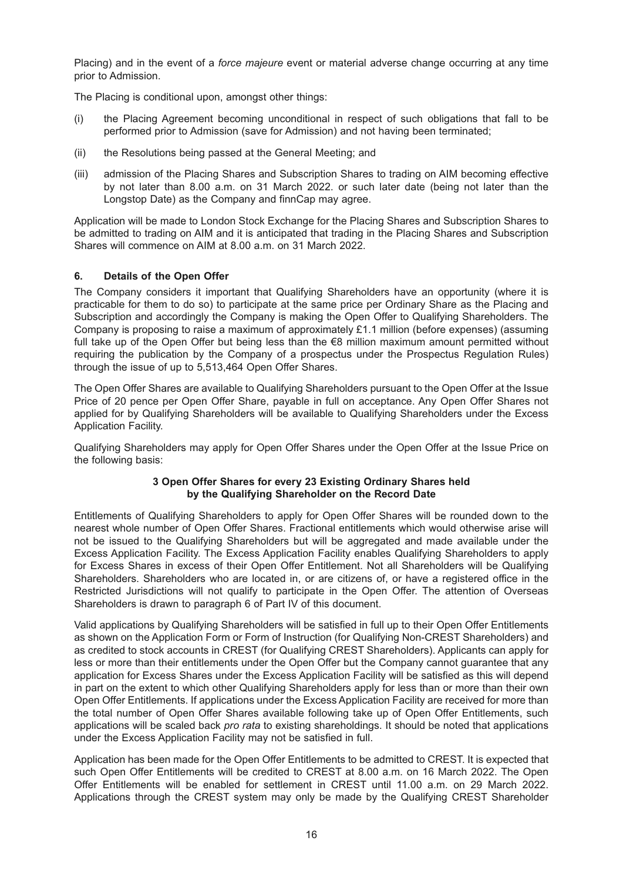Placing) and in the event of a *force majeure* event or material adverse change occurring at any time prior to Admission.

The Placing is conditional upon, amongst other things:

(i) the Placing Agreement becoming unconditional in respect of such obligations that fall to be performed prior to Admission (save for Admission) and not having been terminated;

(ii) the Resolutions being passed at the General Meeting; and

(iii) admission of the Placing Shares and Subscription Shares to trading on AIM becoming effective by not later than 8.00 a.m. on 31 March 2022. or such later date (being not later than the Longstop Date) as the Company and finnCap may agree.

Application will be made to London Stock Exchange for the Placing Shares and Subscription Shares to be admitted to trading on AIM and it is anticipated that trading in the Placing Shares and Subscription Shares will commence on AIM at 8.00 a.m. on 31 March 2022.

## 6. Details of the Open Offer

The Company considers it important that Qualifying Shareholders have an opportunity (where it is practicable for them to do so) to participate at the same price per Ordinary Share as the Placing and Subscription and accordingly the Company is making the Open Offer to Qualifying Shareholders. The Company is proposing to raise a maximum of approximately £1.1 million (before expenses) (assuming full take up of the Open Offer but being less than the €8 million maximum amount permitted without requiring the publication by the Company of a prospectus under the Prospectus Regulation Rules) through the issue of up to 5,513,464 Open Offer Shares.

The Open Offer Shares are available to Qualifying Shareholders pursuant to the Open Offer at the Issue Price of 20 pence per Open Offer Share, payable in full on acceptance. Any Open Offer Shares not applied for by Qualifying Shareholders will be available to Qualifying Shareholders under the Excess Application Facility.

Qualifying Shareholders may apply for Open Offer Shares under the Open Offer at the Issue Price on the following basis:

**3 Open Offer Shares for every 23 Existing Ordinary Shares held by the Qualifying Shareholder on the Record Date**

Entitlements of Qualifying Shareholders to apply for Open Offer Shares will be rounded down to the nearest whole number of Open Offer Shares. Fractional entitlements which would otherwise arise will not be issued to the Qualifying Shareholders but will be aggregated and made available under the Excess Application Facility. The Excess Application Facility enables Qualifying Shareholders to apply for Excess Shares in excess of their Open Offer Entitlement. Not all Shareholders will be Qualifying Shareholders. Shareholders who are located in, or are citizens of, or have a registered office in the Restricted Jurisdictions will not qualify to participate in the Open Offer. The attention of Overseas Shareholders is drawn to paragraph 6 of Part IV of this document.

Valid applications by Qualifying Shareholders will be satisfied in full up to their Open Offer Entitlements as shown on the Application Form or Form of Instruction (for Qualifying Non-CREST Shareholders) and as credited to stock accounts in CREST (for Qualifying CREST Shareholders). Applicants can apply for less or more than their entitlements under the Open Offer but the Company cannot guarantee that any application for Excess Shares under the Excess Application Facility will be satisfied as this will depend in part on the extent to which other Qualifying Shareholders apply for less than or more than their own Open Offer Entitlements. If applications under the Excess Application Facility are received for more than the total number of Open Offer Shares available following take up of Open Offer Entitlements, such applications will be scaled back *pro rata* to existing shareholdings. It should be noted that applications under the Excess Application Facility may not be satisfied in full.

Application has been made for the Open Offer Entitlements to be admitted to CREST. It is expected that such Open Offer Entitlements will be credited to CREST at 8.00 a.m. on 16 March 2022. The Open Offer Entitlements will be enabled for settlement in CREST until 11.00 a.m. on 29 March 2022. Applications through the CREST system may only be made by the Qualifying CREST Shareholder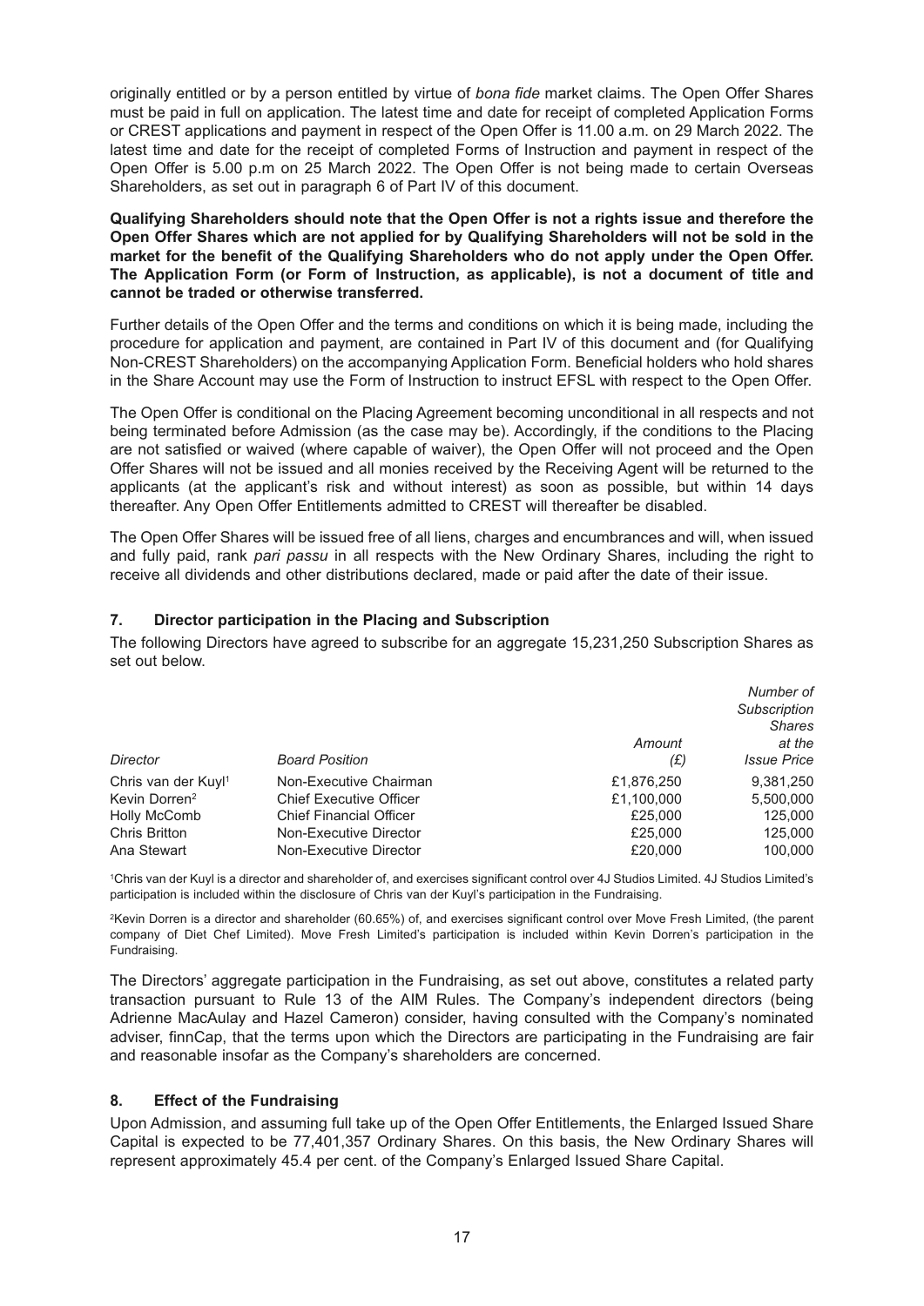originally entitled or by a person entitled by virtue of *bona fide* market claims. The Open Offer Shares must be paid in full on application. The latest time and date for receipt of completed Application Forms or CREST applications and payment in respect of the Open Offer is 11.00 a.m. on 29 March 2022. The latest time and date for the receipt of completed Forms of Instruction and payment in respect of the Open Offer is 5.00 p.m on 25 March 2022. The Open Offer is not being made to certain Overseas Shareholders, as set out in paragraph 6 of Part IV of this document.

**Qualifying Shareholders should note that the Open Offer is not a rights issue and therefore the Open Offer Shares which are not applied for by Qualifying Shareholders will not be sold in the market for the benefit of the Qualifying Shareholders who do not apply under the Open Offer. The Application Form (or Form of Instruction, as applicable), is not a document of title and cannot be traded or otherwise transferred.**

Further details of the Open Offer and the terms and conditions on which it is being made, including the procedure for application and payment, are contained in Part IV of this document and (for Qualifying Non-CREST Shareholders) on the accompanying Application Form. Beneficial holders who hold shares in the Share Account may use the Form of Instruction to instruct EFSL with respect to the Open Offer.

The Open Offer is conditional on the Placing Agreement becoming unconditional in all respects and not being terminated before Admission (as the case may be). Accordingly, if the conditions to the Placing are not satisfied or waived (where capable of waiver), the Open Offer will not proceed and the Open Offer Shares will not be issued and all monies received by the Receiving Agent will be returned to the applicants (at the applicant's risk and without interest) as soon as possible, but within 14 days thereafter. Any Open Offer Entitlements admitted to CREST will thereafter be disabled.

The Open Offer Shares will be issued free of all liens, charges and encumbrances and will, when issued and fully paid, rank *pari passu* in all respects with the New Ordinary Shares, including the right to receive all dividends and other distributions declared, made or paid after the date of their issue.

## 7. Director participation in the Placing and Subscription

The following Directors have agreed to subscribe for an aggregate 15,231,250 Subscription Shares as set out below.

| *Director* | *Board Position* | *Amount (£)* | *Number of Subscription Shares at the Issue Price* |
|---|---|---|---|
| Chris van der Kuyl[1] | Non-Executive Chairman | £1,876,250 | 9,381,250 |
| Kevin Dorren[2] | Chief Executive Officer | £1,100,000 | 5,500,000 |
| Holly McComb | Chief Financial Officer | £25,000 | 125,000 |
| Chris Britton | Non-Executive Director | £25,000 | 125,000 |
| Ana Stewart | Non-Executive Director | £20,000 | 100,000 |

[1]Chris van der Kuyl is a director and shareholder of, and exercises significant control over 4J Studios Limited. 4J Studios Limited's participation is included within the disclosure of Chris van der Kuyl's participation in the Fundraising.

[2]Kevin Dorren is a director and shareholder (60.65%) of, and exercises significant control over Move Fresh Limited, (the parent company of Diet Chef Limited). Move Fresh Limited's participation is included within Kevin Dorren's participation in the Fundraising.

The Directors' aggregate participation in the Fundraising, as set out above, constitutes a related party transaction pursuant to Rule 13 of the AIM Rules. The Company's independent directors (being Adrienne MacAulay and Hazel Cameron) consider, having consulted with the Company's nominated adviser, finnCap, that the terms upon which the Directors are participating in the Fundraising are fair and reasonable insofar as the Company's shareholders are concerned.

## 8. Effect of the Fundraising

Upon Admission, and assuming full take up of the Open Offer Entitlements, the Enlarged Issued Share Capital is expected to be 77,401,357 Ordinary Shares. On this basis, the New Ordinary Shares will represent approximately 45.4 per cent. of the Company's Enlarged Issued Share Capital.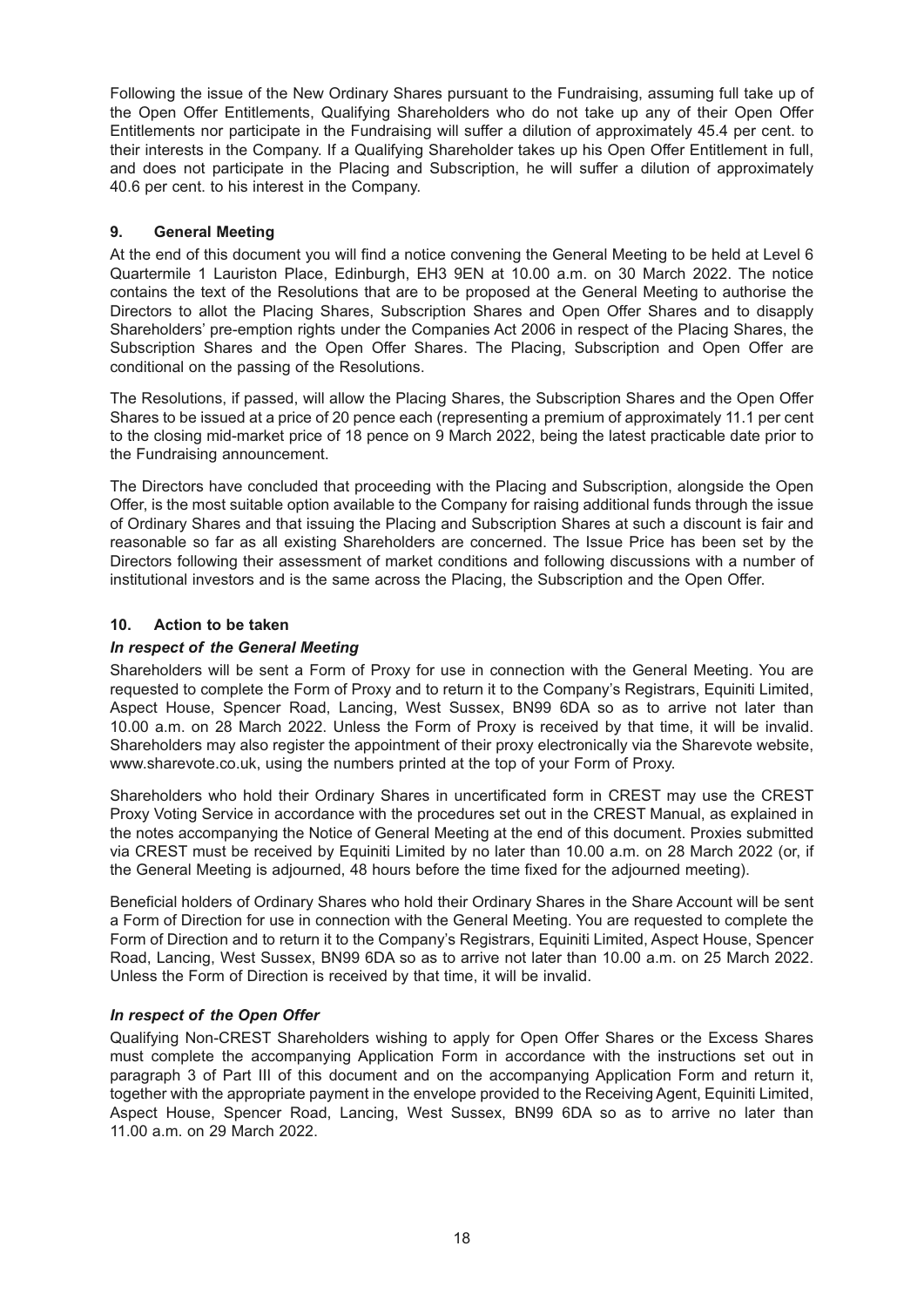Following the issue of the New Ordinary Shares pursuant to the Fundraising, assuming full take up of the Open Offer Entitlements, Qualifying Shareholders who do not take up any of their Open Offer Entitlements nor participate in the Fundraising will suffer a dilution of approximately 45.4 per cent. to their interests in the Company. If a Qualifying Shareholder takes up his Open Offer Entitlement in full, and does not participate in the Placing and Subscription, he will suffer a dilution of approximately 40.6 per cent. to his interest in the Company.

## 9. General Meeting

At the end of this document you will find a notice convening the General Meeting to be held at Level 6 Quartermile 1 Lauriston Place, Edinburgh, EH3 9EN at 10.00 a.m. on 30 March 2022. The notice contains the text of the Resolutions that are to be proposed at the General Meeting to authorise the Directors to allot the Placing Shares, Subscription Shares and Open Offer Shares and to disapply Shareholders' pre-emption rights under the Companies Act 2006 in respect of the Placing Shares, the Subscription Shares and the Open Offer Shares. The Placing, Subscription and Open Offer are conditional on the passing of the Resolutions.

The Resolutions, if passed, will allow the Placing Shares, the Subscription Shares and the Open Offer Shares to be issued at a price of 20 pence each (representing a premium of approximately 11.1 per cent to the closing mid-market price of 18 pence on 9 March 2022, being the latest practicable date prior to the Fundraising announcement.

The Directors have concluded that proceeding with the Placing and Subscription, alongside the Open Offer, is the most suitable option available to the Company for raising additional funds through the issue of Ordinary Shares and that issuing the Placing and Subscription Shares at such a discount is fair and reasonable so far as all existing Shareholders are concerned. The Issue Price has been set by the Directors following their assessment of market conditions and following discussions with a number of institutional investors and is the same across the Placing, the Subscription and the Open Offer.

## 10. Action to be taken

### *In respect of the General Meeting*

Shareholders will be sent a Form of Proxy for use in connection with the General Meeting. You are requested to complete the Form of Proxy and to return it to the Company's Registrars, Equiniti Limited, Aspect House, Spencer Road, Lancing, West Sussex, BN99 6DA so as to arrive not later than 10.00 a.m. on 28 March 2022. Unless the Form of Proxy is received by that time, it will be invalid. Shareholders may also register the appointment of their proxy electronically via the Sharevote website, www.sharevote.co.uk, using the numbers printed at the top of your Form of Proxy.

Shareholders who hold their Ordinary Shares in uncertificated form in CREST may use the CREST Proxy Voting Service in accordance with the procedures set out in the CREST Manual, as explained in the notes accompanying the Notice of General Meeting at the end of this document. Proxies submitted via CREST must be received by Equiniti Limited by no later than 10.00 a.m. on 28 March 2022 (or, if the General Meeting is adjourned, 48 hours before the time fixed for the adjourned meeting).

Beneficial holders of Ordinary Shares who hold their Ordinary Shares in the Share Account will be sent a Form of Direction for use in connection with the General Meeting. You are requested to complete the Form of Direction and to return it to the Company's Registrars, Equiniti Limited, Aspect House, Spencer Road, Lancing, West Sussex, BN99 6DA so as to arrive not later than 10.00 a.m. on 25 March 2022. Unless the Form of Direction is received by that time, it will be invalid.

### *In respect of the Open Offer*

Qualifying Non-CREST Shareholders wishing to apply for Open Offer Shares or the Excess Shares must complete the accompanying Application Form in accordance with the instructions set out in paragraph 3 of Part III of this document and on the accompanying Application Form and return it, together with the appropriate payment in the envelope provided to the Receiving Agent, Equiniti Limited, Aspect House, Spencer Road, Lancing, West Sussex, BN99 6DA so as to arrive no later than 11.00 a.m. on 29 March 2022.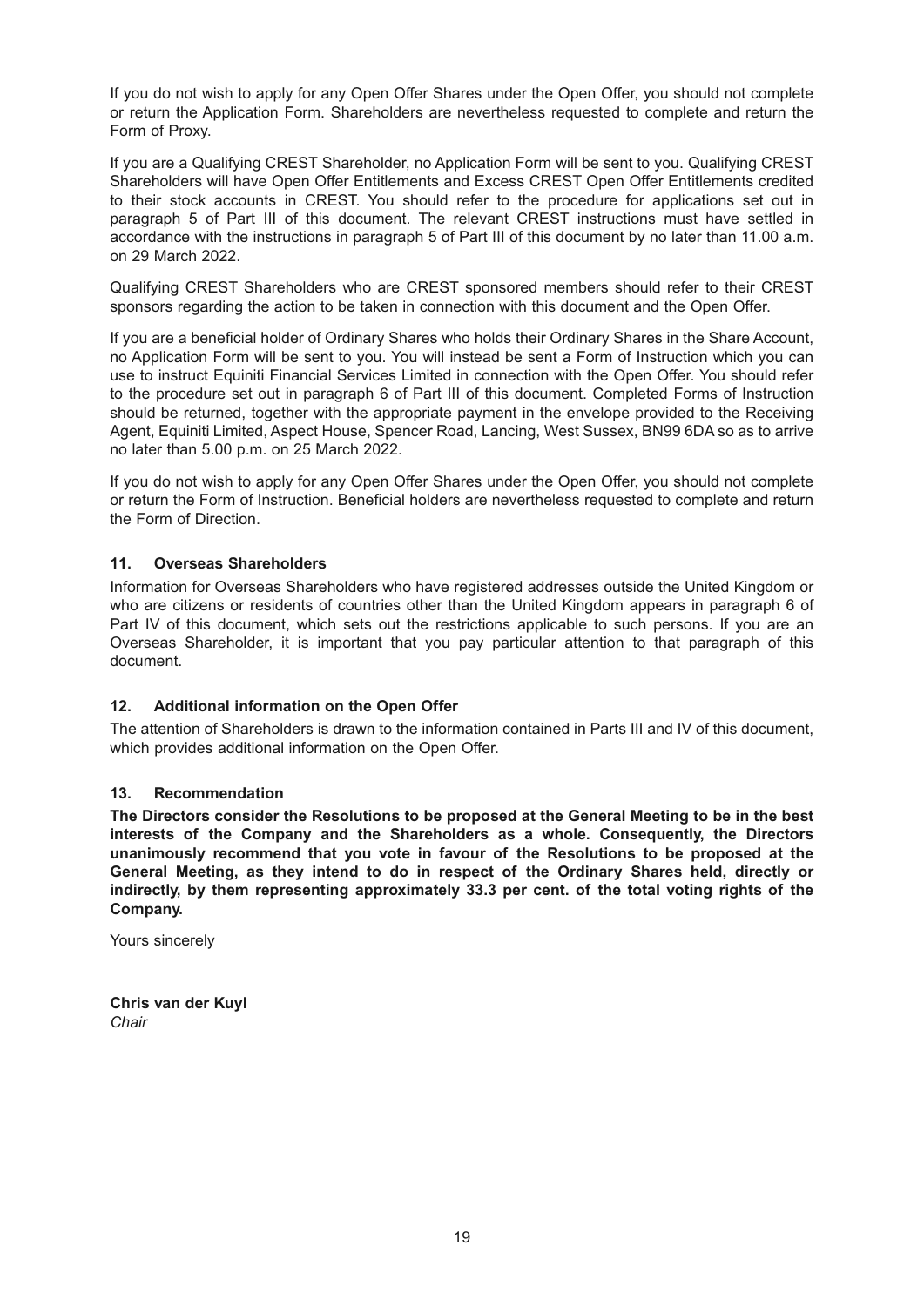If you do not wish to apply for any Open Offer Shares under the Open Offer, you should not complete or return the Application Form. Shareholders are nevertheless requested to complete and return the Form of Proxy.

If you are a Qualifying CREST Shareholder, no Application Form will be sent to you. Qualifying CREST Shareholders will have Open Offer Entitlements and Excess CREST Open Offer Entitlements credited to their stock accounts in CREST. You should refer to the procedure for applications set out in paragraph 5 of Part III of this document. The relevant CREST instructions must have settled in accordance with the instructions in paragraph 5 of Part III of this document by no later than 11.00 a.m. on 29 March 2022.

Qualifying CREST Shareholders who are CREST sponsored members should refer to their CREST sponsors regarding the action to be taken in connection with this document and the Open Offer.

If you are a beneficial holder of Ordinary Shares who holds their Ordinary Shares in the Share Account, no Application Form will be sent to you. You will instead be sent a Form of Instruction which you can use to instruct Equiniti Financial Services Limited in connection with the Open Offer. You should refer to the procedure set out in paragraph 6 of Part III of this document. Completed Forms of Instruction should be returned, together with the appropriate payment in the envelope provided to the Receiving Agent, Equiniti Limited, Aspect House, Spencer Road, Lancing, West Sussex, BN99 6DA so as to arrive no later than 5.00 p.m. on 25 March 2022.

If you do not wish to apply for any Open Offer Shares under the Open Offer, you should not complete or return the Form of Instruction. Beneficial holders are nevertheless requested to complete and return the Form of Direction.

## 11. Overseas Shareholders

Information for Overseas Shareholders who have registered addresses outside the United Kingdom or who are citizens or residents of countries other than the United Kingdom appears in paragraph 6 of Part IV of this document, which sets out the restrictions applicable to such persons. If you are an Overseas Shareholder, it is important that you pay particular attention to that paragraph of this document.

## 12. Additional information on the Open Offer

The attention of Shareholders is drawn to the information contained in Parts III and IV of this document, which provides additional information on the Open Offer.

## 13. Recommendation

**The Directors consider the Resolutions to be proposed at the General Meeting to be in the best interests of the Company and the Shareholders as a whole. Consequently, the Directors unanimously recommend that you vote in favour of the Resolutions to be proposed at the General Meeting, as they intend to do in respect of the Ordinary Shares held, directly or indirectly, by them representing approximately 33.3 per cent. of the total voting rights of the Company.**

Yours sincerely

**Chris van der Kuyl**
*Chair*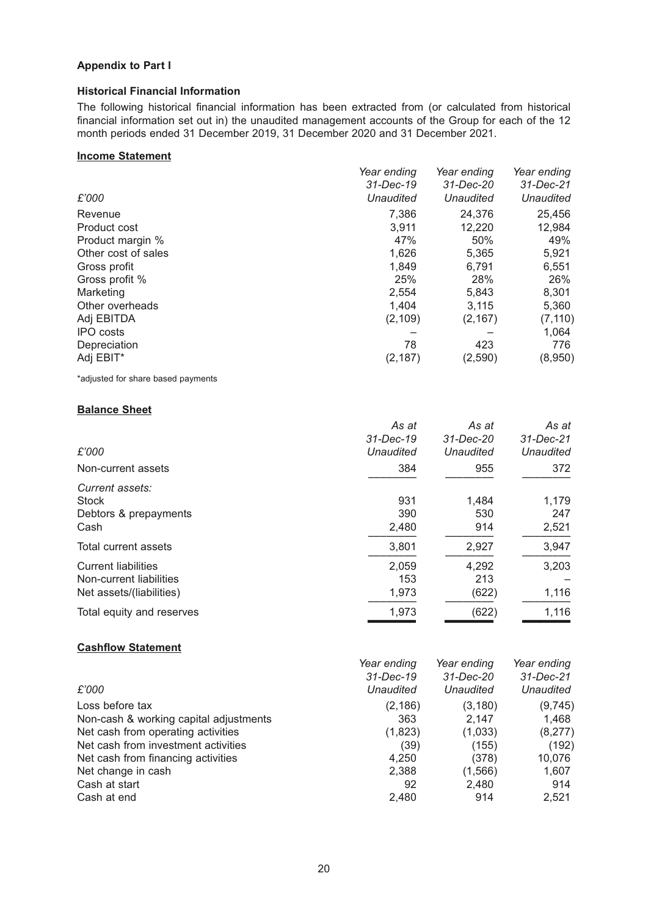**Appendix to Part I**

**Historical Financial Information**

The following historical financial information has been extracted from (or calculated from historical financial information set out in) the unaudited management accounts of the Group for each of the 12 month periods ended 31 December 2019, 31 December 2020 and 31 December 2021.

**Income Statement**

| *£'000* | *Year ending 31-Dec-19 Unaudited* | *Year ending 31-Dec-20 Unaudited* | *Year ending 31-Dec-21 Unaudited* |
|---|---|---|---|
| Revenue | 7,386 | 24,376 | 25,456 |
| Product cost | 3,911 | 12,220 | 12,984 |
| Product margin % | 47% | 50% | 49% |
| Other cost of sales | 1,626 | 5,365 | 5,921 |
| Gross profit | 1,849 | 6,791 | 6,551 |
| Gross profit % | 25% | 28% | 26% |
| Marketing | 2,554 | 5,843 | 8,301 |
| Other overheads | 1,404 | 3,115 | 5,360 |
| Adj EBITDA | (2,109) | (2,167) | (7,110) |
| IPO costs | – | – | 1,064 |
| Depreciation | 78 | 423 | 776 |
| Adj EBIT* | (2,187) | (2,590) | (8,950) |

*adjusted for share based payments

**Balance Sheet**

| *£'000* | *As at 31-Dec-19 Unaudited* | *As at 31-Dec-20 Unaudited* | *As at 31-Dec-21 Unaudited* |
|---|---|---|---|
| Non-current assets | 384 | 955 | 372 |
| *Current assets:* | | | |
| Stock | 931 | 1,484 | 1,179 |
| Debtors & prepayments | 390 | 530 | 247 |
| Cash | 2,480 | 914 | 2,521 |
| Total current assets | 3,801 | 2,927 | 3,947 |
| Current liabilities | 2,059 | 4,292 | 3,203 |
| Non-current liabilities | 153 | 213 | – |
| Net assets/(liabilities) | 1,973 | (622) | 1,116 |
| Total equity and reserves | 1,973 | (622) | 1,116 |

**Cashflow Statement**

| *£'000* | *Year ending 31-Dec-19 Unaudited* | *Year ending 31-Dec-20 Unaudited* | *Year ending 31-Dec-21 Unaudited* |
|---|---|---|---|
| Loss before tax | (2,186) | (3,180) | (9,745) |
| Non-cash & working capital adjustments | 363 | 2,147 | 1,468 |
| Net cash from operating activities | (1,823) | (1,033) | (8,277) |
| Net cash from investment activities | (39) | (155) | (192) |
| Net cash from financing activities | 4,250 | (378) | 10,076 |
| Net change in cash | 2,388 | (1,566) | 1,607 |
| Cash at start | 92 | 2,480 | 914 |
| Cash at end | 2,480 | 914 | 2,521 |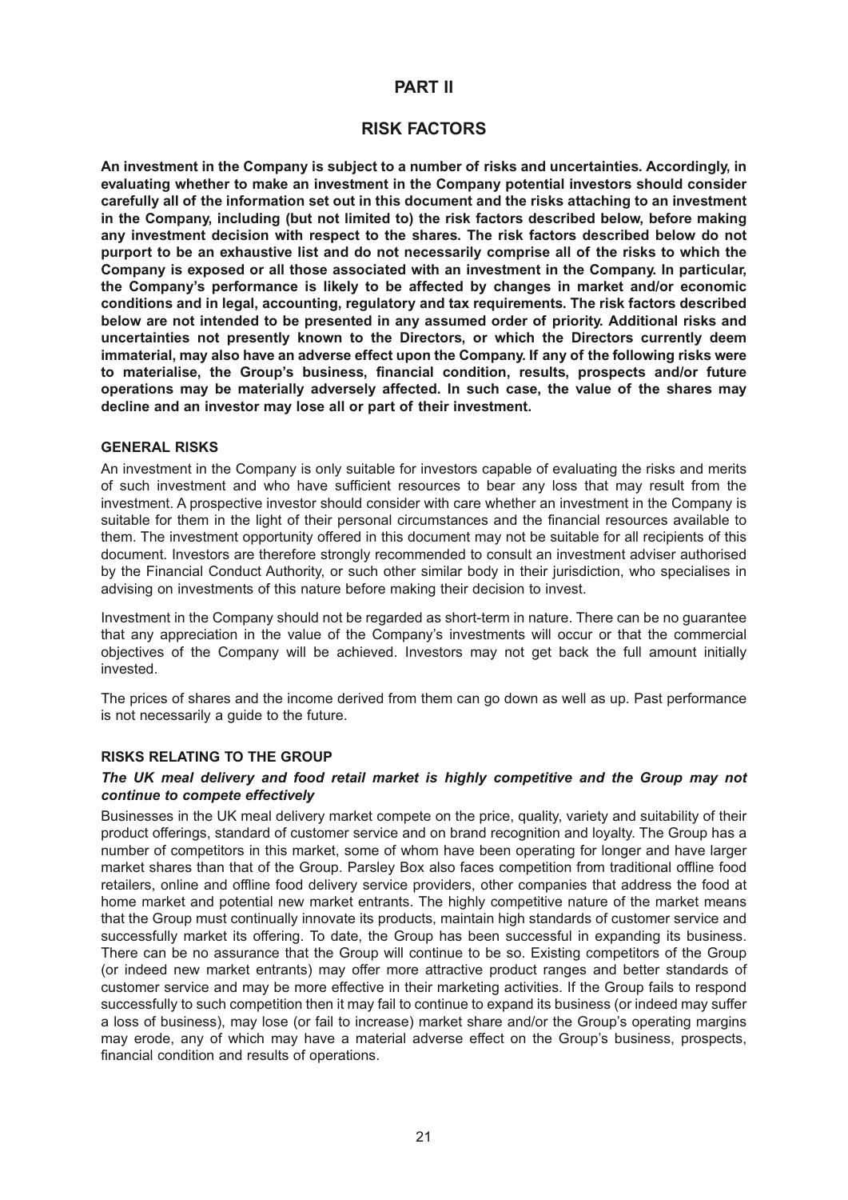# PART II

## RISK FACTORS

**An investment in the Company is subject to a number of risks and uncertainties. Accordingly, in evaluating whether to make an investment in the Company potential investors should consider carefully all of the information set out in this document and the risks attaching to an investment in the Company, including (but not limited to) the risk factors described below, before making any investment decision with respect to the shares. The risk factors described below do not purport to be an exhaustive list and do not necessarily comprise all of the risks to which the Company is exposed or all those associated with an investment in the Company. In particular, the Company's performance is likely to be affected by changes in market and/or economic conditions and in legal, accounting, regulatory and tax requirements. The risk factors described below are not intended to be presented in any assumed order of priority. Additional risks and uncertainties not presently known to the Directors, or which the Directors currently deem immaterial, may also have an adverse effect upon the Company. If any of the following risks were to materialise, the Group's business, financial condition, results, prospects and/or future operations may be materially adversely affected. In such case, the value of the shares may decline and an investor may lose all or part of their investment.**

### GENERAL RISKS

An investment in the Company is only suitable for investors capable of evaluating the risks and merits of such investment and who have sufficient resources to bear any loss that may result from the investment. A prospective investor should consider with care whether an investment in the Company is suitable for them in the light of their personal circumstances and the financial resources available to them. The investment opportunity offered in this document may not be suitable for all recipients of this document. Investors are therefore strongly recommended to consult an investment adviser authorised by the Financial Conduct Authority, or such other similar body in their jurisdiction, who specialises in advising on investments of this nature before making their decision to invest.

Investment in the Company should not be regarded as short-term in nature. There can be no guarantee that any appreciation in the value of the Company's investments will occur or that the commercial objectives of the Company will be achieved. Investors may not get back the full amount initially invested.

The prices of shares and the income derived from them can go down as well as up. Past performance is not necessarily a guide to the future.

### RISKS RELATING TO THE GROUP

***The UK meal delivery and food retail market is highly competitive and the Group may not continue to compete effectively***

Businesses in the UK meal delivery market compete on the price, quality, variety and suitability of their product offerings, standard of customer service and on brand recognition and loyalty. The Group has a number of competitors in this market, some of whom have been operating for longer and have larger market shares than that of the Group. Parsley Box also faces competition from traditional offline food retailers, online and offline food delivery service providers, other companies that address the food at home market and potential new market entrants. The highly competitive nature of the market means that the Group must continually innovate its products, maintain high standards of customer service and successfully market its offering. To date, the Group has been successful in expanding its business. There can be no assurance that the Group will continue to be so. Existing competitors of the Group (or indeed new market entrants) may offer more attractive product ranges and better standards of customer service and may be more effective in their marketing activities. If the Group fails to respond successfully to such competition then it may fail to continue to expand its business (or indeed may suffer a loss of business), may lose (or fail to increase) market share and/or the Group's operating margins may erode, any of which may have a material adverse effect on the Group's business, prospects, financial condition and results of operations.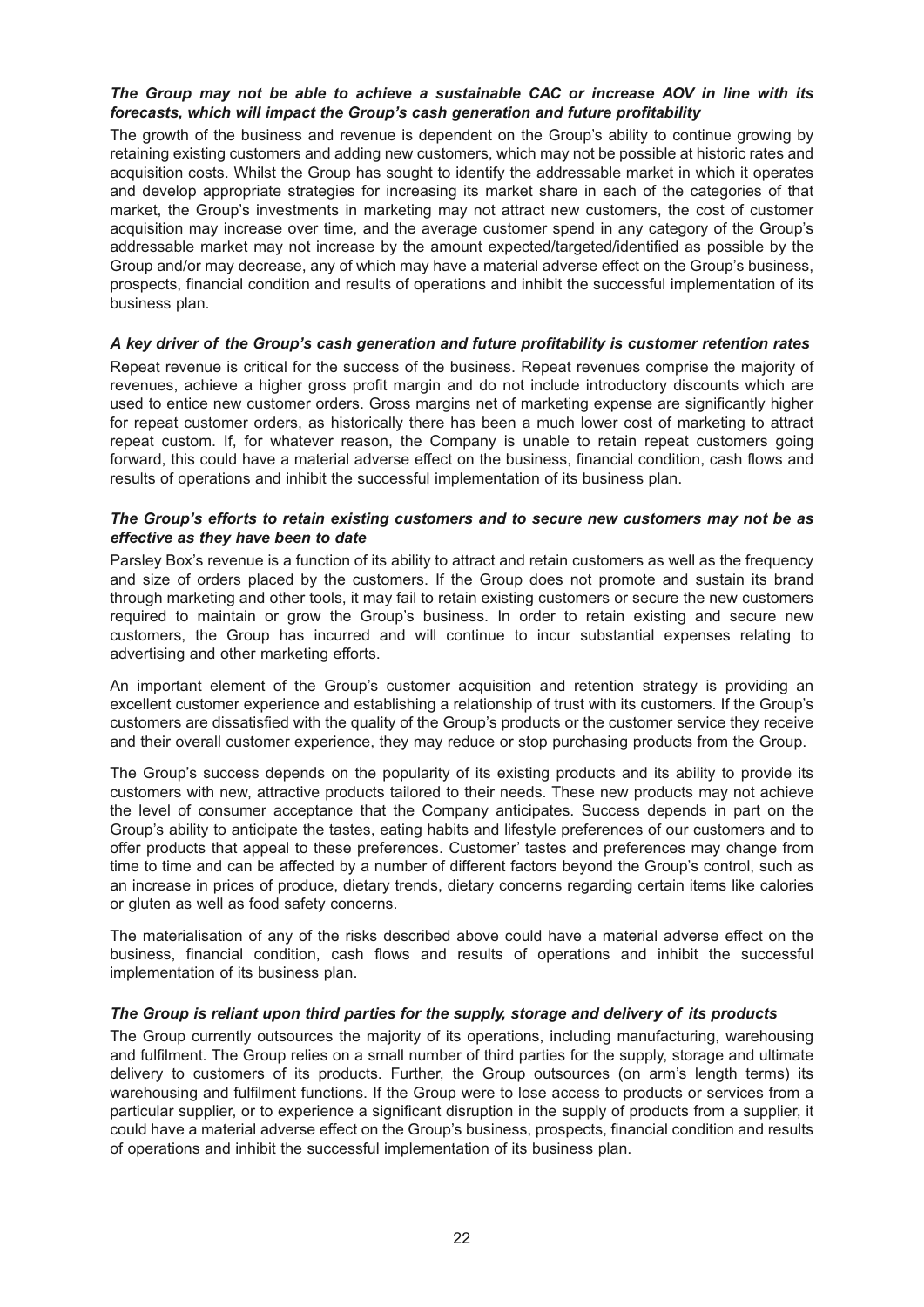***The Group may not be able to achieve a sustainable CAC or increase AOV in line with its forecasts, which will impact the Group's cash generation and future profitability***

The growth of the business and revenue is dependent on the Group's ability to continue growing by retaining existing customers and adding new customers, which may not be possible at historic rates and acquisition costs. Whilst the Group has sought to identify the addressable market in which it operates and develop appropriate strategies for increasing its market share in each of the categories of that market, the Group's investments in marketing may not attract new customers, the cost of customer acquisition may increase over time, and the average customer spend in any category of the Group's addressable market may not increase by the amount expected/targeted/identified as possible by the Group and/or may decrease, any of which may have a material adverse effect on the Group's business, prospects, financial condition and results of operations and inhibit the successful implementation of its business plan.

***A key driver of the Group's cash generation and future profitability is customer retention rates***

Repeat revenue is critical for the success of the business. Repeat revenues comprise the majority of revenues, achieve a higher gross profit margin and do not include introductory discounts which are used to entice new customer orders. Gross margins net of marketing expense are significantly higher for repeat customer orders, as historically there has been a much lower cost of marketing to attract repeat custom. If, for whatever reason, the Company is unable to retain repeat customers going forward, this could have a material adverse effect on the business, financial condition, cash flows and results of operations and inhibit the successful implementation of its business plan.

***The Group's efforts to retain existing customers and to secure new customers may not be as effective as they have been to date***

Parsley Box's revenue is a function of its ability to attract and retain customers as well as the frequency and size of orders placed by the customers. If the Group does not promote and sustain its brand through marketing and other tools, it may fail to retain existing customers or secure the new customers required to maintain or grow the Group's business. In order to retain existing and secure new customers, the Group has incurred and will continue to incur substantial expenses relating to advertising and other marketing efforts.

An important element of the Group's customer acquisition and retention strategy is providing an excellent customer experience and establishing a relationship of trust with its customers. If the Group's customers are dissatisfied with the quality of the Group's products or the customer service they receive and their overall customer experience, they may reduce or stop purchasing products from the Group.

The Group's success depends on the popularity of its existing products and its ability to provide its customers with new, attractive products tailored to their needs. These new products may not achieve the level of consumer acceptance that the Company anticipates. Success depends in part on the Group's ability to anticipate the tastes, eating habits and lifestyle preferences of our customers and to offer products that appeal to these preferences. Customer' tastes and preferences may change from time to time and can be affected by a number of different factors beyond the Group's control, such as an increase in prices of produce, dietary trends, dietary concerns regarding certain items like calories or gluten as well as food safety concerns.

The materialisation of any of the risks described above could have a material adverse effect on the business, financial condition, cash flows and results of operations and inhibit the successful implementation of its business plan.

***The Group is reliant upon third parties for the supply, storage and delivery of its products***

The Group currently outsources the majority of its operations, including manufacturing, warehousing and fulfilment. The Group relies on a small number of third parties for the supply, storage and ultimate delivery to customers of its products. Further, the Group outsources (on arm's length terms) its warehousing and fulfilment functions. If the Group were to lose access to products or services from a particular supplier, or to experience a significant disruption in the supply of products from a supplier, it could have a material adverse effect on the Group's business, prospects, financial condition and results of operations and inhibit the successful implementation of its business plan.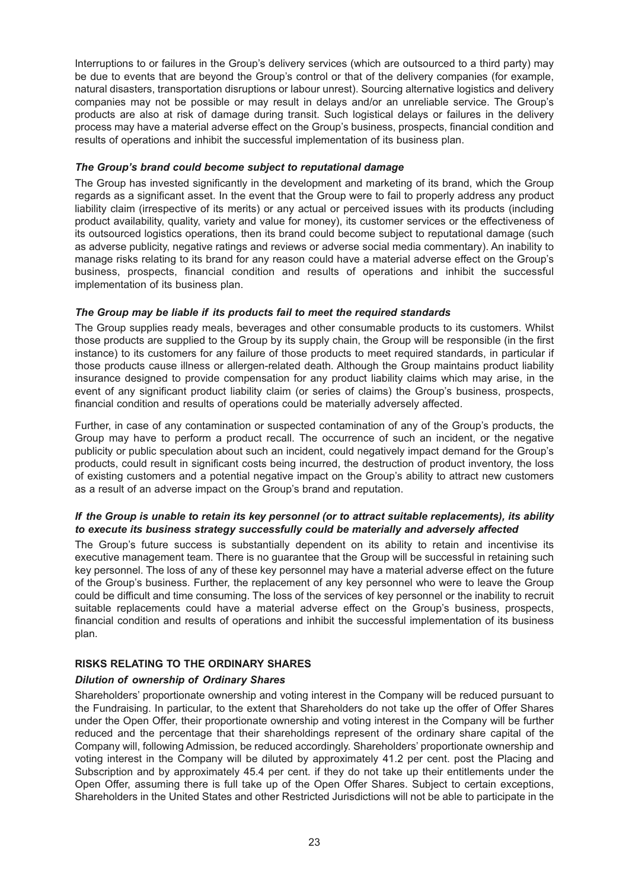Interruptions to or failures in the Group's delivery services (which are outsourced to a third party) may be due to events that are beyond the Group's control or that of the delivery companies (for example, natural disasters, transportation disruptions or labour unrest). Sourcing alternative logistics and delivery companies may not be possible or may result in delays and/or an unreliable service. The Group's products are also at risk of damage during transit. Such logistical delays or failures in the delivery process may have a material adverse effect on the Group's business, prospects, financial condition and results of operations and inhibit the successful implementation of its business plan.

***The Group's brand could become subject to reputational damage***

The Group has invested significantly in the development and marketing of its brand, which the Group regards as a significant asset. In the event that the Group were to fail to properly address any product liability claim (irrespective of its merits) or any actual or perceived issues with its products (including product availability, quality, variety and value for money), its customer services or the effectiveness of its outsourced logistics operations, then its brand could become subject to reputational damage (such as adverse publicity, negative ratings and reviews or adverse social media commentary). An inability to manage risks relating to its brand for any reason could have a material adverse effect on the Group's business, prospects, financial condition and results of operations and inhibit the successful implementation of its business plan.

***The Group may be liable if its products fail to meet the required standards***

The Group supplies ready meals, beverages and other consumable products to its customers. Whilst those products are supplied to the Group by its supply chain, the Group will be responsible (in the first instance) to its customers for any failure of those products to meet required standards, in particular if those products cause illness or allergen-related death. Although the Group maintains product liability insurance designed to provide compensation for any product liability claims which may arise, in the event of any significant product liability claim (or series of claims) the Group's business, prospects, financial condition and results of operations could be materially adversely affected.

Further, in case of any contamination or suspected contamination of any of the Group's products, the Group may have to perform a product recall. The occurrence of such an incident, or the negative publicity or public speculation about such an incident, could negatively impact demand for the Group's products, could result in significant costs being incurred, the destruction of product inventory, the loss of existing customers and a potential negative impact on the Group's ability to attract new customers as a result of an adverse impact on the Group's brand and reputation.

***If the Group is unable to retain its key personnel (or to attract suitable replacements), its ability to execute its business strategy successfully could be materially and adversely affected***

The Group's future success is substantially dependent on its ability to retain and incentivise its executive management team. There is no guarantee that the Group will be successful in retaining such key personnel. The loss of any of these key personnel may have a material adverse effect on the future of the Group's business. Further, the replacement of any key personnel who were to leave the Group could be difficult and time consuming. The loss of the services of key personnel or the inability to recruit suitable replacements could have a material adverse effect on the Group's business, prospects, financial condition and results of operations and inhibit the successful implementation of its business plan.

**RISKS RELATING TO THE ORDINARY SHARES**

***Dilution of ownership of Ordinary Shares***

Shareholders' proportionate ownership and voting interest in the Company will be reduced pursuant to the Fundraising. In particular, to the extent that Shareholders do not take up the offer of Offer Shares under the Open Offer, their proportionate ownership and voting interest in the Company will be further reduced and the percentage that their shareholdings represent of the ordinary share capital of the Company will, following Admission, be reduced accordingly. Shareholders' proportionate ownership and voting interest in the Company will be diluted by approximately 41.2 per cent. post the Placing and Subscription and by approximately 45.4 per cent. if they do not take up their entitlements under the Open Offer, assuming there is full take up of the Open Offer Shares. Subject to certain exceptions, Shareholders in the United States and other Restricted Jurisdictions will not be able to participate in the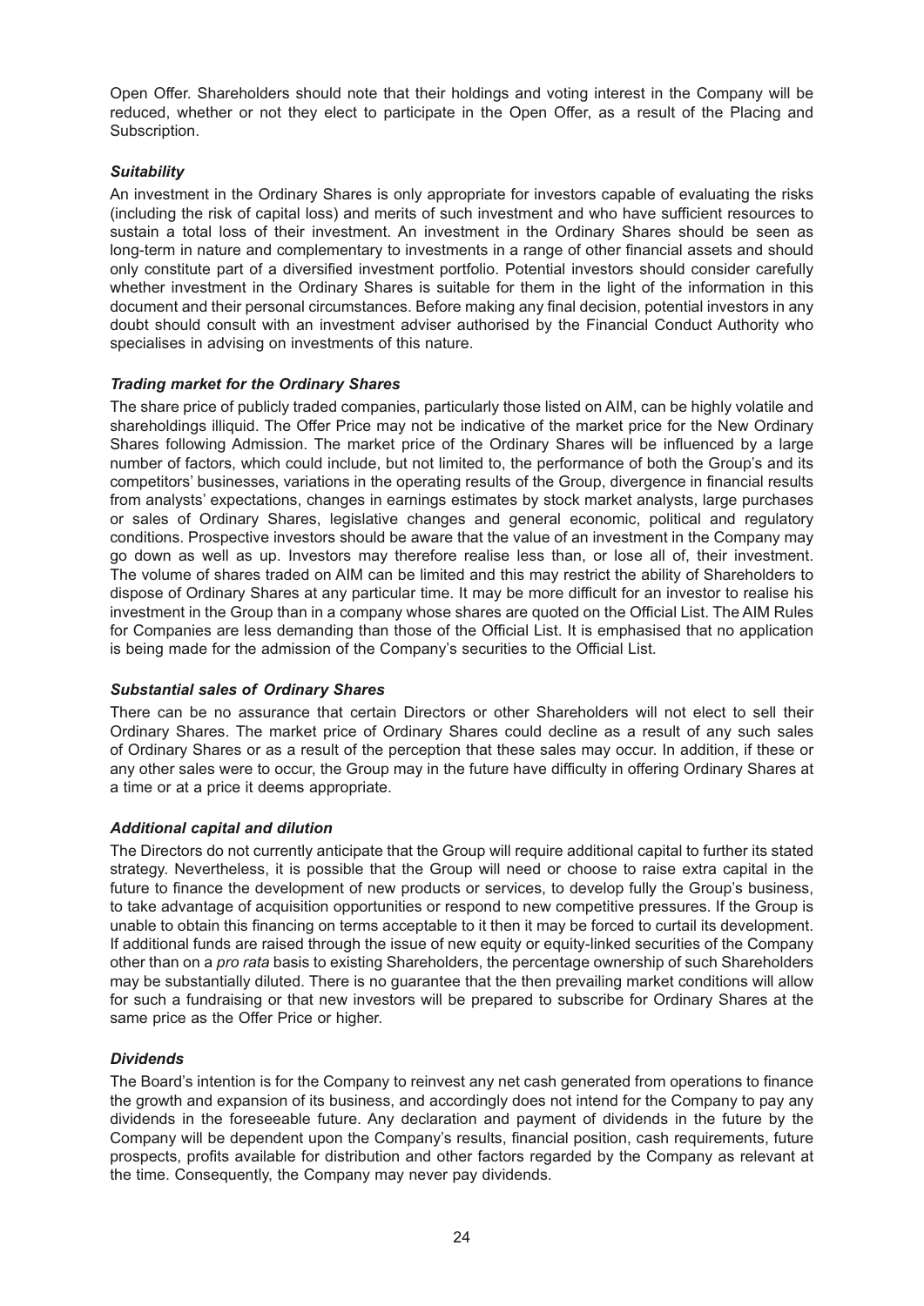Open Offer. Shareholders should note that their holdings and voting interest in the Company will be reduced, whether or not they elect to participate in the Open Offer, as a result of the Placing and Subscription.

***Suitability***

An investment in the Ordinary Shares is only appropriate for investors capable of evaluating the risks (including the risk of capital loss) and merits of such investment and who have sufficient resources to sustain a total loss of their investment. An investment in the Ordinary Shares should be seen as long-term in nature and complementary to investments in a range of other financial assets and should only constitute part of a diversified investment portfolio. Potential investors should consider carefully whether investment in the Ordinary Shares is suitable for them in the light of the information in this document and their personal circumstances. Before making any final decision, potential investors in any doubt should consult with an investment adviser authorised by the Financial Conduct Authority who specialises in advising on investments of this nature.

***Trading market for the Ordinary Shares***

The share price of publicly traded companies, particularly those listed on AIM, can be highly volatile and shareholdings illiquid. The Offer Price may not be indicative of the market price for the New Ordinary Shares following Admission. The market price of the Ordinary Shares will be influenced by a large number of factors, which could include, but not limited to, the performance of both the Group's and its competitors' businesses, variations in the operating results of the Group, divergence in financial results from analysts' expectations, changes in earnings estimates by stock market analysts, large purchases or sales of Ordinary Shares, legislative changes and general economic, political and regulatory conditions. Prospective investors should be aware that the value of an investment in the Company may go down as well as up. Investors may therefore realise less than, or lose all of, their investment. The volume of shares traded on AIM can be limited and this may restrict the ability of Shareholders to dispose of Ordinary Shares at any particular time. It may be more difficult for an investor to realise his investment in the Group than in a company whose shares are quoted on the Official List. The AIM Rules for Companies are less demanding than those of the Official List. It is emphasised that no application is being made for the admission of the Company's securities to the Official List.

***Substantial sales of Ordinary Shares***

There can be no assurance that certain Directors or other Shareholders will not elect to sell their Ordinary Shares. The market price of Ordinary Shares could decline as a result of any such sales of Ordinary Shares or as a result of the perception that these sales may occur. In addition, if these or any other sales were to occur, the Group may in the future have difficulty in offering Ordinary Shares at a time or at a price it deems appropriate.

***Additional capital and dilution***

The Directors do not currently anticipate that the Group will require additional capital to further its stated strategy. Nevertheless, it is possible that the Group will need or choose to raise extra capital in the future to finance the development of new products or services, to develop fully the Group's business, to take advantage of acquisition opportunities or respond to new competitive pressures. If the Group is unable to obtain this financing on terms acceptable to it then it may be forced to curtail its development. If additional funds are raised through the issue of new equity or equity-linked securities of the Company other than on a *pro rata* basis to existing Shareholders, the percentage ownership of such Shareholders may be substantially diluted. There is no guarantee that the then prevailing market conditions will allow for such a fundraising or that new investors will be prepared to subscribe for Ordinary Shares at the same price as the Offer Price or higher.

***Dividends***

The Board's intention is for the Company to reinvest any net cash generated from operations to finance the growth and expansion of its business, and accordingly does not intend for the Company to pay any dividends in the foreseeable future. Any declaration and payment of dividends in the future by the Company will be dependent upon the Company's results, financial position, cash requirements, future prospects, profits available for distribution and other factors regarded by the Company as relevant at the time. Consequently, the Company may never pay dividends.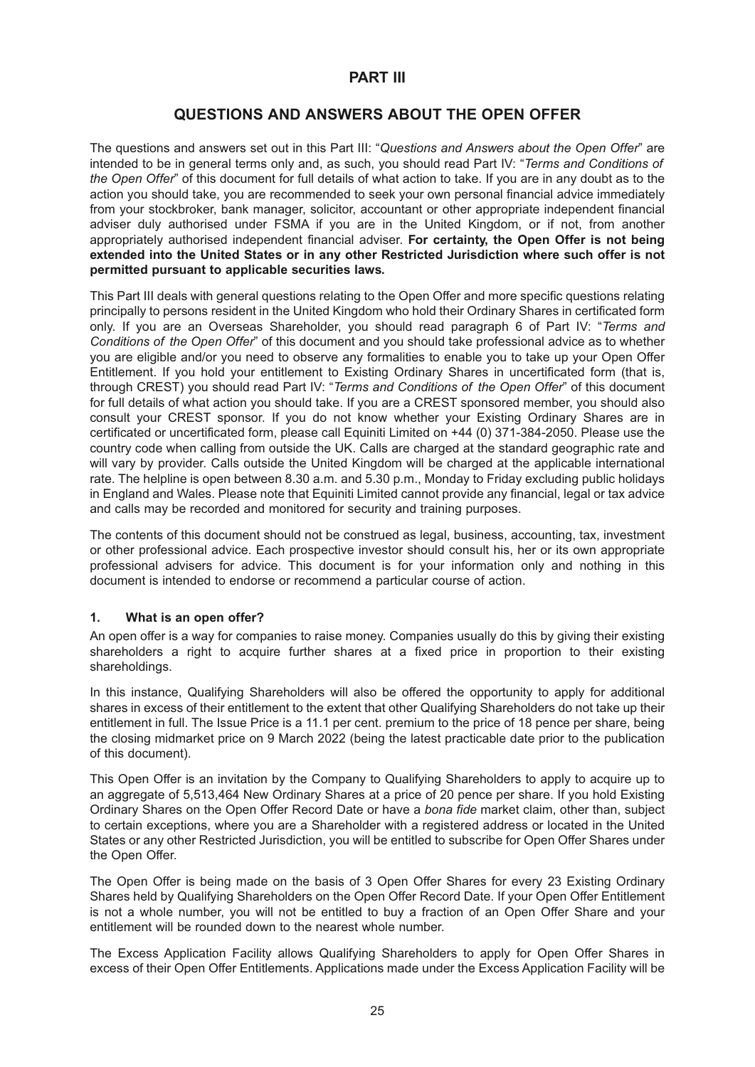# PART III

## QUESTIONS AND ANSWERS ABOUT THE OPEN OFFER

The questions and answers set out in this Part III: "*Questions and Answers about the Open Offer*" are intended to be in general terms only and, as such, you should read Part IV: "*Terms and Conditions of the Open Offer*" of this document for full details of what action to take. If you are in any doubt as to the action you should take, you are recommended to seek your own personal financial advice immediately from your stockbroker, bank manager, solicitor, accountant or other appropriate independent financial adviser duly authorised under FSMA if you are in the United Kingdom, or if not, from another appropriately authorised independent financial adviser. **For certainty, the Open Offer is not being extended into the United States or in any other Restricted Jurisdiction where such offer is not permitted pursuant to applicable securities laws.**

This Part III deals with general questions relating to the Open Offer and more specific questions relating principally to persons resident in the United Kingdom who hold their Ordinary Shares in certificated form only. If you are an Overseas Shareholder, you should read paragraph 6 of Part IV: "*Terms and Conditions of the Open Offer*" of this document and you should take professional advice as to whether you are eligible and/or you need to observe any formalities to enable you to take up your Open Offer Entitlement. If you hold your entitlement to Existing Ordinary Shares in uncertificated form (that is, through CREST) you should read Part IV: "*Terms and Conditions of the Open Offer*" of this document for full details of what action you should take. If you are a CREST sponsored member, you should also consult your CREST sponsor. If you do not know whether your Existing Ordinary Shares are in certificated or uncertificated form, please call Equiniti Limited on +44 (0) 371-384-2050. Please use the country code when calling from outside the UK. Calls are charged at the standard geographic rate and will vary by provider. Calls outside the United Kingdom will be charged at the applicable international rate. The helpline is open between 8.30 a.m. and 5.30 p.m., Monday to Friday excluding public holidays in England and Wales. Please note that Equiniti Limited cannot provide any financial, legal or tax advice and calls may be recorded and monitored for security and training purposes.

The contents of this document should not be construed as legal, business, accounting, tax, investment or other professional advice. Each prospective investor should consult his, her or its own appropriate professional advisers for advice. This document is for your information only and nothing in this document is intended to endorse or recommend a particular course of action.

### 1. What is an open offer?

An open offer is a way for companies to raise money. Companies usually do this by giving their existing shareholders a right to acquire further shares at a fixed price in proportion to their existing shareholdings.

In this instance, Qualifying Shareholders will also be offered the opportunity to apply for additional shares in excess of their entitlement to the extent that other Qualifying Shareholders do not take up their entitlement in full. The Issue Price is a 11.1 per cent. premium to the price of 18 pence per share, being the closing midmarket price on 9 March 2022 (being the latest practicable date prior to the publication of this document).

This Open Offer is an invitation by the Company to Qualifying Shareholders to apply to acquire up to an aggregate of 5,513,464 New Ordinary Shares at a price of 20 pence per share. If you hold Existing Ordinary Shares on the Open Offer Record Date or have a *bona fide* market claim, other than, subject to certain exceptions, where you are a Shareholder with a registered address or located in the United States or any other Restricted Jurisdiction, you will be entitled to subscribe for Open Offer Shares under the Open Offer.

The Open Offer is being made on the basis of 3 Open Offer Shares for every 23 Existing Ordinary Shares held by Qualifying Shareholders on the Open Offer Record Date. If your Open Offer Entitlement is not a whole number, you will not be entitled to buy a fraction of an Open Offer Share and your entitlement will be rounded down to the nearest whole number.

The Excess Application Facility allows Qualifying Shareholders to apply for Open Offer Shares in excess of their Open Offer Entitlements. Applications made under the Excess Application Facility will be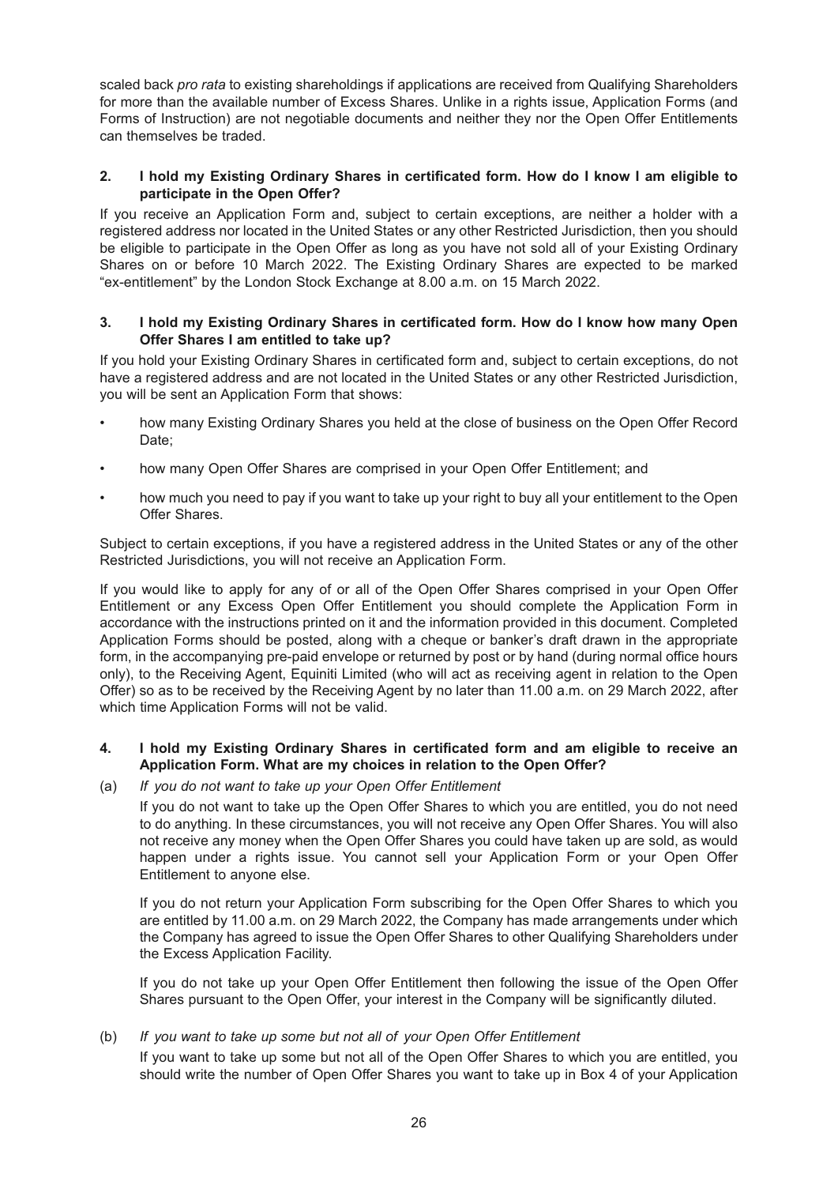scaled back *pro rata* to existing shareholdings if applications are received from Qualifying Shareholders for more than the available number of Excess Shares. Unlike in a rights issue, Application Forms (and Forms of Instruction) are not negotiable documents and neither they nor the Open Offer Entitlements can themselves be traded.

**2. I hold my Existing Ordinary Shares in certificated form. How do I know I am eligible to participate in the Open Offer?**

If you receive an Application Form and, subject to certain exceptions, are neither a holder with a registered address nor located in the United States or any other Restricted Jurisdiction, then you should be eligible to participate in the Open Offer as long as you have not sold all of your Existing Ordinary Shares on or before 10 March 2022. The Existing Ordinary Shares are expected to be marked "ex-entitlement" by the London Stock Exchange at 8.00 a.m. on 15 March 2022.

**3. I hold my Existing Ordinary Shares in certificated form. How do I know how many Open Offer Shares I am entitled to take up?**

If you hold your Existing Ordinary Shares in certificated form and, subject to certain exceptions, do not have a registered address and are not located in the United States or any other Restricted Jurisdiction, you will be sent an Application Form that shows:

- how many Existing Ordinary Shares you held at the close of business on the Open Offer Record Date;
- how many Open Offer Shares are comprised in your Open Offer Entitlement; and
- how much you need to pay if you want to take up your right to buy all your entitlement to the Open Offer Shares.

Subject to certain exceptions, if you have a registered address in the United States or any of the other Restricted Jurisdictions, you will not receive an Application Form.

If you would like to apply for any of or all of the Open Offer Shares comprised in your Open Offer Entitlement or any Excess Open Offer Entitlement you should complete the Application Form in accordance with the instructions printed on it and the information provided in this document. Completed Application Forms should be posted, along with a cheque or banker's draft drawn in the appropriate form, in the accompanying pre-paid envelope or returned by post or by hand (during normal office hours only), to the Receiving Agent, Equiniti Limited (who will act as receiving agent in relation to the Open Offer) so as to be received by the Receiving Agent by no later than 11.00 a.m. on 29 March 2022, after which time Application Forms will not be valid.

**4. I hold my Existing Ordinary Shares in certificated form and am eligible to receive an Application Form. What are my choices in relation to the Open Offer?**

(a) *If you do not want to take up your Open Offer Entitlement*

If you do not want to take up the Open Offer Shares to which you are entitled, you do not need to do anything. In these circumstances, you will not receive any Open Offer Shares. You will also not receive any money when the Open Offer Shares you could have taken up are sold, as would happen under a rights issue. You cannot sell your Application Form or your Open Offer Entitlement to anyone else.

If you do not return your Application Form subscribing for the Open Offer Shares to which you are entitled by 11.00 a.m. on 29 March 2022, the Company has made arrangements under which the Company has agreed to issue the Open Offer Shares to other Qualifying Shareholders under the Excess Application Facility.

If you do not take up your Open Offer Entitlement then following the issue of the Open Offer Shares pursuant to the Open Offer, your interest in the Company will be significantly diluted.

(b) *If you want to take up some but not all of your Open Offer Entitlement*

If you want to take up some but not all of the Open Offer Shares to which you are entitled, you should write the number of Open Offer Shares you want to take up in Box 4 of your Application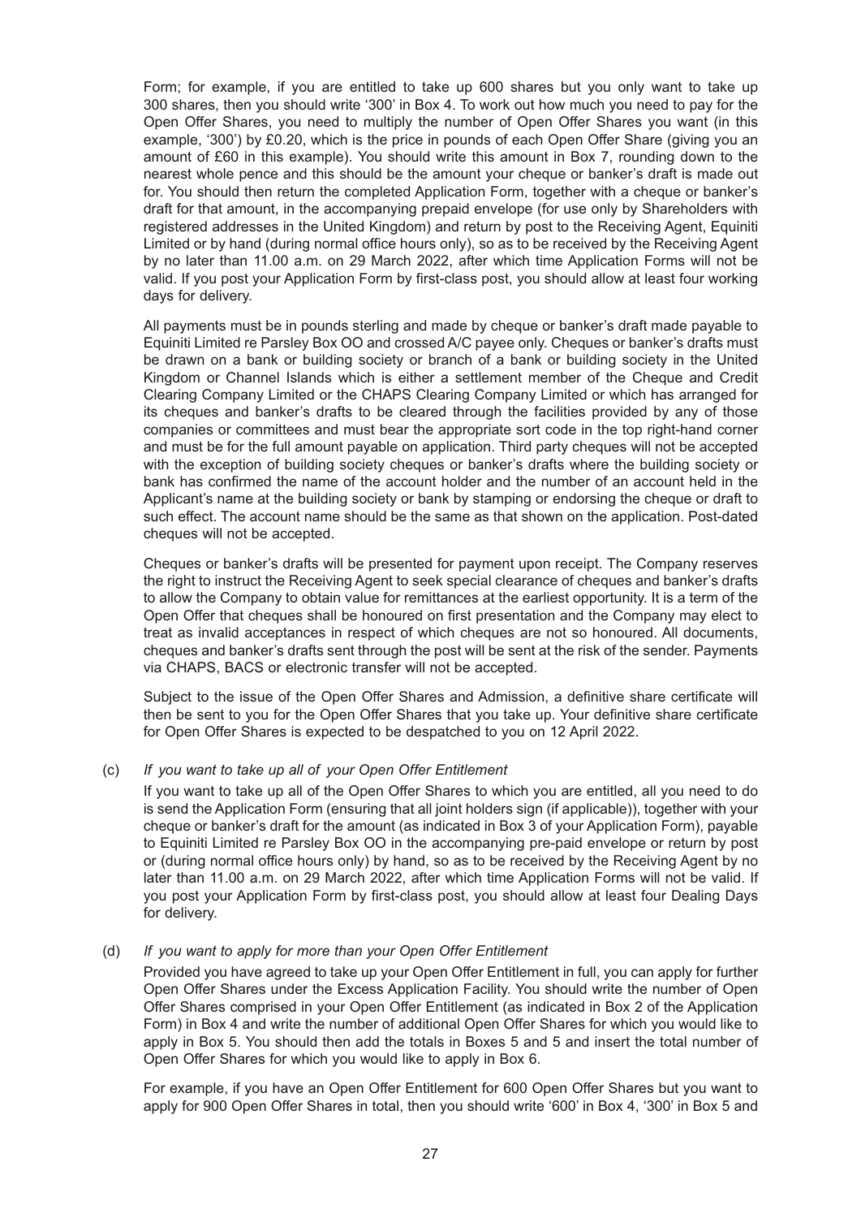Form; for example, if you are entitled to take up 600 shares but you only want to take up 300 shares, then you should write '300' in Box 4. To work out how much you need to pay for the Open Offer Shares, you need to multiply the number of Open Offer Shares you want (in this example, '300') by £0.20, which is the price in pounds of each Open Offer Share (giving you an amount of £60 in this example). You should write this amount in Box 7, rounding down to the nearest whole pence and this should be the amount your cheque or banker's draft is made out for. You should then return the completed Application Form, together with a cheque or banker's draft for that amount, in the accompanying prepaid envelope (for use only by Shareholders with registered addresses in the United Kingdom) and return by post to the Receiving Agent, Equiniti Limited or by hand (during normal office hours only), so as to be received by the Receiving Agent by no later than 11.00 a.m. on 29 March 2022, after which time Application Forms will not be valid. If you post your Application Form by first-class post, you should allow at least four working days for delivery.

All payments must be in pounds sterling and made by cheque or banker's draft made payable to Equiniti Limited re Parsley Box OO and crossed A/C payee only. Cheques or banker's drafts must be drawn on a bank or building society or branch of a bank or building society in the United Kingdom or Channel Islands which is either a settlement member of the Cheque and Credit Clearing Company Limited or the CHAPS Clearing Company Limited or which has arranged for its cheques and banker's drafts to be cleared through the facilities provided by any of those companies or committees and must bear the appropriate sort code in the top right-hand corner and must be for the full amount payable on application. Third party cheques will not be accepted with the exception of building society cheques or banker's drafts where the building society or bank has confirmed the name of the account holder and the number of an account held in the Applicant's name at the building society or bank by stamping or endorsing the cheque or draft to such effect. The account name should be the same as that shown on the application. Post-dated cheques will not be accepted.

Cheques or banker's drafts will be presented for payment upon receipt. The Company reserves the right to instruct the Receiving Agent to seek special clearance of cheques and banker's drafts to allow the Company to obtain value for remittances at the earliest opportunity. It is a term of the Open Offer that cheques shall be honoured on first presentation and the Company may elect to treat as invalid acceptances in respect of which cheques are not so honoured. All documents, cheques and banker's drafts sent through the post will be sent at the risk of the sender. Payments via CHAPS, BACS or electronic transfer will not be accepted.

Subject to the issue of the Open Offer Shares and Admission, a definitive share certificate will then be sent to you for the Open Offer Shares that you take up. Your definitive share certificate for Open Offer Shares is expected to be despatched to you on 12 April 2022.

(c) *If you want to take up all of your Open Offer Entitlement*

If you want to take up all of the Open Offer Shares to which you are entitled, all you need to do is send the Application Form (ensuring that all joint holders sign (if applicable)), together with your cheque or banker's draft for the amount (as indicated in Box 3 of your Application Form), payable to Equiniti Limited re Parsley Box OO in the accompanying pre-paid envelope or return by post or (during normal office hours only) by hand, so as to be received by the Receiving Agent by no later than 11.00 a.m. on 29 March 2022, after which time Application Forms will not be valid. If you post your Application Form by first-class post, you should allow at least four Dealing Days for delivery.

(d) *If you want to apply for more than your Open Offer Entitlement*

Provided you have agreed to take up your Open Offer Entitlement in full, you can apply for further Open Offer Shares under the Excess Application Facility. You should write the number of Open Offer Shares comprised in your Open Offer Entitlement (as indicated in Box 2 of the Application Form) in Box 4 and write the number of additional Open Offer Shares for which you would like to apply in Box 5. You should then add the totals in Boxes 5 and 5 and insert the total number of Open Offer Shares for which you would like to apply in Box 6.

For example, if you have an Open Offer Entitlement for 600 Open Offer Shares but you want to apply for 900 Open Offer Shares in total, then you should write '600' in Box 4, '300' in Box 5 and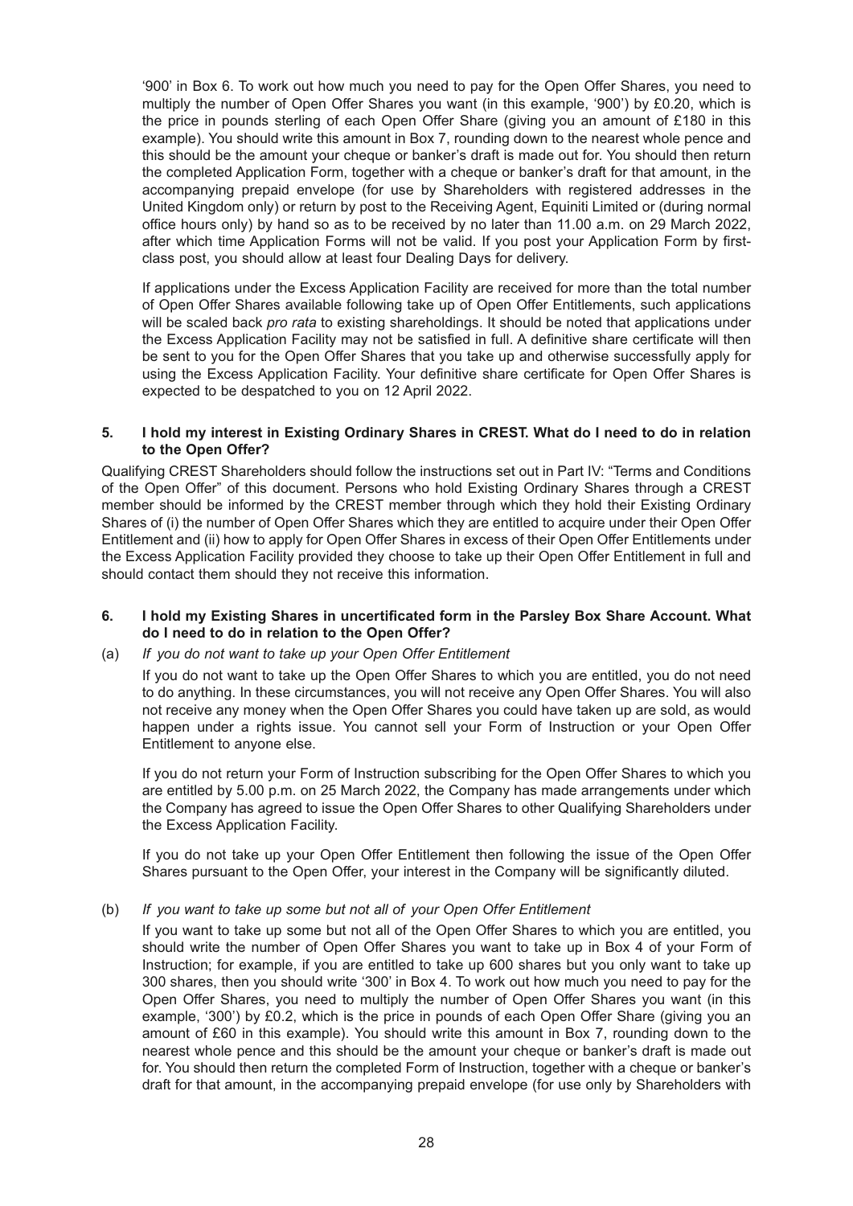'900' in Box 6. To work out how much you need to pay for the Open Offer Shares, you need to multiply the number of Open Offer Shares you want (in this example, '900') by £0.20, which is the price in pounds sterling of each Open Offer Share (giving you an amount of £180 in this example). You should write this amount in Box 7, rounding down to the nearest whole pence and this should be the amount your cheque or banker's draft is made out for. You should then return the completed Application Form, together with a cheque or banker's draft for that amount, in the accompanying prepaid envelope (for use by Shareholders with registered addresses in the United Kingdom only) or return by post to the Receiving Agent, Equiniti Limited or (during normal office hours only) by hand so as to be received by no later than 11.00 a.m. on 29 March 2022, after which time Application Forms will not be valid. If you post your Application Form by first-class post, you should allow at least four Dealing Days for delivery.

If applications under the Excess Application Facility are received for more than the total number of Open Offer Shares available following take up of Open Offer Entitlements, such applications will be scaled back *pro rata* to existing shareholdings. It should be noted that applications under the Excess Application Facility may not be satisfied in full. A definitive share certificate will then be sent to you for the Open Offer Shares that you take up and otherwise successfully apply for using the Excess Application Facility. Your definitive share certificate for Open Offer Shares is expected to be despatched to you on 12 April 2022.

**5. I hold my interest in Existing Ordinary Shares in CREST. What do I need to do in relation to the Open Offer?**

Qualifying CREST Shareholders should follow the instructions set out in Part IV: "Terms and Conditions of the Open Offer" of this document. Persons who hold Existing Ordinary Shares through a CREST member should be informed by the CREST member through which they hold their Existing Ordinary Shares of (i) the number of Open Offer Shares which they are entitled to acquire under their Open Offer Entitlement and (ii) how to apply for Open Offer Shares in excess of their Open Offer Entitlements under the Excess Application Facility provided they choose to take up their Open Offer Entitlement in full and should contact them should they not receive this information.

**6. I hold my Existing Shares in uncertificated form in the Parsley Box Share Account. What do I need to do in relation to the Open Offer?**

(a) *If you do not want to take up your Open Offer Entitlement*

If you do not want to take up the Open Offer Shares to which you are entitled, you do not need to do anything. In these circumstances, you will not receive any Open Offer Shares. You will also not receive any money when the Open Offer Shares you could have taken up are sold, as would happen under a rights issue. You cannot sell your Form of Instruction or your Open Offer Entitlement to anyone else.

If you do not return your Form of Instruction subscribing for the Open Offer Shares to which you are entitled by 5.00 p.m. on 25 March 2022, the Company has made arrangements under which the Company has agreed to issue the Open Offer Shares to other Qualifying Shareholders under the Excess Application Facility.

If you do not take up your Open Offer Entitlement then following the issue of the Open Offer Shares pursuant to the Open Offer, your interest in the Company will be significantly diluted.

(b) *If you want to take up some but not all of your Open Offer Entitlement*

If you want to take up some but not all of the Open Offer Shares to which you are entitled, you should write the number of Open Offer Shares you want to take up in Box 4 of your Form of Instruction; for example, if you are entitled to take up 600 shares but you only want to take up 300 shares, then you should write '300' in Box 4. To work out how much you need to pay for the Open Offer Shares, you need to multiply the number of Open Offer Shares you want (in this example, '300') by £0.2, which is the price in pounds of each Open Offer Share (giving you an amount of £60 in this example). You should write this amount in Box 7, rounding down to the nearest whole pence and this should be the amount your cheque or banker's draft is made out for. You should then return the completed Form of Instruction, together with a cheque or banker's draft for that amount, in the accompanying prepaid envelope (for use only by Shareholders with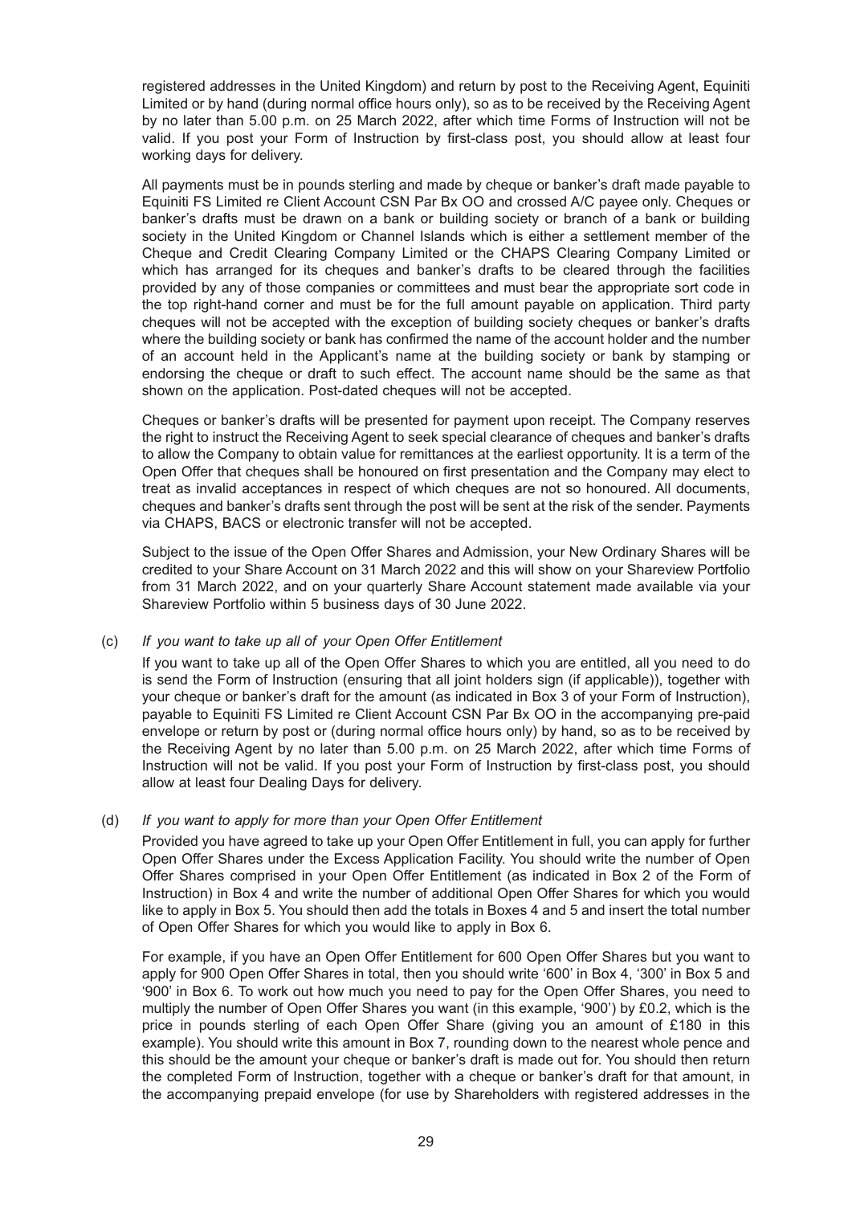registered addresses in the United Kingdom) and return by post to the Receiving Agent, Equiniti Limited or by hand (during normal office hours only), so as to be received by the Receiving Agent by no later than 5.00 p.m. on 25 March 2022, after which time Forms of Instruction will not be valid. If you post your Form of Instruction by first-class post, you should allow at least four working days for delivery.

All payments must be in pounds sterling and made by cheque or banker's draft made payable to Equiniti FS Limited re Client Account CSN Par Bx OO and crossed A/C payee only. Cheques or banker's drafts must be drawn on a bank or building society or branch of a bank or building society in the United Kingdom or Channel Islands which is either a settlement member of the Cheque and Credit Clearing Company Limited or the CHAPS Clearing Company Limited or which has arranged for its cheques and banker's drafts to be cleared through the facilities provided by any of those companies or committees and must bear the appropriate sort code in the top right-hand corner and must be for the full amount payable on application. Third party cheques will not be accepted with the exception of building society cheques or banker's drafts where the building society or bank has confirmed the name of the account holder and the number of an account held in the Applicant's name at the building society or bank by stamping or endorsing the cheque or draft to such effect. The account name should be the same as that shown on the application. Post-dated cheques will not be accepted.

Cheques or banker's drafts will be presented for payment upon receipt. The Company reserves the right to instruct the Receiving Agent to seek special clearance of cheques and banker's drafts to allow the Company to obtain value for remittances at the earliest opportunity. It is a term of the Open Offer that cheques shall be honoured on first presentation and the Company may elect to treat as invalid acceptances in respect of which cheques are not so honoured. All documents, cheques and banker's drafts sent through the post will be sent at the risk of the sender. Payments via CHAPS, BACS or electronic transfer will not be accepted.

Subject to the issue of the Open Offer Shares and Admission, your New Ordinary Shares will be credited to your Share Account on 31 March 2022 and this will show on your Shareview Portfolio from 31 March 2022, and on your quarterly Share Account statement made available via your Shareview Portfolio within 5 business days of 30 June 2022.

(c) *If you want to take up all of your Open Offer Entitlement*

If you want to take up all of the Open Offer Shares to which you are entitled, all you need to do is send the Form of Instruction (ensuring that all joint holders sign (if applicable)), together with your cheque or banker's draft for the amount (as indicated in Box 3 of your Form of Instruction), payable to Equiniti FS Limited re Client Account CSN Par Bx OO in the accompanying pre-paid envelope or return by post or (during normal office hours only) by hand, so as to be received by the Receiving Agent by no later than 5.00 p.m. on 25 March 2022, after which time Forms of Instruction will not be valid. If you post your Form of Instruction by first-class post, you should allow at least four Dealing Days for delivery.

(d) *If you want to apply for more than your Open Offer Entitlement*

Provided you have agreed to take up your Open Offer Entitlement in full, you can apply for further Open Offer Shares under the Excess Application Facility. You should write the number of Open Offer Shares comprised in your Open Offer Entitlement (as indicated in Box 2 of the Form of Instruction) in Box 4 and write the number of additional Open Offer Shares for which you would like to apply in Box 5. You should then add the totals in Boxes 4 and 5 and insert the total number of Open Offer Shares for which you would like to apply in Box 6.

For example, if you have an Open Offer Entitlement for 600 Open Offer Shares but you want to apply for 900 Open Offer Shares in total, then you should write '600' in Box 4, '300' in Box 5 and '900' in Box 6. To work out how much you need to pay for the Open Offer Shares, you need to multiply the number of Open Offer Shares you want (in this example, '900') by £0.2, which is the price in pounds sterling of each Open Offer Share (giving you an amount of £180 in this example). You should write this amount in Box 7, rounding down to the nearest whole pence and this should be the amount your cheque or banker's draft is made out for. You should then return the completed Form of Instruction, together with a cheque or banker's draft for that amount, in the accompanying prepaid envelope (for use by Shareholders with registered addresses in the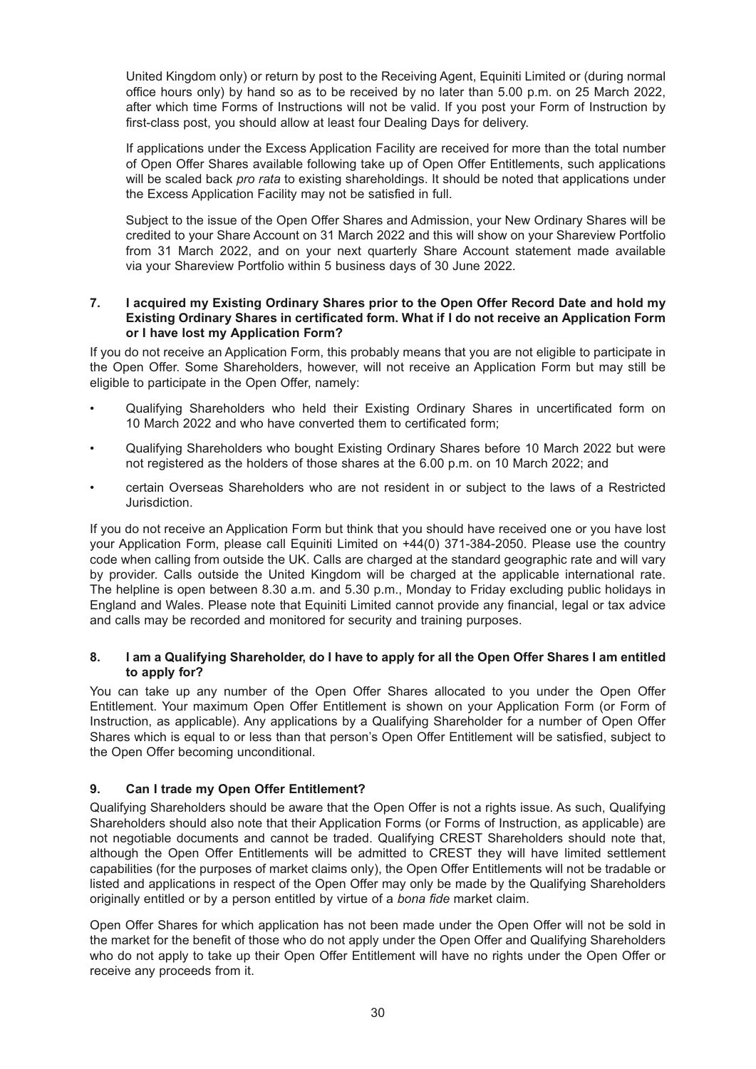United Kingdom only) or return by post to the Receiving Agent, Equiniti Limited or (during normal office hours only) by hand so as to be received by no later than 5.00 p.m. on 25 March 2022, after which time Forms of Instructions will not be valid. If you post your Form of Instruction by first-class post, you should allow at least four Dealing Days for delivery.

If applications under the Excess Application Facility are received for more than the total number of Open Offer Shares available following take up of Open Offer Entitlements, such applications will be scaled back *pro rata* to existing shareholdings. It should be noted that applications under the Excess Application Facility may not be satisfied in full.

Subject to the issue of the Open Offer Shares and Admission, your New Ordinary Shares will be credited to your Share Account on 31 March 2022 and this will show on your Shareview Portfolio from 31 March 2022, and on your next quarterly Share Account statement made available via your Shareview Portfolio within 5 business days of 30 June 2022.

**7. I acquired my Existing Ordinary Shares prior to the Open Offer Record Date and hold my Existing Ordinary Shares in certificated form. What if I do not receive an Application Form or I have lost my Application Form?**

If you do not receive an Application Form, this probably means that you are not eligible to participate in the Open Offer. Some Shareholders, however, will not receive an Application Form but may still be eligible to participate in the Open Offer, namely:

- Qualifying Shareholders who held their Existing Ordinary Shares in uncertificated form on 10 March 2022 and who have converted them to certificated form;
- Qualifying Shareholders who bought Existing Ordinary Shares before 10 March 2022 but were not registered as the holders of those shares at the 6.00 p.m. on 10 March 2022; and
- certain Overseas Shareholders who are not resident in or subject to the laws of a Restricted Jurisdiction.

If you do not receive an Application Form but think that you should have received one or you have lost your Application Form, please call Equiniti Limited on +44(0) 371-384-2050. Please use the country code when calling from outside the UK. Calls are charged at the standard geographic rate and will vary by provider. Calls outside the United Kingdom will be charged at the applicable international rate. The helpline is open between 8.30 a.m. and 5.30 p.m., Monday to Friday excluding public holidays in England and Wales. Please note that Equiniti Limited cannot provide any financial, legal or tax advice and calls may be recorded and monitored for security and training purposes.

**8. I am a Qualifying Shareholder, do I have to apply for all the Open Offer Shares I am entitled to apply for?**

You can take up any number of the Open Offer Shares allocated to you under the Open Offer Entitlement. Your maximum Open Offer Entitlement is shown on your Application Form (or Form of Instruction, as applicable). Any applications by a Qualifying Shareholder for a number of Open Offer Shares which is equal to or less than that person's Open Offer Entitlement will be satisfied, subject to the Open Offer becoming unconditional.

**9. Can I trade my Open Offer Entitlement?**

Qualifying Shareholders should be aware that the Open Offer is not a rights issue. As such, Qualifying Shareholders should also note that their Application Forms (or Forms of Instruction, as applicable) are not negotiable documents and cannot be traded. Qualifying CREST Shareholders should note that, although the Open Offer Entitlements will be admitted to CREST they will have limited settlement capabilities (for the purposes of market claims only), the Open Offer Entitlements will not be tradable or listed and applications in respect of the Open Offer may only be made by the Qualifying Shareholders originally entitled or by a person entitled by virtue of a *bona fide* market claim.

Open Offer Shares for which application has not been made under the Open Offer will not be sold in the market for the benefit of those who do not apply under the Open Offer and Qualifying Shareholders who do not apply to take up their Open Offer Entitlement will have no rights under the Open Offer or receive any proceeds from it.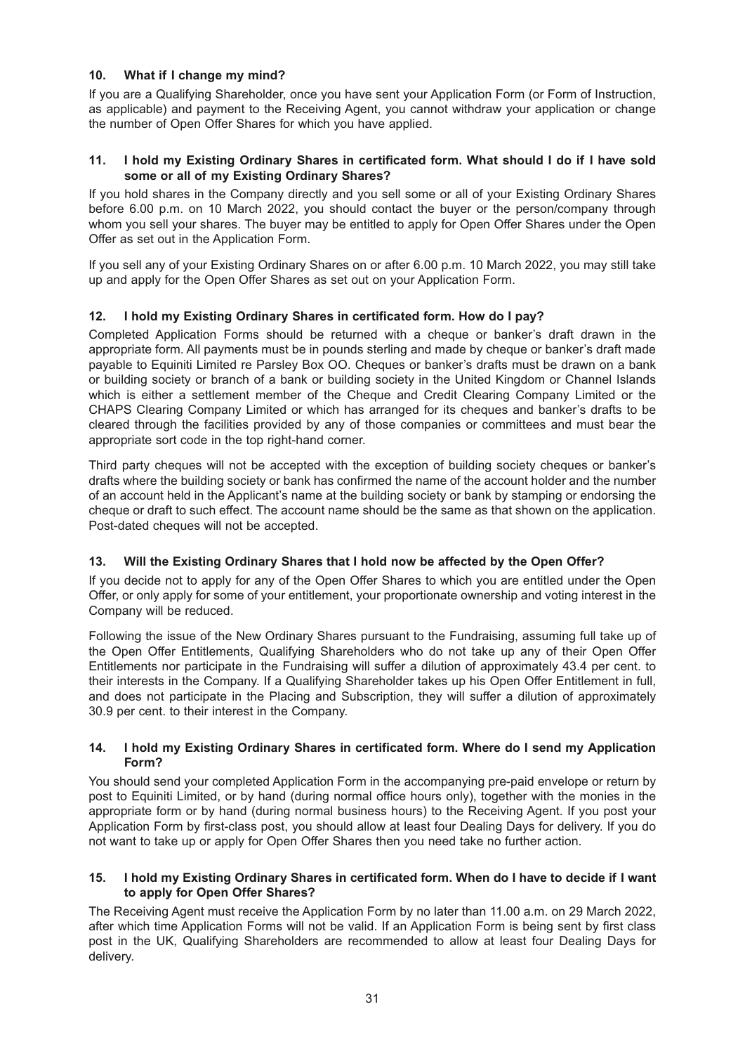### 10. What if I change my mind?

If you are a Qualifying Shareholder, once you have sent your Application Form (or Form of Instruction, as applicable) and payment to the Receiving Agent, you cannot withdraw your application or change the number of Open Offer Shares for which you have applied.

### 11. I hold my Existing Ordinary Shares in certificated form. What should I do if I have sold some or all of my Existing Ordinary Shares?

If you hold shares in the Company directly and you sell some or all of your Existing Ordinary Shares before 6.00 p.m. on 10 March 2022, you should contact the buyer or the person/company through whom you sell your shares. The buyer may be entitled to apply for Open Offer Shares under the Open Offer as set out in the Application Form.

If you sell any of your Existing Ordinary Shares on or after 6.00 p.m. 10 March 2022, you may still take up and apply for the Open Offer Shares as set out on your Application Form.

### 12. I hold my Existing Ordinary Shares in certificated form. How do I pay?

Completed Application Forms should be returned with a cheque or banker's draft drawn in the appropriate form. All payments must be in pounds sterling and made by cheque or banker's draft made payable to Equiniti Limited re Parsley Box OO. Cheques or banker's drafts must be drawn on a bank or building society or branch of a bank or building society in the United Kingdom or Channel Islands which is either a settlement member of the Cheque and Credit Clearing Company Limited or the CHAPS Clearing Company Limited or which has arranged for its cheques and banker's drafts to be cleared through the facilities provided by any of those companies or committees and must bear the appropriate sort code in the top right-hand corner.

Third party cheques will not be accepted with the exception of building society cheques or banker's drafts where the building society or bank has confirmed the name of the account holder and the number of an account held in the Applicant's name at the building society or bank by stamping or endorsing the cheque or draft to such effect. The account name should be the same as that shown on the application. Post-dated cheques will not be accepted.

### 13. Will the Existing Ordinary Shares that I hold now be affected by the Open Offer?

If you decide not to apply for any of the Open Offer Shares to which you are entitled under the Open Offer, or only apply for some of your entitlement, your proportionate ownership and voting interest in the Company will be reduced.

Following the issue of the New Ordinary Shares pursuant to the Fundraising, assuming full take up of the Open Offer Entitlements, Qualifying Shareholders who do not take up any of their Open Offer Entitlements nor participate in the Fundraising will suffer a dilution of approximately 43.4 per cent. to their interests in the Company. If a Qualifying Shareholder takes up his Open Offer Entitlement in full, and does not participate in the Placing and Subscription, they will suffer a dilution of approximately 30.9 per cent. to their interest in the Company.

### 14. I hold my Existing Ordinary Shares in certificated form. Where do I send my Application Form?

You should send your completed Application Form in the accompanying pre-paid envelope or return by post to Equiniti Limited, or by hand (during normal office hours only), together with the monies in the appropriate form or by hand (during normal business hours) to the Receiving Agent. If you post your Application Form by first-class post, you should allow at least four Dealing Days for delivery. If you do not want to take up or apply for Open Offer Shares then you need take no further action.

### 15. I hold my Existing Ordinary Shares in certificated form. When do I have to decide if I want to apply for Open Offer Shares?

The Receiving Agent must receive the Application Form by no later than 11.00 a.m. on 29 March 2022, after which time Application Forms will not be valid. If an Application Form is being sent by first class post in the UK, Qualifying Shareholders are recommended to allow at least four Dealing Days for delivery.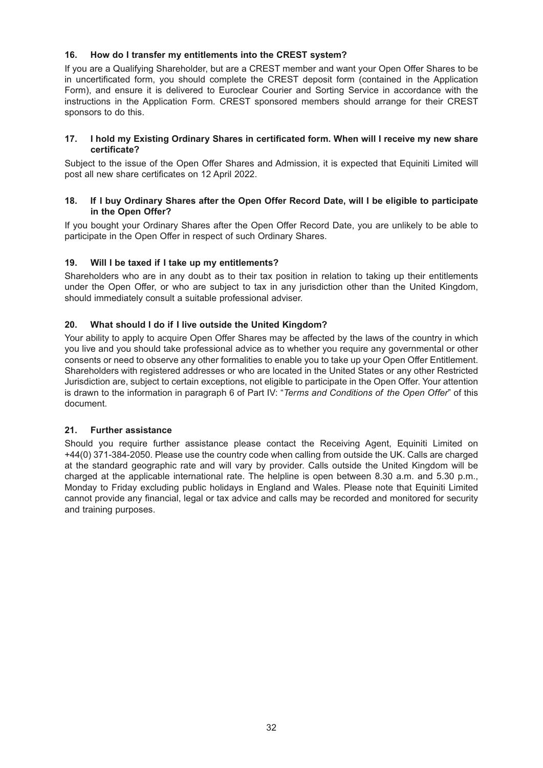### 16. How do I transfer my entitlements into the CREST system?

If you are a Qualifying Shareholder, but are a CREST member and want your Open Offer Shares to be in uncertificated form, you should complete the CREST deposit form (contained in the Application Form), and ensure it is delivered to Euroclear Courier and Sorting Service in accordance with the instructions in the Application Form. CREST sponsored members should arrange for their CREST sponsors to do this.

### 17. I hold my Existing Ordinary Shares in certificated form. When will I receive my new share certificate?

Subject to the issue of the Open Offer Shares and Admission, it is expected that Equiniti Limited will post all new share certificates on 12 April 2022.

### 18. If I buy Ordinary Shares after the Open Offer Record Date, will I be eligible to participate in the Open Offer?

If you bought your Ordinary Shares after the Open Offer Record Date, you are unlikely to be able to participate in the Open Offer in respect of such Ordinary Shares.

### 19. Will I be taxed if I take up my entitlements?

Shareholders who are in any doubt as to their tax position in relation to taking up their entitlements under the Open Offer, or who are subject to tax in any jurisdiction other than the United Kingdom, should immediately consult a suitable professional adviser.

### 20. What should I do if I live outside the United Kingdom?

Your ability to apply to acquire Open Offer Shares may be affected by the laws of the country in which you live and you should take professional advice as to whether you require any governmental or other consents or need to observe any other formalities to enable you to take up your Open Offer Entitlement. Shareholders with registered addresses or who are located in the United States or any other Restricted Jurisdiction are, subject to certain exceptions, not eligible to participate in the Open Offer. Your attention is drawn to the information in paragraph 6 of Part IV: "*Terms and Conditions of the Open Offer*" of this document.

### 21. Further assistance

Should you require further assistance please contact the Receiving Agent, Equiniti Limited on +44(0) 371-384-2050. Please use the country code when calling from outside the UK. Calls are charged at the standard geographic rate and will vary by provider. Calls outside the United Kingdom will be charged at the applicable international rate. The helpline is open between 8.30 a.m. and 5.30 p.m., Monday to Friday excluding public holidays in England and Wales. Please note that Equiniti Limited cannot provide any financial, legal or tax advice and calls may be recorded and monitored for security and training purposes.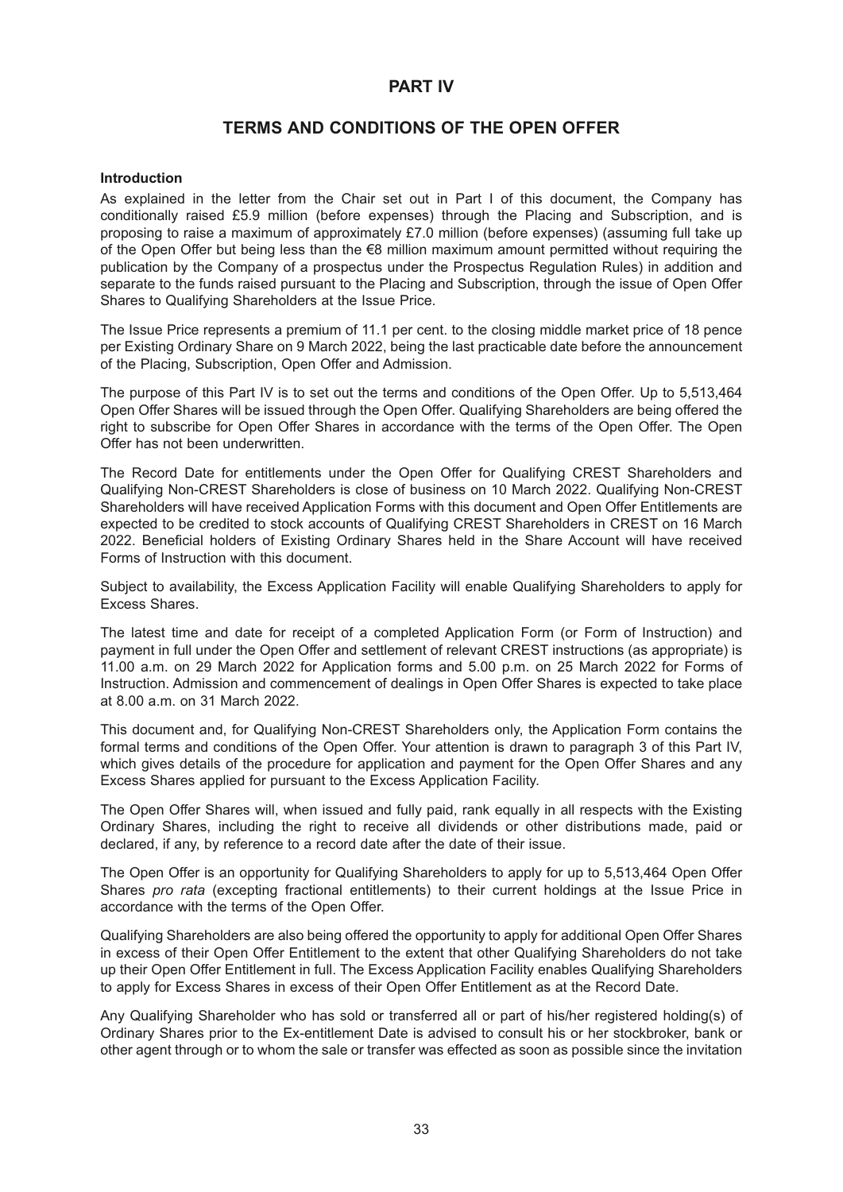# PART IV

## TERMS AND CONDITIONS OF THE OPEN OFFER

**Introduction**

As explained in the letter from the Chair set out in Part I of this document, the Company has conditionally raised £5.9 million (before expenses) through the Placing and Subscription, and is proposing to raise a maximum of approximately £7.0 million (before expenses) (assuming full take up of the Open Offer but being less than the €8 million maximum amount permitted without requiring the publication by the Company of a prospectus under the Prospectus Regulation Rules) in addition and separate to the funds raised pursuant to the Placing and Subscription, through the issue of Open Offer Shares to Qualifying Shareholders at the Issue Price.

The Issue Price represents a premium of 11.1 per cent. to the closing middle market price of 18 pence per Existing Ordinary Share on 9 March 2022, being the last practicable date before the announcement of the Placing, Subscription, Open Offer and Admission.

The purpose of this Part IV is to set out the terms and conditions of the Open Offer. Up to 5,513,464 Open Offer Shares will be issued through the Open Offer. Qualifying Shareholders are being offered the right to subscribe for Open Offer Shares in accordance with the terms of the Open Offer. The Open Offer has not been underwritten.

The Record Date for entitlements under the Open Offer for Qualifying CREST Shareholders and Qualifying Non-CREST Shareholders is close of business on 10 March 2022. Qualifying Non-CREST Shareholders will have received Application Forms with this document and Open Offer Entitlements are expected to be credited to stock accounts of Qualifying CREST Shareholders in CREST on 16 March 2022. Beneficial holders of Existing Ordinary Shares held in the Share Account will have received Forms of Instruction with this document.

Subject to availability, the Excess Application Facility will enable Qualifying Shareholders to apply for Excess Shares.

The latest time and date for receipt of a completed Application Form (or Form of Instruction) and payment in full under the Open Offer and settlement of relevant CREST instructions (as appropriate) is 11.00 a.m. on 29 March 2022 for Application forms and 5.00 p.m. on 25 March 2022 for Forms of Instruction. Admission and commencement of dealings in Open Offer Shares is expected to take place at 8.00 a.m. on 31 March 2022.

This document and, for Qualifying Non-CREST Shareholders only, the Application Form contains the formal terms and conditions of the Open Offer. Your attention is drawn to paragraph 3 of this Part IV, which gives details of the procedure for application and payment for the Open Offer Shares and any Excess Shares applied for pursuant to the Excess Application Facility.

The Open Offer Shares will, when issued and fully paid, rank equally in all respects with the Existing Ordinary Shares, including the right to receive all dividends or other distributions made, paid or declared, if any, by reference to a record date after the date of their issue.

The Open Offer is an opportunity for Qualifying Shareholders to apply for up to 5,513,464 Open Offer Shares *pro rata* (excepting fractional entitlements) to their current holdings at the Issue Price in accordance with the terms of the Open Offer.

Qualifying Shareholders are also being offered the opportunity to apply for additional Open Offer Shares in excess of their Open Offer Entitlement to the extent that other Qualifying Shareholders do not take up their Open Offer Entitlement in full. The Excess Application Facility enables Qualifying Shareholders to apply for Excess Shares in excess of their Open Offer Entitlement as at the Record Date.

Any Qualifying Shareholder who has sold or transferred all or part of his/her registered holding(s) of Ordinary Shares prior to the Ex-entitlement Date is advised to consult his or her stockbroker, bank or other agent through or to whom the sale or transfer was effected as soon as possible since the invitation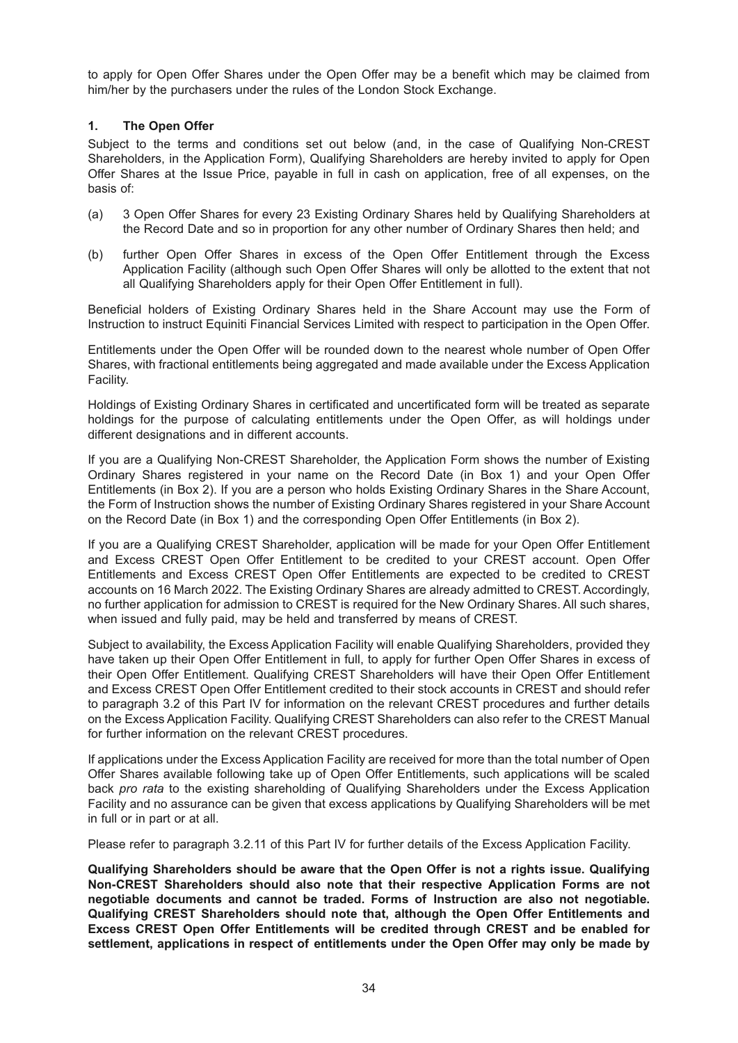to apply for Open Offer Shares under the Open Offer may be a benefit which may be claimed from him/her by the purchasers under the rules of the London Stock Exchange.

### 1. The Open Offer

Subject to the terms and conditions set out below (and, in the case of Qualifying Non-CREST Shareholders, in the Application Form), Qualifying Shareholders are hereby invited to apply for Open Offer Shares at the Issue Price, payable in full in cash on application, free of all expenses, on the basis of:

(a) 3 Open Offer Shares for every 23 Existing Ordinary Shares held by Qualifying Shareholders at the Record Date and so in proportion for any other number of Ordinary Shares then held; and

(b) further Open Offer Shares in excess of the Open Offer Entitlement through the Excess Application Facility (although such Open Offer Shares will only be allotted to the extent that not all Qualifying Shareholders apply for their Open Offer Entitlement in full).

Beneficial holders of Existing Ordinary Shares held in the Share Account may use the Form of Instruction to instruct Equiniti Financial Services Limited with respect to participation in the Open Offer.

Entitlements under the Open Offer will be rounded down to the nearest whole number of Open Offer Shares, with fractional entitlements being aggregated and made available under the Excess Application Facility.

Holdings of Existing Ordinary Shares in certificated and uncertificated form will be treated as separate holdings for the purpose of calculating entitlements under the Open Offer, as will holdings under different designations and in different accounts.

If you are a Qualifying Non-CREST Shareholder, the Application Form shows the number of Existing Ordinary Shares registered in your name on the Record Date (in Box 1) and your Open Offer Entitlements (in Box 2). If you are a person who holds Existing Ordinary Shares in the Share Account, the Form of Instruction shows the number of Existing Ordinary Shares registered in your Share Account on the Record Date (in Box 1) and the corresponding Open Offer Entitlements (in Box 2).

If you are a Qualifying CREST Shareholder, application will be made for your Open Offer Entitlement and Excess CREST Open Offer Entitlement to be credited to your CREST account. Open Offer Entitlements and Excess CREST Open Offer Entitlements are expected to be credited to CREST accounts on 16 March 2022. The Existing Ordinary Shares are already admitted to CREST. Accordingly, no further application for admission to CREST is required for the New Ordinary Shares. All such shares, when issued and fully paid, may be held and transferred by means of CREST.

Subject to availability, the Excess Application Facility will enable Qualifying Shareholders, provided they have taken up their Open Offer Entitlement in full, to apply for further Open Offer Shares in excess of their Open Offer Entitlement. Qualifying CREST Shareholders will have their Open Offer Entitlement and Excess CREST Open Offer Entitlement credited to their stock accounts in CREST and should refer to paragraph 3.2 of this Part IV for information on the relevant CREST procedures and further details on the Excess Application Facility. Qualifying CREST Shareholders can also refer to the CREST Manual for further information on the relevant CREST procedures.

If applications under the Excess Application Facility are received for more than the total number of Open Offer Shares available following take up of Open Offer Entitlements, such applications will be scaled back *pro rata* to the existing shareholding of Qualifying Shareholders under the Excess Application Facility and no assurance can be given that excess applications by Qualifying Shareholders will be met in full or in part or at all.

Please refer to paragraph 3.2.11 of this Part IV for further details of the Excess Application Facility.

**Qualifying Shareholders should be aware that the Open Offer is not a rights issue. Qualifying Non-CREST Shareholders should also note that their respective Application Forms are not negotiable documents and cannot be traded. Forms of Instruction are also not negotiable. Qualifying CREST Shareholders should note that, although the Open Offer Entitlements and Excess CREST Open Offer Entitlements will be credited through CREST and be enabled for settlement, applications in respect of entitlements under the Open Offer may only be made by**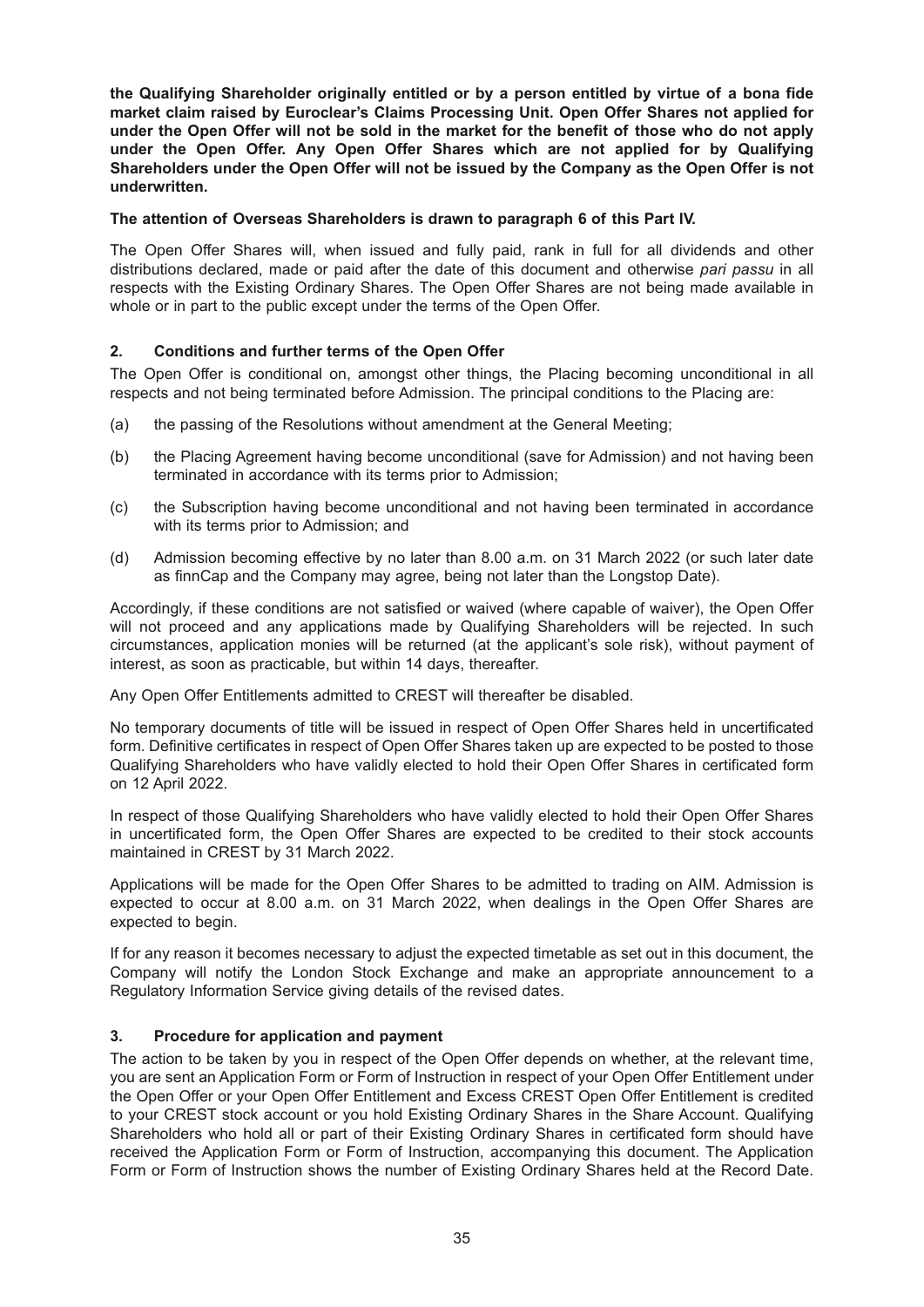**the Qualifying Shareholder originally entitled or by a person entitled by virtue of a bona fide market claim raised by Euroclear's Claims Processing Unit. Open Offer Shares not applied for under the Open Offer will not be sold in the market for the benefit of those who do not apply under the Open Offer. Any Open Offer Shares which are not applied for by Qualifying Shareholders under the Open Offer will not be issued by the Company as the Open Offer is not underwritten.**

**The attention of Overseas Shareholders is drawn to paragraph 6 of this Part IV.**

The Open Offer Shares will, when issued and fully paid, rank in full for all dividends and other distributions declared, made or paid after the date of this document and otherwise *pari passu* in all respects with the Existing Ordinary Shares. The Open Offer Shares are not being made available in whole or in part to the public except under the terms of the Open Offer.

## 2. Conditions and further terms of the Open Offer

The Open Offer is conditional on, amongst other things, the Placing becoming unconditional in all respects and not being terminated before Admission. The principal conditions to the Placing are:

(a) the passing of the Resolutions without amendment at the General Meeting;

(b) the Placing Agreement having become unconditional (save for Admission) and not having been terminated in accordance with its terms prior to Admission;

(c) the Subscription having become unconditional and not having been terminated in accordance with its terms prior to Admission; and

(d) Admission becoming effective by no later than 8.00 a.m. on 31 March 2022 (or such later date as finnCap and the Company may agree, being not later than the Longstop Date).

Accordingly, if these conditions are not satisfied or waived (where capable of waiver), the Open Offer will not proceed and any applications made by Qualifying Shareholders will be rejected. In such circumstances, application monies will be returned (at the applicant's sole risk), without payment of interest, as soon as practicable, but within 14 days, thereafter.

Any Open Offer Entitlements admitted to CREST will thereafter be disabled.

No temporary documents of title will be issued in respect of Open Offer Shares held in uncertificated form. Definitive certificates in respect of Open Offer Shares taken up are expected to be posted to those Qualifying Shareholders who have validly elected to hold their Open Offer Shares in certificated form on 12 April 2022.

In respect of those Qualifying Shareholders who have validly elected to hold their Open Offer Shares in uncertificated form, the Open Offer Shares are expected to be credited to their stock accounts maintained in CREST by 31 March 2022.

Applications will be made for the Open Offer Shares to be admitted to trading on AIM. Admission is expected to occur at 8.00 a.m. on 31 March 2022, when dealings in the Open Offer Shares are expected to begin.

If for any reason it becomes necessary to adjust the expected timetable as set out in this document, the Company will notify the London Stock Exchange and make an appropriate announcement to a Regulatory Information Service giving details of the revised dates.

## 3. Procedure for application and payment

The action to be taken by you in respect of the Open Offer depends on whether, at the relevant time, you are sent an Application Form or Form of Instruction in respect of your Open Offer Entitlement under the Open Offer or your Open Offer Entitlement and Excess CREST Open Offer Entitlement is credited to your CREST stock account or you hold Existing Ordinary Shares in the Share Account. Qualifying Shareholders who hold all or part of their Existing Ordinary Shares in certificated form should have received the Application Form or Form of Instruction, accompanying this document. The Application Form or Form of Instruction shows the number of Existing Ordinary Shares held at the Record Date.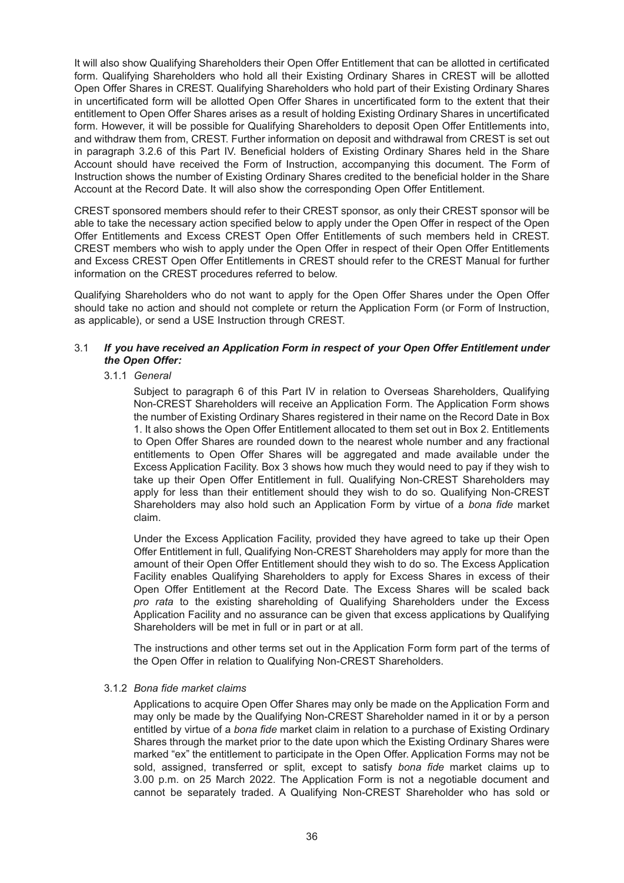It will also show Qualifying Shareholders their Open Offer Entitlement that can be allotted in certificated form. Qualifying Shareholders who hold all their Existing Ordinary Shares in CREST will be allotted Open Offer Shares in CREST. Qualifying Shareholders who hold part of their Existing Ordinary Shares in uncertificated form will be allotted Open Offer Shares in uncertificated form to the extent that their entitlement to Open Offer Shares arises as a result of holding Existing Ordinary Shares in uncertificated form. However, it will be possible for Qualifying Shareholders to deposit Open Offer Entitlements into, and withdraw them from, CREST. Further information on deposit and withdrawal from CREST is set out in paragraph 3.2.6 of this Part IV. Beneficial holders of Existing Ordinary Shares held in the Share Account should have received the Form of Instruction, accompanying this document. The Form of Instruction shows the number of Existing Ordinary Shares credited to the beneficial holder in the Share Account at the Record Date. It will also show the corresponding Open Offer Entitlement.

CREST sponsored members should refer to their CREST sponsor, as only their CREST sponsor will be able to take the necessary action specified below to apply under the Open Offer in respect of the Open Offer Entitlements and Excess CREST Open Offer Entitlements of such members held in CREST. CREST members who wish to apply under the Open Offer in respect of their Open Offer Entitlements and Excess CREST Open Offer Entitlements in CREST should refer to the CREST Manual for further information on the CREST procedures referred to below.

Qualifying Shareholders who do not want to apply for the Open Offer Shares under the Open Offer should take no action and should not complete or return the Application Form (or Form of Instruction, as applicable), or send a USE Instruction through CREST.

3.1 ***If you have received an Application Form in respect of your Open Offer Entitlement under the Open Offer:***

3.1.1 *General*

Subject to paragraph 6 of this Part IV in relation to Overseas Shareholders, Qualifying Non-CREST Shareholders will receive an Application Form. The Application Form shows the number of Existing Ordinary Shares registered in their name on the Record Date in Box 1. It also shows the Open Offer Entitlement allocated to them set out in Box 2. Entitlements to Open Offer Shares are rounded down to the nearest whole number and any fractional entitlements to Open Offer Shares will be aggregated and made available under the Excess Application Facility. Box 3 shows how much they would need to pay if they wish to take up their Open Offer Entitlement in full. Qualifying Non-CREST Shareholders may apply for less than their entitlement should they wish to do so. Qualifying Non-CREST Shareholders may also hold such an Application Form by virtue of a *bona fide* market claim.

Under the Excess Application Facility, provided they have agreed to take up their Open Offer Entitlement in full, Qualifying Non-CREST Shareholders may apply for more than the amount of their Open Offer Entitlement should they wish to do so. The Excess Application Facility enables Qualifying Shareholders to apply for Excess Shares in excess of their Open Offer Entitlement at the Record Date. The Excess Shares will be scaled back *pro rata* to the existing shareholding of Qualifying Shareholders under the Excess Application Facility and no assurance can be given that excess applications by Qualifying Shareholders will be met in full or in part or at all.

The instructions and other terms set out in the Application Form form part of the terms of the Open Offer in relation to Qualifying Non-CREST Shareholders.

3.1.2 *Bona fide market claims*

Applications to acquire Open Offer Shares may only be made on the Application Form and may only be made by the Qualifying Non-CREST Shareholder named in it or by a person entitled by virtue of a *bona fide* market claim in relation to a purchase of Existing Ordinary Shares through the market prior to the date upon which the Existing Ordinary Shares were marked "ex" the entitlement to participate in the Open Offer. Application Forms may not be sold, assigned, transferred or split, except to satisfy *bona fide* market claims up to 3.00 p.m. on 25 March 2022. The Application Form is not a negotiable document and cannot be separately traded. A Qualifying Non-CREST Shareholder who has sold or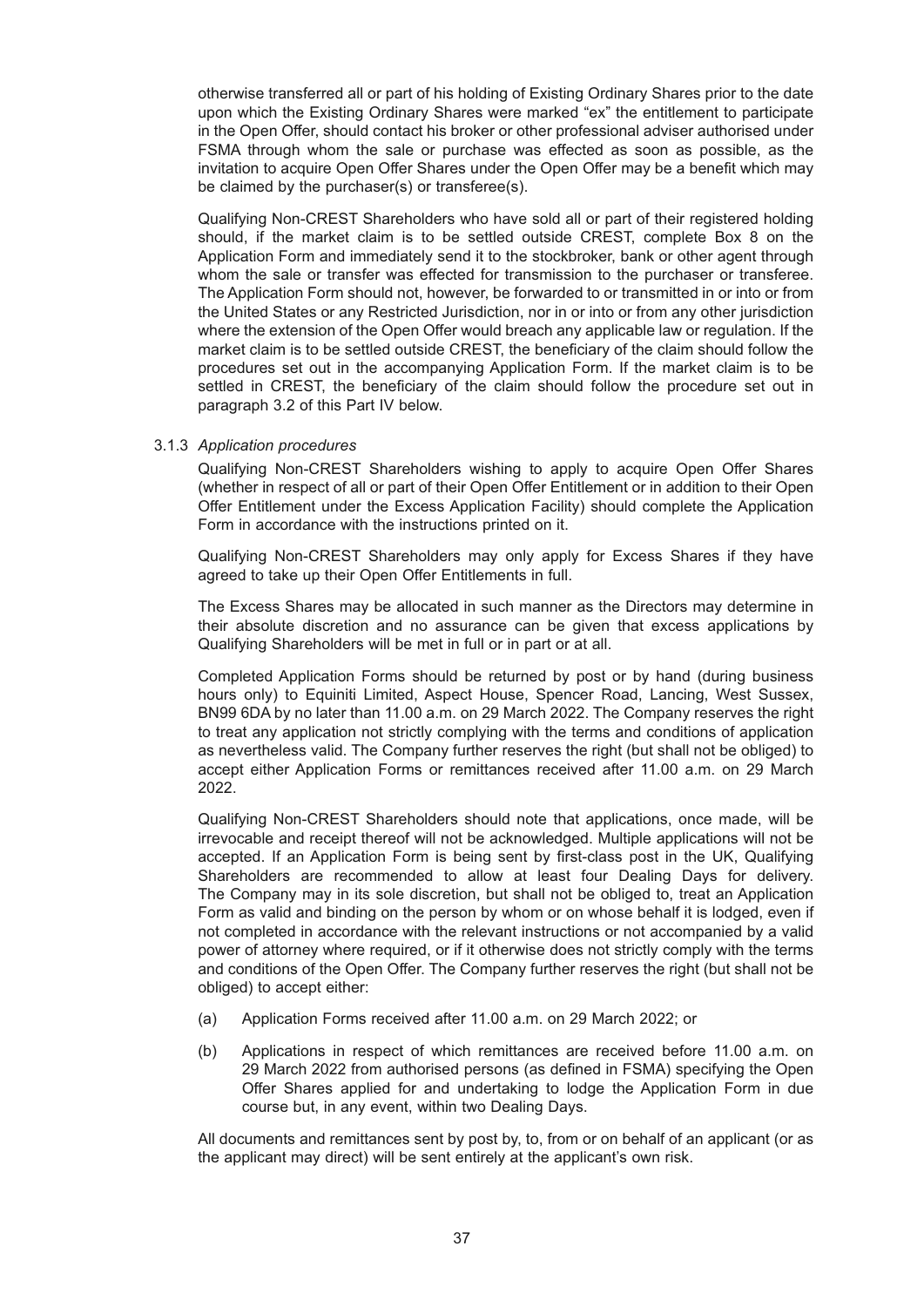otherwise transferred all or part of his holding of Existing Ordinary Shares prior to the date upon which the Existing Ordinary Shares were marked "ex" the entitlement to participate in the Open Offer, should contact his broker or other professional adviser authorised under FSMA through whom the sale or purchase was effected as soon as possible, as the invitation to acquire Open Offer Shares under the Open Offer may be a benefit which may be claimed by the purchaser(s) or transferee(s).

Qualifying Non-CREST Shareholders who have sold all or part of their registered holding should, if the market claim is to be settled outside CREST, complete Box 8 on the Application Form and immediately send it to the stockbroker, bank or other agent through whom the sale or transfer was effected for transmission to the purchaser or transferee. The Application Form should not, however, be forwarded to or transmitted in or into or from the United States or any Restricted Jurisdiction, nor in or into or from any other jurisdiction where the extension of the Open Offer would breach any applicable law or regulation. If the market claim is to be settled outside CREST, the beneficiary of the claim should follow the procedures set out in the accompanying Application Form. If the market claim is to be settled in CREST, the beneficiary of the claim should follow the procedure set out in paragraph 3.2 of this Part IV below.

3.1.3 *Application procedures*

Qualifying Non-CREST Shareholders wishing to apply to acquire Open Offer Shares (whether in respect of all or part of their Open Offer Entitlement or in addition to their Open Offer Entitlement under the Excess Application Facility) should complete the Application Form in accordance with the instructions printed on it.

Qualifying Non-CREST Shareholders may only apply for Excess Shares if they have agreed to take up their Open Offer Entitlements in full.

The Excess Shares may be allocated in such manner as the Directors may determine in their absolute discretion and no assurance can be given that excess applications by Qualifying Shareholders will be met in full or in part or at all.

Completed Application Forms should be returned by post or by hand (during business hours only) to Equiniti Limited, Aspect House, Spencer Road, Lancing, West Sussex, BN99 6DA by no later than 11.00 a.m. on 29 March 2022. The Company reserves the right to treat any application not strictly complying with the terms and conditions of application as nevertheless valid. The Company further reserves the right (but shall not be obliged) to accept either Application Forms or remittances received after 11.00 a.m. on 29 March 2022.

Qualifying Non-CREST Shareholders should note that applications, once made, will be irrevocable and receipt thereof will not be acknowledged. Multiple applications will not be accepted. If an Application Form is being sent by first-class post in the UK, Qualifying Shareholders are recommended to allow at least four Dealing Days for delivery. The Company may in its sole discretion, but shall not be obliged to, treat an Application Form as valid and binding on the person by whom or on whose behalf it is lodged, even if not completed in accordance with the relevant instructions or not accompanied by a valid power of attorney where required, or if it otherwise does not strictly comply with the terms and conditions of the Open Offer. The Company further reserves the right (but shall not be obliged) to accept either:

(a) Application Forms received after 11.00 a.m. on 29 March 2022; or

(b) Applications in respect of which remittances are received before 11.00 a.m. on 29 March 2022 from authorised persons (as defined in FSMA) specifying the Open Offer Shares applied for and undertaking to lodge the Application Form in due course but, in any event, within two Dealing Days.

All documents and remittances sent by post by, to, from or on behalf of an applicant (or as the applicant may direct) will be sent entirely at the applicant's own risk.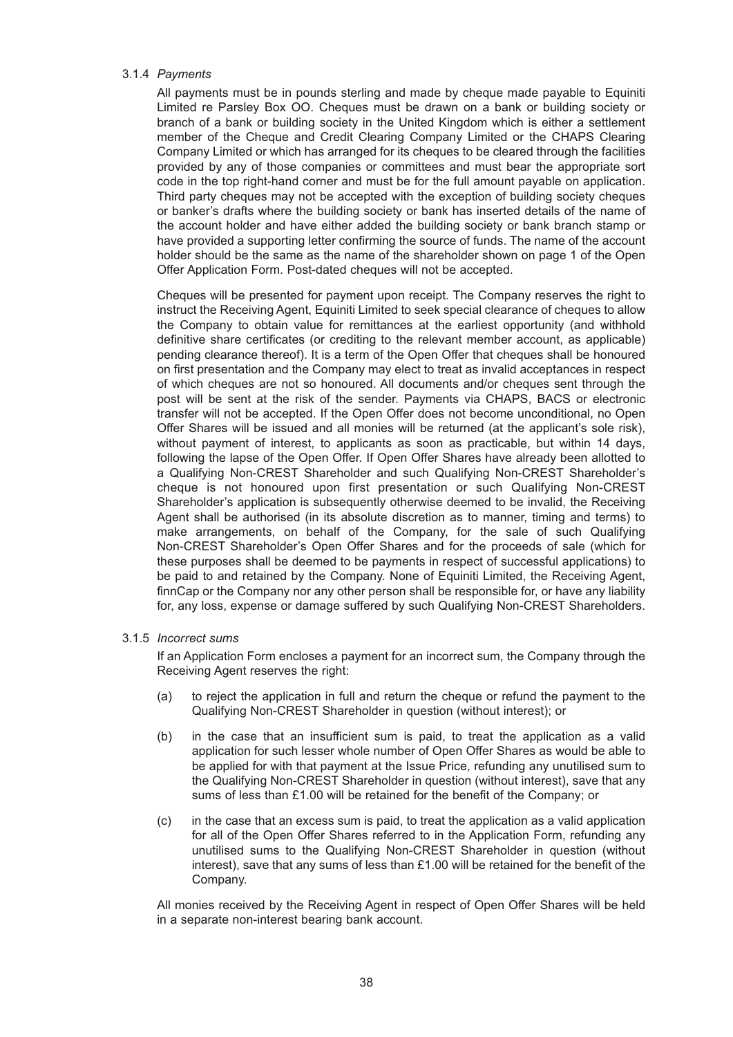3.1.4 *Payments*

All payments must be in pounds sterling and made by cheque made payable to Equiniti Limited re Parsley Box OO. Cheques must be drawn on a bank or building society or branch of a bank or building society in the United Kingdom which is either a settlement member of the Cheque and Credit Clearing Company Limited or the CHAPS Clearing Company Limited or which has arranged for its cheques to be cleared through the facilities provided by any of those companies or committees and must bear the appropriate sort code in the top right-hand corner and must be for the full amount payable on application. Third party cheques may not be accepted with the exception of building society cheques or banker's drafts where the building society or bank has inserted details of the name of the account holder and have either added the building society or bank branch stamp or have provided a supporting letter confirming the source of funds. The name of the account holder should be the same as the name of the shareholder shown on page 1 of the Open Offer Application Form. Post-dated cheques will not be accepted.

Cheques will be presented for payment upon receipt. The Company reserves the right to instruct the Receiving Agent, Equiniti Limited to seek special clearance of cheques to allow the Company to obtain value for remittances at the earliest opportunity (and withhold definitive share certificates (or crediting to the relevant member account, as applicable) pending clearance thereof). It is a term of the Open Offer that cheques shall be honoured on first presentation and the Company may elect to treat as invalid acceptances in respect of which cheques are not so honoured. All documents and/or cheques sent through the post will be sent at the risk of the sender. Payments via CHAPS, BACS or electronic transfer will not be accepted. If the Open Offer does not become unconditional, no Open Offer Shares will be issued and all monies will be returned (at the applicant's sole risk), without payment of interest, to applicants as soon as practicable, but within 14 days, following the lapse of the Open Offer. If Open Offer Shares have already been allotted to a Qualifying Non-CREST Shareholder and such Qualifying Non-CREST Shareholder's cheque is not honoured upon first presentation or such Qualifying Non-CREST Shareholder's application is subsequently otherwise deemed to be invalid, the Receiving Agent shall be authorised (in its absolute discretion as to manner, timing and terms) to make arrangements, on behalf of the Company, for the sale of such Qualifying Non-CREST Shareholder's Open Offer Shares and for the proceeds of sale (which for these purposes shall be deemed to be payments in respect of successful applications) to be paid to and retained by the Company. None of Equiniti Limited, the Receiving Agent, finnCap or the Company nor any other person shall be responsible for, or have any liability for, any loss, expense or damage suffered by such Qualifying Non-CREST Shareholders.

3.1.5 *Incorrect sums*

If an Application Form encloses a payment for an incorrect sum, the Company through the Receiving Agent reserves the right:

(a) to reject the application in full and return the cheque or refund the payment to the Qualifying Non-CREST Shareholder in question (without interest); or

(b) in the case that an insufficient sum is paid, to treat the application as a valid application for such lesser whole number of Open Offer Shares as would be able to be applied for with that payment at the Issue Price, refunding any unutilised sum to the Qualifying Non-CREST Shareholder in question (without interest), save that any sums of less than £1.00 will be retained for the benefit of the Company; or

(c) in the case that an excess sum is paid, to treat the application as a valid application for all of the Open Offer Shares referred to in the Application Form, refunding any unutilised sums to the Qualifying Non-CREST Shareholder in question (without interest), save that any sums of less than £1.00 will be retained for the benefit of the Company.

All monies received by the Receiving Agent in respect of Open Offer Shares will be held in a separate non-interest bearing bank account.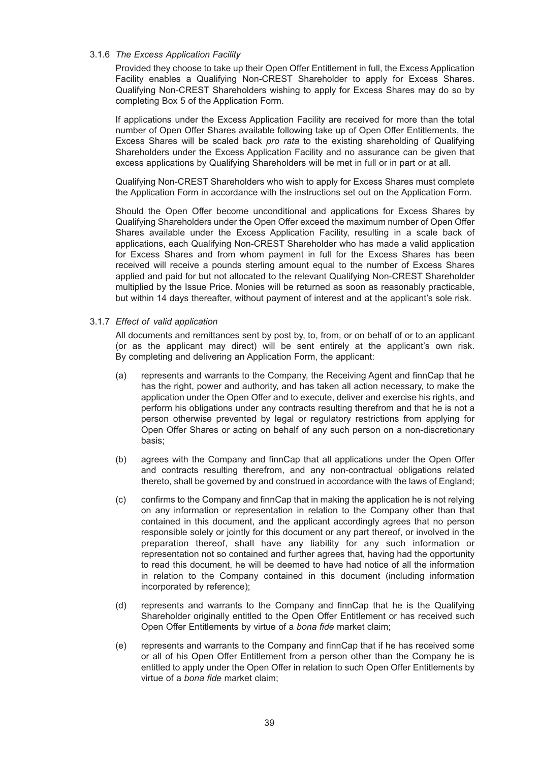#### 3.1.6 *The Excess Application Facility*

Provided they choose to take up their Open Offer Entitlement in full, the Excess Application Facility enables a Qualifying Non-CREST Shareholder to apply for Excess Shares. Qualifying Non-CREST Shareholders wishing to apply for Excess Shares may do so by completing Box 5 of the Application Form.

If applications under the Excess Application Facility are received for more than the total number of Open Offer Shares available following take up of Open Offer Entitlements, the Excess Shares will be scaled back *pro rata* to the existing shareholding of Qualifying Shareholders under the Excess Application Facility and no assurance can be given that excess applications by Qualifying Shareholders will be met in full or in part or at all.

Qualifying Non-CREST Shareholders who wish to apply for Excess Shares must complete the Application Form in accordance with the instructions set out on the Application Form.

Should the Open Offer become unconditional and applications for Excess Shares by Qualifying Shareholders under the Open Offer exceed the maximum number of Open Offer Shares available under the Excess Application Facility, resulting in a scale back of applications, each Qualifying Non-CREST Shareholder who has made a valid application for Excess Shares and from whom payment in full for the Excess Shares has been received will receive a pounds sterling amount equal to the number of Excess Shares applied and paid for but not allocated to the relevant Qualifying Non-CREST Shareholder multiplied by the Issue Price. Monies will be returned as soon as reasonably practicable, but within 14 days thereafter, without payment of interest and at the applicant's sole risk.

#### 3.1.7 *Effect of valid application*

All documents and remittances sent by post by, to, from, or on behalf of or to an applicant (or as the applicant may direct) will be sent entirely at the applicant's own risk. By completing and delivering an Application Form, the applicant:

(a) represents and warrants to the Company, the Receiving Agent and finnCap that he has the right, power and authority, and has taken all action necessary, to make the application under the Open Offer and to execute, deliver and exercise his rights, and perform his obligations under any contracts resulting therefrom and that he is not a person otherwise prevented by legal or regulatory restrictions from applying for Open Offer Shares or acting on behalf of any such person on a non-discretionary basis;

(b) agrees with the Company and finnCap that all applications under the Open Offer and contracts resulting therefrom, and any non-contractual obligations related thereto, shall be governed by and construed in accordance with the laws of England;

(c) confirms to the Company and finnCap that in making the application he is not relying on any information or representation in relation to the Company other than that contained in this document, and the applicant accordingly agrees that no person responsible solely or jointly for this document or any part thereof, or involved in the preparation thereof, shall have any liability for any such information or representation not so contained and further agrees that, having had the opportunity to read this document, he will be deemed to have had notice of all the information in relation to the Company contained in this document (including information incorporated by reference);

(d) represents and warrants to the Company and finnCap that he is the Qualifying Shareholder originally entitled to the Open Offer Entitlement or has received such Open Offer Entitlements by virtue of a *bona fide* market claim;

(e) represents and warrants to the Company and finnCap that if he has received some or all of his Open Offer Entitlement from a person other than the Company he is entitled to apply under the Open Offer in relation to such Open Offer Entitlements by virtue of a *bona fide* market claim;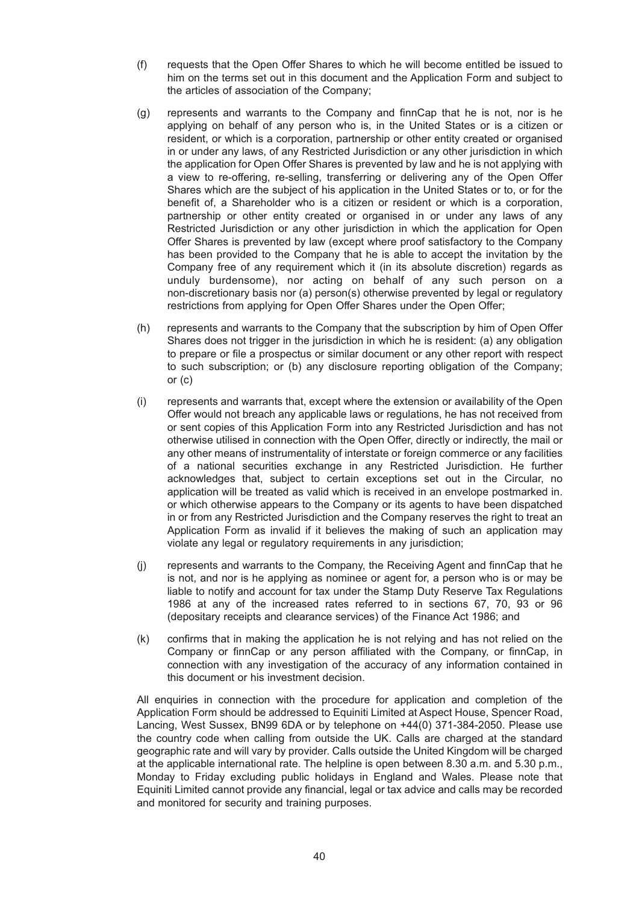(f) requests that the Open Offer Shares to which he will become entitled be issued to him on the terms set out in this document and the Application Form and subject to the articles of association of the Company;

(g) represents and warrants to the Company and finnCap that he is not, nor is he applying on behalf of any person who is, in the United States or is a citizen or resident, or which is a corporation, partnership or other entity created or organised in or under any laws, of any Restricted Jurisdiction or any other jurisdiction in which the application for Open Offer Shares is prevented by law and he is not applying with a view to re-offering, re-selling, transferring or delivering any of the Open Offer Shares which are the subject of his application in the United States or to, or for the benefit of, a Shareholder who is a citizen or resident or which is a corporation, partnership or other entity created or organised in or under any laws of any Restricted Jurisdiction or any other jurisdiction in which the application for Open Offer Shares is prevented by law (except where proof satisfactory to the Company has been provided to the Company that he is able to accept the invitation by the Company free of any requirement which it (in its absolute discretion) regards as unduly burdensome), nor acting on behalf of any such person on a non-discretionary basis nor (a) person(s) otherwise prevented by legal or regulatory restrictions from applying for Open Offer Shares under the Open Offer;

(h) represents and warrants to the Company that the subscription by him of Open Offer Shares does not trigger in the jurisdiction in which he is resident: (a) any obligation to prepare or file a prospectus or similar document or any other report with respect to such subscription; or (b) any disclosure reporting obligation of the Company; or (c)

(i) represents and warrants that, except where the extension or availability of the Open Offer would not breach any applicable laws or regulations, he has not received from or sent copies of this Application Form into any Restricted Jurisdiction and has not otherwise utilised in connection with the Open Offer, directly or indirectly, the mail or any other means of instrumentality of interstate or foreign commerce or any facilities of a national securities exchange in any Restricted Jurisdiction. He further acknowledges that, subject to certain exceptions set out in the Circular, no application will be treated as valid which is received in an envelope postmarked in. or which otherwise appears to the Company or its agents to have been dispatched in or from any Restricted Jurisdiction and the Company reserves the right to treat an Application Form as invalid if it believes the making of such an application may violate any legal or regulatory requirements in any jurisdiction;

(j) represents and warrants to the Company, the Receiving Agent and finnCap that he is not, and nor is he applying as nominee or agent for, a person who is or may be liable to notify and account for tax under the Stamp Duty Reserve Tax Regulations 1986 at any of the increased rates referred to in sections 67, 70, 93 or 96 (depositary receipts and clearance services) of the Finance Act 1986; and

(k) confirms that in making the application he is not relying and has not relied on the Company or finnCap or any person affiliated with the Company, or finnCap, in connection with any investigation of the accuracy of any information contained in this document or his investment decision.

All enquiries in connection with the procedure for application and completion of the Application Form should be addressed to Equiniti Limited at Aspect House, Spencer Road, Lancing, West Sussex, BN99 6DA or by telephone on +44(0) 371-384-2050. Please use the country code when calling from outside the UK. Calls are charged at the standard geographic rate and will vary by provider. Calls outside the United Kingdom will be charged at the applicable international rate. The helpline is open between 8.30 a.m. and 5.30 p.m., Monday to Friday excluding public holidays in England and Wales. Please note that Equiniti Limited cannot provide any financial, legal or tax advice and calls may be recorded and monitored for security and training purposes.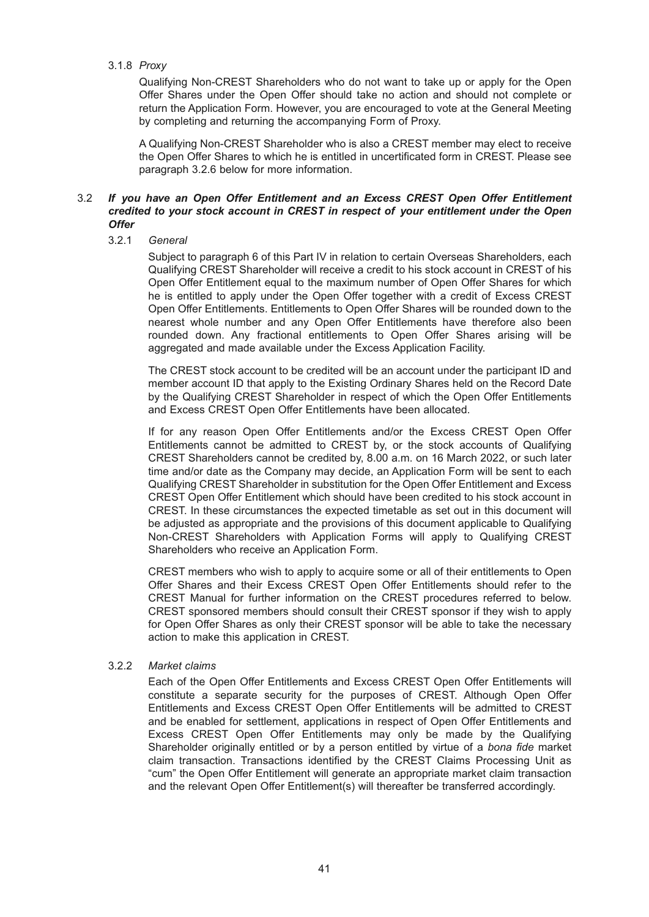#### 3.1.8 *Proxy*

Qualifying Non-CREST Shareholders who do not want to take up or apply for the Open Offer Shares under the Open Offer should take no action and should not complete or return the Application Form. However, you are encouraged to vote at the General Meeting by completing and returning the accompanying Form of Proxy.

A Qualifying Non-CREST Shareholder who is also a CREST member may elect to receive the Open Offer Shares to which he is entitled in uncertificated form in CREST. Please see paragraph 3.2.6 below for more information.

### 3.2 ***If you have an Open Offer Entitlement and an Excess CREST Open Offer Entitlement credited to your stock account in CREST in respect of your entitlement under the Open Offer***

#### 3.2.1 *General*

Subject to paragraph 6 of this Part IV in relation to certain Overseas Shareholders, each Qualifying CREST Shareholder will receive a credit to his stock account in CREST of his Open Offer Entitlement equal to the maximum number of Open Offer Shares for which he is entitled to apply under the Open Offer together with a credit of Excess CREST Open Offer Entitlements. Entitlements to Open Offer Shares will be rounded down to the nearest whole number and any Open Offer Entitlements have therefore also been rounded down. Any fractional entitlements to Open Offer Shares arising will be aggregated and made available under the Excess Application Facility.

The CREST stock account to be credited will be an account under the participant ID and member account ID that apply to the Existing Ordinary Shares held on the Record Date by the Qualifying CREST Shareholder in respect of which the Open Offer Entitlements and Excess CREST Open Offer Entitlements have been allocated.

If for any reason Open Offer Entitlements and/or the Excess CREST Open Offer Entitlements cannot be admitted to CREST by, or the stock accounts of Qualifying CREST Shareholders cannot be credited by, 8.00 a.m. on 16 March 2022, or such later time and/or date as the Company may decide, an Application Form will be sent to each Qualifying CREST Shareholder in substitution for the Open Offer Entitlement and Excess CREST Open Offer Entitlement which should have been credited to his stock account in CREST. In these circumstances the expected timetable as set out in this document will be adjusted as appropriate and the provisions of this document applicable to Qualifying Non-CREST Shareholders with Application Forms will apply to Qualifying CREST Shareholders who receive an Application Form.

CREST members who wish to apply to acquire some or all of their entitlements to Open Offer Shares and their Excess CREST Open Offer Entitlements should refer to the CREST Manual for further information on the CREST procedures referred to below. CREST sponsored members should consult their CREST sponsor if they wish to apply for Open Offer Shares as only their CREST sponsor will be able to take the necessary action to make this application in CREST.

#### 3.2.2 *Market claims*

Each of the Open Offer Entitlements and Excess CREST Open Offer Entitlements will constitute a separate security for the purposes of CREST. Although Open Offer Entitlements and Excess CREST Open Offer Entitlements will be admitted to CREST and be enabled for settlement, applications in respect of Open Offer Entitlements and Excess CREST Open Offer Entitlements may only be made by the Qualifying Shareholder originally entitled or by a person entitled by virtue of a *bona fide* market claim transaction. Transactions identified by the CREST Claims Processing Unit as "cum" the Open Offer Entitlement will generate an appropriate market claim transaction and the relevant Open Offer Entitlement(s) will thereafter be transferred accordingly.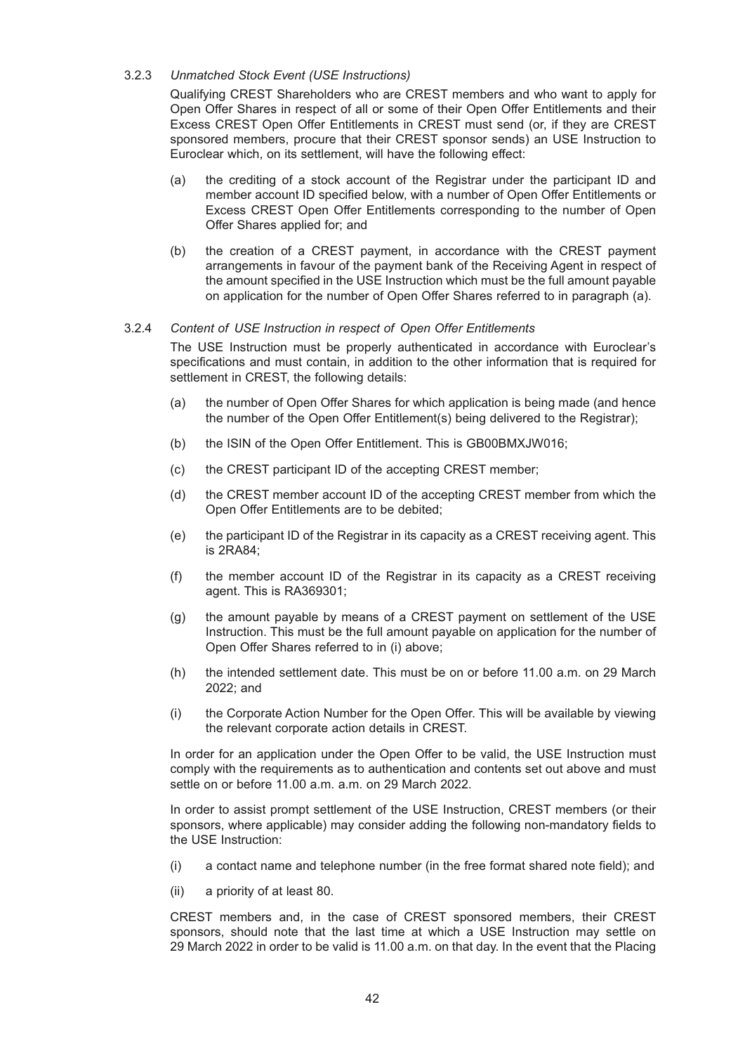3.2.3 *Unmatched Stock Event (USE Instructions)*

Qualifying CREST Shareholders who are CREST members and who want to apply for Open Offer Shares in respect of all or some of their Open Offer Entitlements and their Excess CREST Open Offer Entitlements in CREST must send (or, if they are CREST sponsored members, procure that their CREST sponsor sends) an USE Instruction to Euroclear which, on its settlement, will have the following effect:

(a) the crediting of a stock account of the Registrar under the participant ID and member account ID specified below, with a number of Open Offer Entitlements or Excess CREST Open Offer Entitlements corresponding to the number of Open Offer Shares applied for; and

(b) the creation of a CREST payment, in accordance with the CREST payment arrangements in favour of the payment bank of the Receiving Agent in respect of the amount specified in the USE Instruction which must be the full amount payable on application for the number of Open Offer Shares referred to in paragraph (a).

3.2.4 *Content of USE Instruction in respect of Open Offer Entitlements*

The USE Instruction must be properly authenticated in accordance with Euroclear's specifications and must contain, in addition to the other information that is required for settlement in CREST, the following details:

(a) the number of Open Offer Shares for which application is being made (and hence the number of the Open Offer Entitlement(s) being delivered to the Registrar);

(b) the ISIN of the Open Offer Entitlement. This is GB00BMXJW016;

(c) the CREST participant ID of the accepting CREST member;

(d) the CREST member account ID of the accepting CREST member from which the Open Offer Entitlements are to be debited;

(e) the participant ID of the Registrar in its capacity as a CREST receiving agent. This is 2RA84;

(f) the member account ID of the Registrar in its capacity as a CREST receiving agent. This is RA369301;

(g) the amount payable by means of a CREST payment on settlement of the USE Instruction. This must be the full amount payable on application for the number of Open Offer Shares referred to in (i) above;

(h) the intended settlement date. This must be on or before 11.00 a.m. on 29 March 2022; and

(i) the Corporate Action Number for the Open Offer. This will be available by viewing the relevant corporate action details in CREST.

In order for an application under the Open Offer to be valid, the USE Instruction must comply with the requirements as to authentication and contents set out above and must settle on or before 11.00 a.m. a.m. on 29 March 2022.

In order to assist prompt settlement of the USE Instruction, CREST members (or their sponsors, where applicable) may consider adding the following non-mandatory fields to the USE Instruction:

(i) a contact name and telephone number (in the free format shared note field); and

(ii) a priority of at least 80.

CREST members and, in the case of CREST sponsored members, their CREST sponsors, should note that the last time at which a USE Instruction may settle on 29 March 2022 in order to be valid is 11.00 a.m. on that day. In the event that the Placing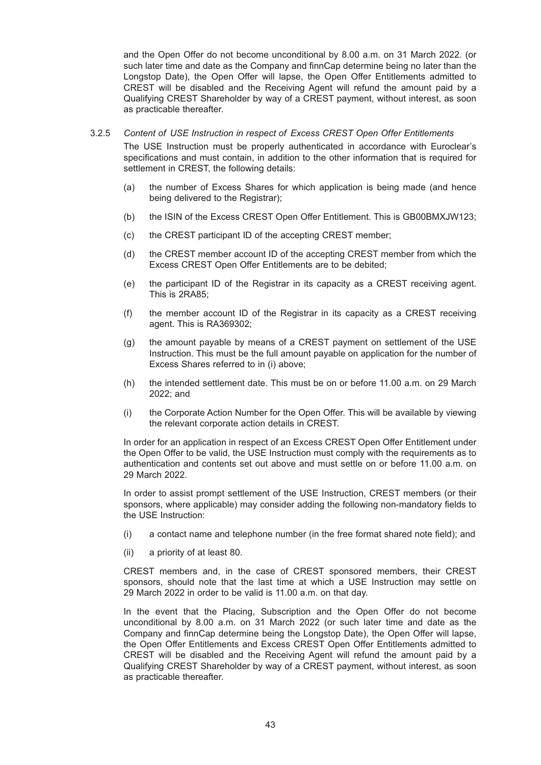and the Open Offer do not become unconditional by 8.00 a.m. on 31 March 2022. (or such later time and date as the Company and finnCap determine being no later than the Longstop Date), the Open Offer will lapse, the Open Offer Entitlements admitted to CREST will be disabled and the Receiving Agent will refund the amount paid by a Qualifying CREST Shareholder by way of a CREST payment, without interest, as soon as practicable thereafter.

3.2.5 *Content of USE Instruction in respect of Excess CREST Open Offer Entitlements*

The USE Instruction must be properly authenticated in accordance with Euroclear's specifications and must contain, in addition to the other information that is required for settlement in CREST, the following details:

(a) the number of Excess Shares for which application is being made (and hence being delivered to the Registrar);

(b) the ISIN of the Excess CREST Open Offer Entitlement. This is GB00BMXJW123;

(c) the CREST participant ID of the accepting CREST member;

(d) the CREST member account ID of the accepting CREST member from which the Excess CREST Open Offer Entitlements are to be debited;

(e) the participant ID of the Registrar in its capacity as a CREST receiving agent. This is 2RA85;

(f) the member account ID of the Registrar in its capacity as a CREST receiving agent. This is RA369302;

(g) the amount payable by means of a CREST payment on settlement of the USE Instruction. This must be the full amount payable on application for the number of Excess Shares referred to in (i) above;

(h) the intended settlement date. This must be on or before 11.00 a.m. on 29 March 2022; and

(i) the Corporate Action Number for the Open Offer. This will be available by viewing the relevant corporate action details in CREST.

In order for an application in respect of an Excess CREST Open Offer Entitlement under the Open Offer to be valid, the USE Instruction must comply with the requirements as to authentication and contents set out above and must settle on or before 11.00 a.m. on 29 March 2022.

In order to assist prompt settlement of the USE Instruction, CREST members (or their sponsors, where applicable) may consider adding the following non-mandatory fields to the USE Instruction:

(i) a contact name and telephone number (in the free format shared note field); and

(ii) a priority of at least 80.

CREST members and, in the case of CREST sponsored members, their CREST sponsors, should note that the last time at which a USE Instruction may settle on 29 March 2022 in order to be valid is 11.00 a.m. on that day.

In the event that the Placing, Subscription and the Open Offer do not become unconditional by 8.00 a.m. on 31 March 2022 (or such later time and date as the Company and finnCap determine being the Longstop Date), the Open Offer will lapse, the Open Offer Entitlements and Excess CREST Open Offer Entitlements admitted to CREST will be disabled and the Receiving Agent will refund the amount paid by a Qualifying CREST Shareholder by way of a CREST payment, without interest, as soon as practicable thereafter.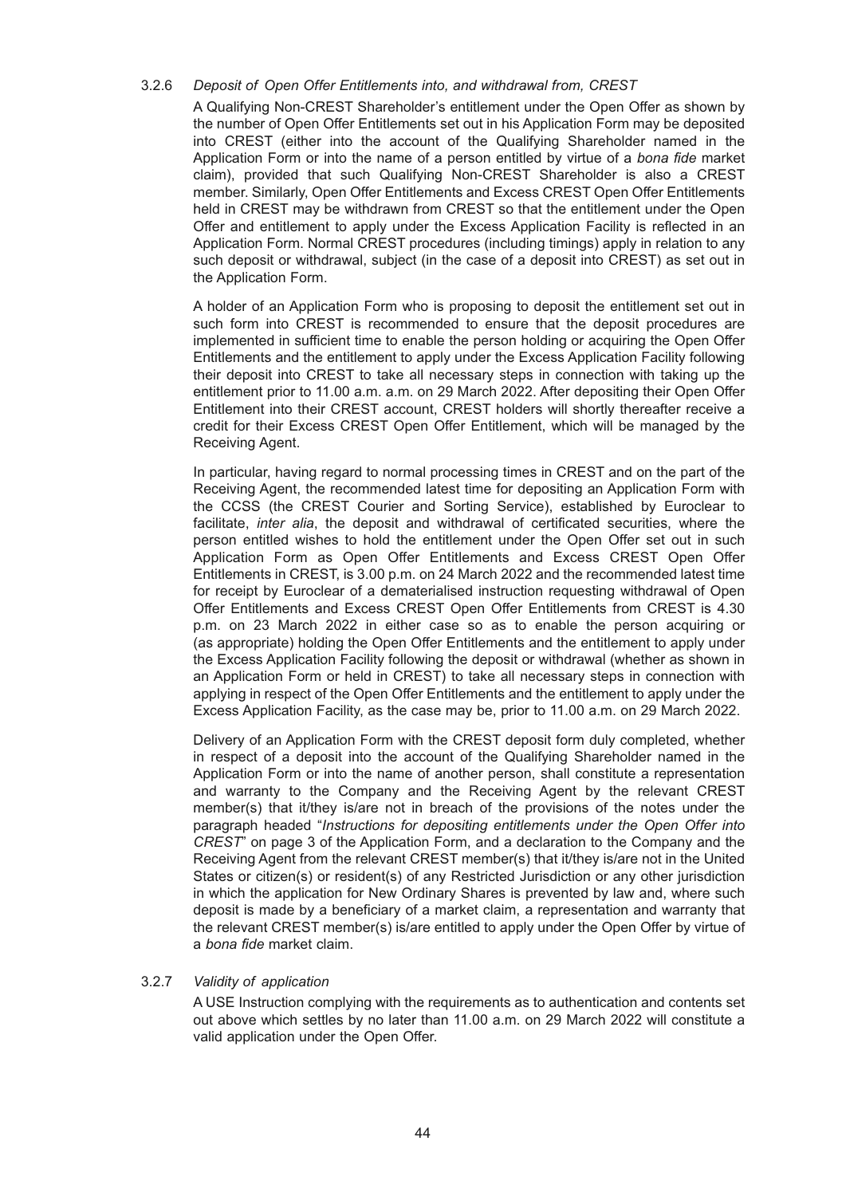#### 3.2.6 *Deposit of Open Offer Entitlements into, and withdrawal from, CREST*

A Qualifying Non-CREST Shareholder's entitlement under the Open Offer as shown by the number of Open Offer Entitlements set out in his Application Form may be deposited into CREST (either into the account of the Qualifying Shareholder named in the Application Form or into the name of a person entitled by virtue of a *bona fide* market claim), provided that such Qualifying Non-CREST Shareholder is also a CREST member. Similarly, Open Offer Entitlements and Excess CREST Open Offer Entitlements held in CREST may be withdrawn from CREST so that the entitlement under the Open Offer and entitlement to apply under the Excess Application Facility is reflected in an Application Form. Normal CREST procedures (including timings) apply in relation to any such deposit or withdrawal, subject (in the case of a deposit into CREST) as set out in the Application Form.

A holder of an Application Form who is proposing to deposit the entitlement set out in such form into CREST is recommended to ensure that the deposit procedures are implemented in sufficient time to enable the person holding or acquiring the Open Offer Entitlements and the entitlement to apply under the Excess Application Facility following their deposit into CREST to take all necessary steps in connection with taking up the entitlement prior to 11.00 a.m. a.m. on 29 March 2022. After depositing their Open Offer Entitlement into their CREST account, CREST holders will shortly thereafter receive a credit for their Excess CREST Open Offer Entitlement, which will be managed by the Receiving Agent.

In particular, having regard to normal processing times in CREST and on the part of the Receiving Agent, the recommended latest time for depositing an Application Form with the CCSS (the CREST Courier and Sorting Service), established by Euroclear to facilitate, *inter alia*, the deposit and withdrawal of certificated securities, where the person entitled wishes to hold the entitlement under the Open Offer set out in such Application Form as Open Offer Entitlements and Excess CREST Open Offer Entitlements in CREST, is 3.00 p.m. on 24 March 2022 and the recommended latest time for receipt by Euroclear of a dematerialised instruction requesting withdrawal of Open Offer Entitlements and Excess CREST Open Offer Entitlements from CREST is 4.30 p.m. on 23 March 2022 in either case so as to enable the person acquiring or (as appropriate) holding the Open Offer Entitlements and the entitlement to apply under the Excess Application Facility following the deposit or withdrawal (whether as shown in an Application Form or held in CREST) to take all necessary steps in connection with applying in respect of the Open Offer Entitlements and the entitlement to apply under the Excess Application Facility, as the case may be, prior to 11.00 a.m. on 29 March 2022.

Delivery of an Application Form with the CREST deposit form duly completed, whether in respect of a deposit into the account of the Qualifying Shareholder named in the Application Form or into the name of another person, shall constitute a representation and warranty to the Company and the Receiving Agent by the relevant CREST member(s) that it/they is/are not in breach of the provisions of the notes under the paragraph headed "*Instructions for depositing entitlements under the Open Offer into CREST*" on page 3 of the Application Form, and a declaration to the Company and the Receiving Agent from the relevant CREST member(s) that it/they is/are not in the United States or citizen(s) or resident(s) of any Restricted Jurisdiction or any other jurisdiction in which the application for New Ordinary Shares is prevented by law and, where such deposit is made by a beneficiary of a market claim, a representation and warranty that the relevant CREST member(s) is/are entitled to apply under the Open Offer by virtue of a *bona fide* market claim.

#### 3.2.7 *Validity of application*

A USE Instruction complying with the requirements as to authentication and contents set out above which settles by no later than 11.00 a.m. on 29 March 2022 will constitute a valid application under the Open Offer.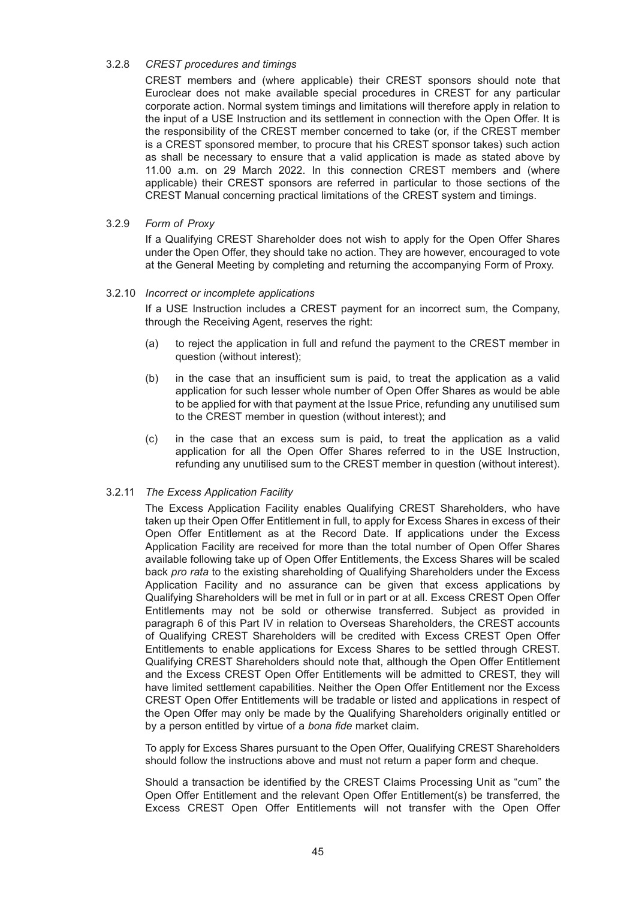3.2.8 *CREST procedures and timings*

CREST members and (where applicable) their CREST sponsors should note that Euroclear does not make available special procedures in CREST for any particular corporate action. Normal system timings and limitations will therefore apply in relation to the input of a USE Instruction and its settlement in connection with the Open Offer. It is the responsibility of the CREST member concerned to take (or, if the CREST member is a CREST sponsored member, to procure that his CREST sponsor takes) such action as shall be necessary to ensure that a valid application is made as stated above by 11.00 a.m. on 29 March 2022. In this connection CREST members and (where applicable) their CREST sponsors are referred in particular to those sections of the CREST Manual concerning practical limitations of the CREST system and timings.

3.2.9 *Form of Proxy*

If a Qualifying CREST Shareholder does not wish to apply for the Open Offer Shares under the Open Offer, they should take no action. They are however, encouraged to vote at the General Meeting by completing and returning the accompanying Form of Proxy.

3.2.10 *Incorrect or incomplete applications*

If a USE Instruction includes a CREST payment for an incorrect sum, the Company, through the Receiving Agent, reserves the right:

(a) to reject the application in full and refund the payment to the CREST member in question (without interest);

(b) in the case that an insufficient sum is paid, to treat the application as a valid application for such lesser whole number of Open Offer Shares as would be able to be applied for with that payment at the Issue Price, refunding any unutilised sum to the CREST member in question (without interest); and

(c) in the case that an excess sum is paid, to treat the application as a valid application for all the Open Offer Shares referred to in the USE Instruction, refunding any unutilised sum to the CREST member in question (without interest).

3.2.11 *The Excess Application Facility*

The Excess Application Facility enables Qualifying CREST Shareholders, who have taken up their Open Offer Entitlement in full, to apply for Excess Shares in excess of their Open Offer Entitlement as at the Record Date. If applications under the Excess Application Facility are received for more than the total number of Open Offer Shares available following take up of Open Offer Entitlements, the Excess Shares will be scaled back *pro rata* to the existing shareholding of Qualifying Shareholders under the Excess Application Facility and no assurance can be given that excess applications by Qualifying Shareholders will be met in full or in part or at all. Excess CREST Open Offer Entitlements may not be sold or otherwise transferred. Subject as provided in paragraph 6 of this Part IV in relation to Overseas Shareholders, the CREST accounts of Qualifying CREST Shareholders will be credited with Excess CREST Open Offer Entitlements to enable applications for Excess Shares to be settled through CREST. Qualifying CREST Shareholders should note that, although the Open Offer Entitlement and the Excess CREST Open Offer Entitlements will be admitted to CREST, they will have limited settlement capabilities. Neither the Open Offer Entitlement nor the Excess CREST Open Offer Entitlements will be tradable or listed and applications in respect of the Open Offer may only be made by the Qualifying Shareholders originally entitled or by a person entitled by virtue of a *bona fide* market claim.

To apply for Excess Shares pursuant to the Open Offer, Qualifying CREST Shareholders should follow the instructions above and must not return a paper form and cheque.

Should a transaction be identified by the CREST Claims Processing Unit as "cum" the Open Offer Entitlement and the relevant Open Offer Entitlement(s) be transferred, the Excess CREST Open Offer Entitlements will not transfer with the Open Offer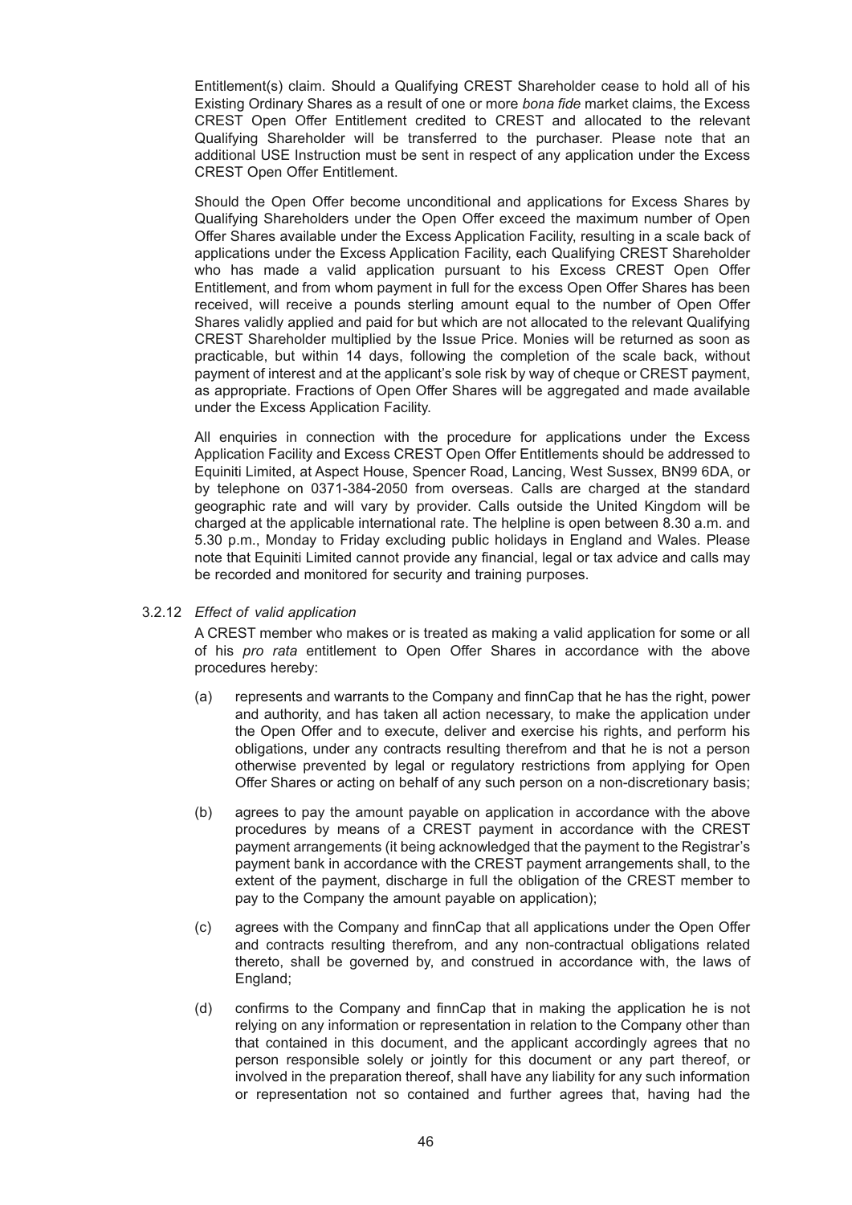Entitlement(s) claim. Should a Qualifying CREST Shareholder cease to hold all of his Existing Ordinary Shares as a result of one or more *bona fide* market claims, the Excess CREST Open Offer Entitlement credited to CREST and allocated to the relevant Qualifying Shareholder will be transferred to the purchaser. Please note that an additional USE Instruction must be sent in respect of any application under the Excess CREST Open Offer Entitlement.

Should the Open Offer become unconditional and applications for Excess Shares by Qualifying Shareholders under the Open Offer exceed the maximum number of Open Offer Shares available under the Excess Application Facility, resulting in a scale back of applications under the Excess Application Facility, each Qualifying CREST Shareholder who has made a valid application pursuant to his Excess CREST Open Offer Entitlement, and from whom payment in full for the excess Open Offer Shares has been received, will receive a pounds sterling amount equal to the number of Open Offer Shares validly applied and paid for but which are not allocated to the relevant Qualifying CREST Shareholder multiplied by the Issue Price. Monies will be returned as soon as practicable, but within 14 days, following the completion of the scale back, without payment of interest and at the applicant's sole risk by way of cheque or CREST payment, as appropriate. Fractions of Open Offer Shares will be aggregated and made available under the Excess Application Facility.

All enquiries in connection with the procedure for applications under the Excess Application Facility and Excess CREST Open Offer Entitlements should be addressed to Equiniti Limited, at Aspect House, Spencer Road, Lancing, West Sussex, BN99 6DA, or by telephone on 0371-384-2050 from overseas. Calls are charged at the standard geographic rate and will vary by provider. Calls outside the United Kingdom will be charged at the applicable international rate. The helpline is open between 8.30 a.m. and 5.30 p.m., Monday to Friday excluding public holidays in England and Wales. Please note that Equiniti Limited cannot provide any financial, legal or tax advice and calls may be recorded and monitored for security and training purposes.

3.2.12 *Effect of valid application*

A CREST member who makes or is treated as making a valid application for some or all of his *pro rata* entitlement to Open Offer Shares in accordance with the above procedures hereby:

(a) represents and warrants to the Company and finnCap that he has the right, power and authority, and has taken all action necessary, to make the application under the Open Offer and to execute, deliver and exercise his rights, and perform his obligations, under any contracts resulting therefrom and that he is not a person otherwise prevented by legal or regulatory restrictions from applying for Open Offer Shares or acting on behalf of any such person on a non-discretionary basis;

(b) agrees to pay the amount payable on application in accordance with the above procedures by means of a CREST payment in accordance with the CREST payment arrangements (it being acknowledged that the payment to the Registrar's payment bank in accordance with the CREST payment arrangements shall, to the extent of the payment, discharge in full the obligation of the CREST member to pay to the Company the amount payable on application);

(c) agrees with the Company and finnCap that all applications under the Open Offer and contracts resulting therefrom, and any non-contractual obligations related thereto, shall be governed by, and construed in accordance with, the laws of England;

(d) confirms to the Company and finnCap that in making the application he is not relying on any information or representation in relation to the Company other than that contained in this document, and the applicant accordingly agrees that no person responsible solely or jointly for this document or any part thereof, or involved in the preparation thereof, shall have any liability for any such information or representation not so contained and further agrees that, having had the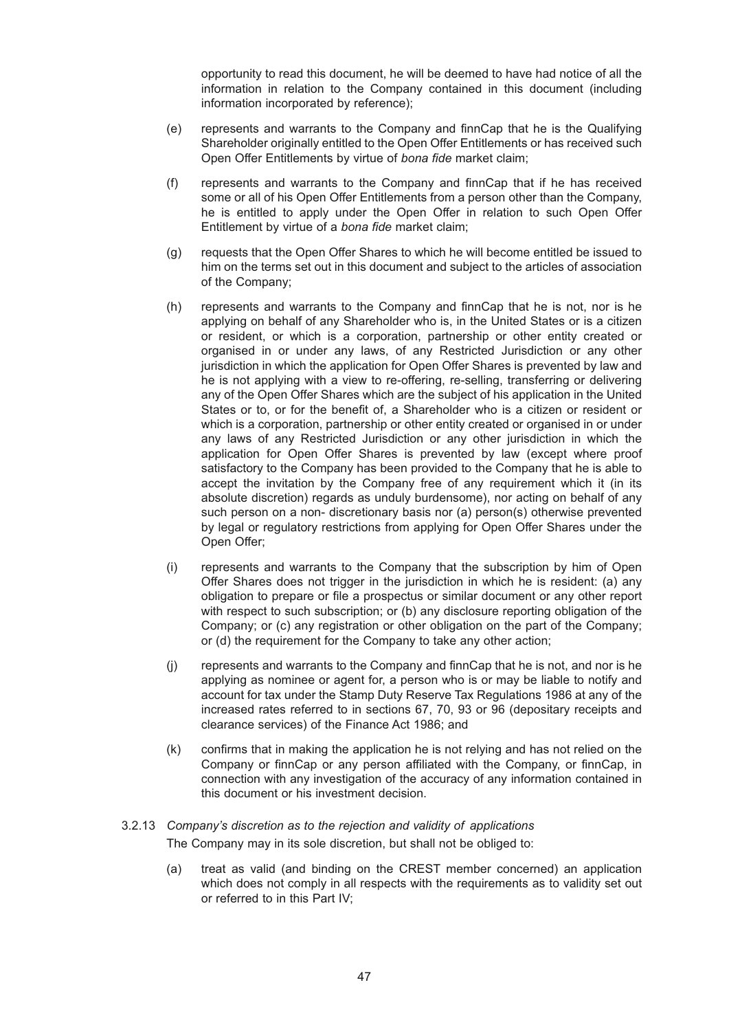opportunity to read this document, he will be deemed to have had notice of all the information in relation to the Company contained in this document (including information incorporated by reference);

(e) represents and warrants to the Company and finnCap that he is the Qualifying Shareholder originally entitled to the Open Offer Entitlements or has received such Open Offer Entitlements by virtue of *bona fide* market claim;

(f) represents and warrants to the Company and finnCap that if he has received some or all of his Open Offer Entitlements from a person other than the Company, he is entitled to apply under the Open Offer in relation to such Open Offer Entitlement by virtue of a *bona fide* market claim;

(g) requests that the Open Offer Shares to which he will become entitled be issued to him on the terms set out in this document and subject to the articles of association of the Company;

(h) represents and warrants to the Company and finnCap that he is not, nor is he applying on behalf of any Shareholder who is, in the United States or is a citizen or resident, or which is a corporation, partnership or other entity created or organised in or under any laws, of any Restricted Jurisdiction or any other jurisdiction in which the application for Open Offer Shares is prevented by law and he is not applying with a view to re-offering, re-selling, transferring or delivering any of the Open Offer Shares which are the subject of his application in the United States or to, or for the benefit of, a Shareholder who is a citizen or resident or which is a corporation, partnership or other entity created or organised in or under any laws of any Restricted Jurisdiction or any other jurisdiction in which the application for Open Offer Shares is prevented by law (except where proof satisfactory to the Company has been provided to the Company that he is able to accept the invitation by the Company free of any requirement which it (in its absolute discretion) regards as unduly burdensome), nor acting on behalf of any such person on a non- discretionary basis nor (a) person(s) otherwise prevented by legal or regulatory restrictions from applying for Open Offer Shares under the Open Offer;

(i) represents and warrants to the Company that the subscription by him of Open Offer Shares does not trigger in the jurisdiction in which he is resident: (a) any obligation to prepare or file a prospectus or similar document or any other report with respect to such subscription; or (b) any disclosure reporting obligation of the Company; or (c) any registration or other obligation on the part of the Company; or (d) the requirement for the Company to take any other action;

(j) represents and warrants to the Company and finnCap that he is not, and nor is he applying as nominee or agent for, a person who is or may be liable to notify and account for tax under the Stamp Duty Reserve Tax Regulations 1986 at any of the increased rates referred to in sections 67, 70, 93 or 96 (depositary receipts and clearance services) of the Finance Act 1986; and

(k) confirms that in making the application he is not relying and has not relied on the Company or finnCap or any person affiliated with the Company, or finnCap, in connection with any investigation of the accuracy of any information contained in this document or his investment decision.

3.2.13 *Company's discretion as to the rejection and validity of applications*

The Company may in its sole discretion, but shall not be obliged to:

(a) treat as valid (and binding on the CREST member concerned) an application which does not comply in all respects with the requirements as to validity set out or referred to in this Part IV;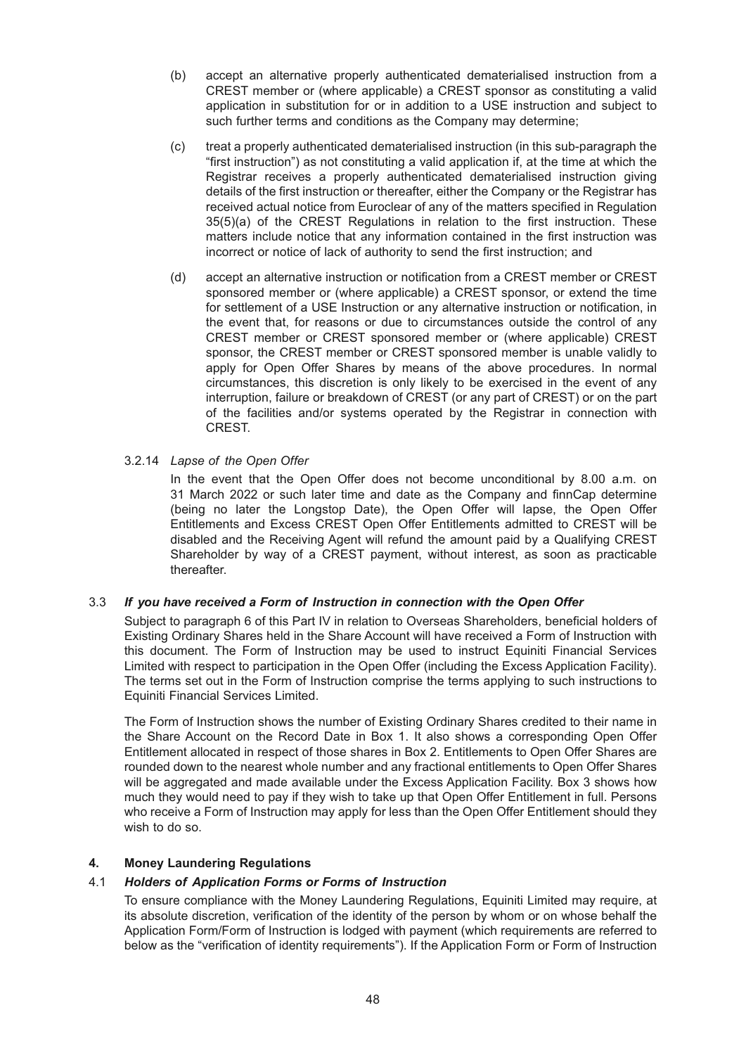(b) accept an alternative properly authenticated dematerialised instruction from a CREST member or (where applicable) a CREST sponsor as constituting a valid application in substitution for or in addition to a USE instruction and subject to such further terms and conditions as the Company may determine;

(c) treat a properly authenticated dematerialised instruction (in this sub-paragraph the "first instruction") as not constituting a valid application if, at the time at which the Registrar receives a properly authenticated dematerialised instruction giving details of the first instruction or thereafter, either the Company or the Registrar has received actual notice from Euroclear of any of the matters specified in Regulation 35(5)(a) of the CREST Regulations in relation to the first instruction. These matters include notice that any information contained in the first instruction was incorrect or notice of lack of authority to send the first instruction; and

(d) accept an alternative instruction or notification from a CREST member or CREST sponsored member or (where applicable) a CREST sponsor, or extend the time for settlement of a USE Instruction or any alternative instruction or notification, in the event that, for reasons or due to circumstances outside the control of any CREST member or CREST sponsored member or (where applicable) CREST sponsor, the CREST member or CREST sponsored member is unable validly to apply for Open Offer Shares by means of the above procedures. In normal circumstances, this discretion is only likely to be exercised in the event of any interruption, failure or breakdown of CREST (or any part of CREST) or on the part of the facilities and/or systems operated by the Registrar in connection with CREST.

3.2.14 *Lapse of the Open Offer*

In the event that the Open Offer does not become unconditional by 8.00 a.m. on 31 March 2022 or such later time and date as the Company and finnCap determine (being no later the Longstop Date), the Open Offer will lapse, the Open Offer Entitlements and Excess CREST Open Offer Entitlements admitted to CREST will be disabled and the Receiving Agent will refund the amount paid by a Qualifying CREST Shareholder by way of a CREST payment, without interest, as soon as practicable thereafter.

3.3 ***If you have received a Form of Instruction in connection with the Open Offer***

Subject to paragraph 6 of this Part IV in relation to Overseas Shareholders, beneficial holders of Existing Ordinary Shares held in the Share Account will have received a Form of Instruction with this document. The Form of Instruction may be used to instruct Equiniti Financial Services Limited with respect to participation in the Open Offer (including the Excess Application Facility). The terms set out in the Form of Instruction comprise the terms applying to such instructions to Equiniti Financial Services Limited.

The Form of Instruction shows the number of Existing Ordinary Shares credited to their name in the Share Account on the Record Date in Box 1. It also shows a corresponding Open Offer Entitlement allocated in respect of those shares in Box 2. Entitlements to Open Offer Shares are rounded down to the nearest whole number and any fractional entitlements to Open Offer Shares will be aggregated and made available under the Excess Application Facility. Box 3 shows how much they would need to pay if they wish to take up that Open Offer Entitlement in full. Persons who receive a Form of Instruction may apply for less than the Open Offer Entitlement should they wish to do so.

## 4. Money Laundering Regulations

4.1 ***Holders of Application Forms or Forms of Instruction***

To ensure compliance with the Money Laundering Regulations, Equiniti Limited may require, at its absolute discretion, verification of the identity of the person by whom or on whose behalf the Application Form/Form of Instruction is lodged with payment (which requirements are referred to below as the "verification of identity requirements"). If the Application Form or Form of Instruction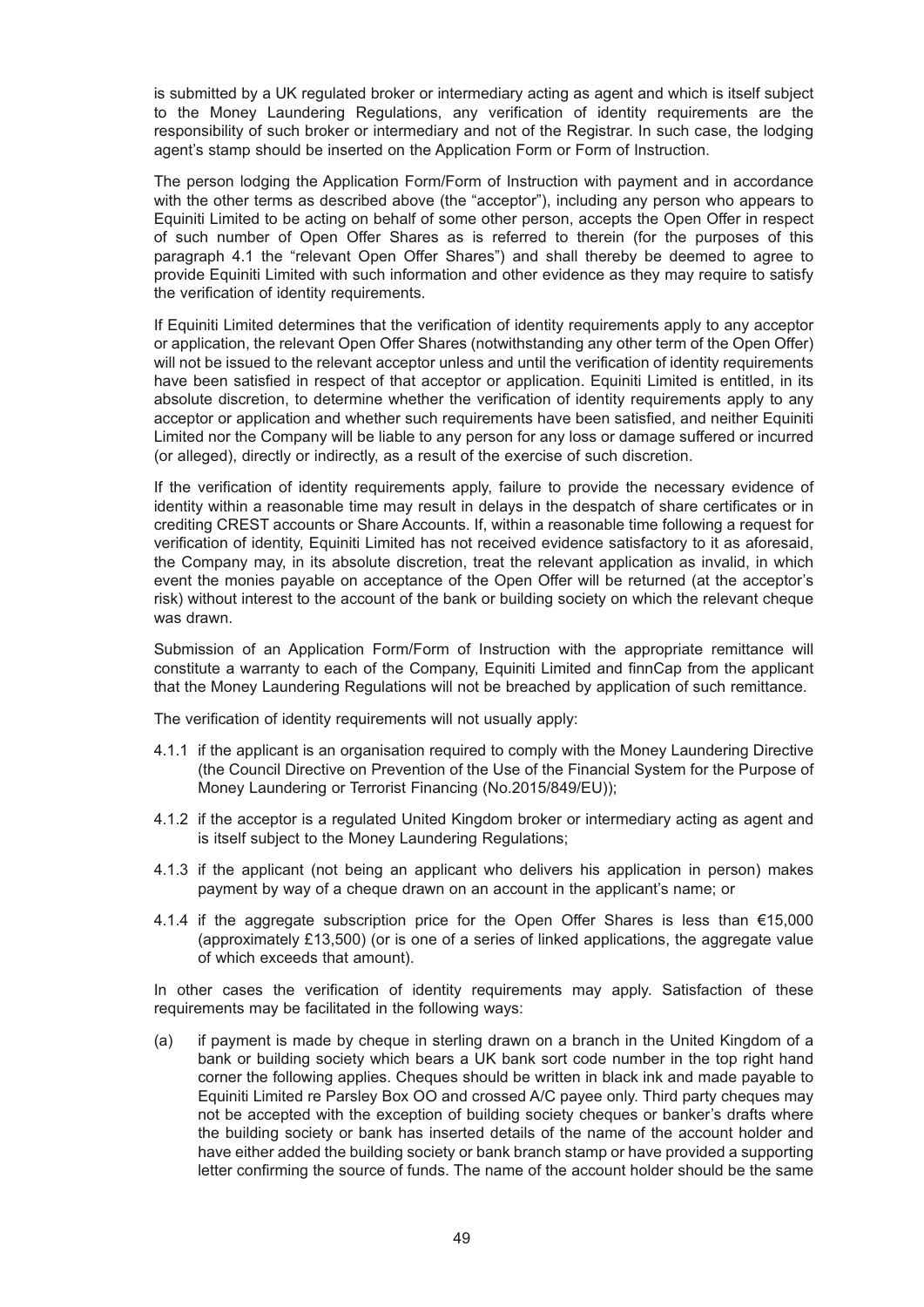is submitted by a UK regulated broker or intermediary acting as agent and which is itself subject to the Money Laundering Regulations, any verification of identity requirements are the responsibility of such broker or intermediary and not of the Registrar. In such case, the lodging agent's stamp should be inserted on the Application Form or Form of Instruction.

The person lodging the Application Form/Form of Instruction with payment and in accordance with the other terms as described above (the "acceptor"), including any person who appears to Equiniti Limited to be acting on behalf of some other person, accepts the Open Offer in respect of such number of Open Offer Shares as is referred to therein (for the purposes of this paragraph 4.1 the "relevant Open Offer Shares") and shall thereby be deemed to agree to provide Equiniti Limited with such information and other evidence as they may require to satisfy the verification of identity requirements.

If Equiniti Limited determines that the verification of identity requirements apply to any acceptor or application, the relevant Open Offer Shares (notwithstanding any other term of the Open Offer) will not be issued to the relevant acceptor unless and until the verification of identity requirements have been satisfied in respect of that acceptor or application. Equiniti Limited is entitled, in its absolute discretion, to determine whether the verification of identity requirements apply to any acceptor or application and whether such requirements have been satisfied, and neither Equiniti Limited nor the Company will be liable to any person for any loss or damage suffered or incurred (or alleged), directly or indirectly, as a result of the exercise of such discretion.

If the verification of identity requirements apply, failure to provide the necessary evidence of identity within a reasonable time may result in delays in the despatch of share certificates or in crediting CREST accounts or Share Accounts. If, within a reasonable time following a request for verification of identity, Equiniti Limited has not received evidence satisfactory to it as aforesaid, the Company may, in its absolute discretion, treat the relevant application as invalid, in which event the monies payable on acceptance of the Open Offer will be returned (at the acceptor's risk) without interest to the account of the bank or building society on which the relevant cheque was drawn.

Submission of an Application Form/Form of Instruction with the appropriate remittance will constitute a warranty to each of the Company, Equiniti Limited and finnCap from the applicant that the Money Laundering Regulations will not be breached by application of such remittance.

The verification of identity requirements will not usually apply:

4.1.1 if the applicant is an organisation required to comply with the Money Laundering Directive (the Council Directive on Prevention of the Use of the Financial System for the Purpose of Money Laundering or Terrorist Financing (No.2015/849/EU));

4.1.2 if the acceptor is a regulated United Kingdom broker or intermediary acting as agent and is itself subject to the Money Laundering Regulations;

4.1.3 if the applicant (not being an applicant who delivers his application in person) makes payment by way of a cheque drawn on an account in the applicant's name; or

4.1.4 if the aggregate subscription price for the Open Offer Shares is less than €15,000 (approximately £13,500) (or is one of a series of linked applications, the aggregate value of which exceeds that amount).

In other cases the verification of identity requirements may apply. Satisfaction of these requirements may be facilitated in the following ways:

(a) if payment is made by cheque in sterling drawn on a branch in the United Kingdom of a bank or building society which bears a UK bank sort code number in the top right hand corner the following applies. Cheques should be written in black ink and made payable to Equiniti Limited re Parsley Box OO and crossed A/C payee only. Third party cheques may not be accepted with the exception of building society cheques or banker's drafts where the building society or bank has inserted details of the name of the account holder and have either added the building society or bank branch stamp or have provided a supporting letter confirming the source of funds. The name of the account holder should be the same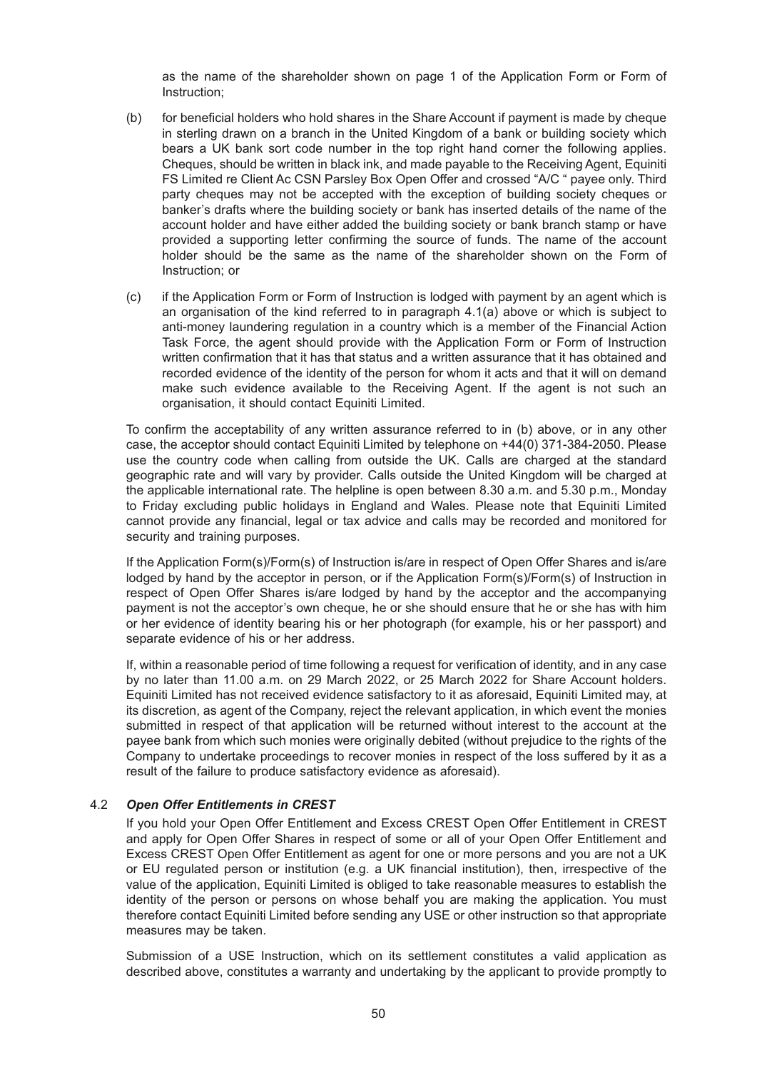as the name of the shareholder shown on page 1 of the Application Form or Form of Instruction;

(b) for beneficial holders who hold shares in the Share Account if payment is made by cheque in sterling drawn on a branch in the United Kingdom of a bank or building society which bears a UK bank sort code number in the top right hand corner the following applies. Cheques, should be written in black ink, and made payable to the Receiving Agent, Equiniti FS Limited re Client Ac CSN Parsley Box Open Offer and crossed "A/C " payee only. Third party cheques may not be accepted with the exception of building society cheques or banker's drafts where the building society or bank has inserted details of the name of the account holder and have either added the building society or bank branch stamp or have provided a supporting letter confirming the source of funds. The name of the account holder should be the same as the name of the shareholder shown on the Form of Instruction; or

(c) if the Application Form or Form of Instruction is lodged with payment by an agent which is an organisation of the kind referred to in paragraph 4.1(a) above or which is subject to anti-money laundering regulation in a country which is a member of the Financial Action Task Force, the agent should provide with the Application Form or Form of Instruction written confirmation that it has that status and a written assurance that it has obtained and recorded evidence of the identity of the person for whom it acts and that it will on demand make such evidence available to the Receiving Agent. If the agent is not such an organisation, it should contact Equiniti Limited.

To confirm the acceptability of any written assurance referred to in (b) above, or in any other case, the acceptor should contact Equiniti Limited by telephone on +44(0) 371-384-2050. Please use the country code when calling from outside the UK. Calls are charged at the standard geographic rate and will vary by provider. Calls outside the United Kingdom will be charged at the applicable international rate. The helpline is open between 8.30 a.m. and 5.30 p.m., Monday to Friday excluding public holidays in England and Wales. Please note that Equiniti Limited cannot provide any financial, legal or tax advice and calls may be recorded and monitored for security and training purposes.

If the Application Form(s)/Form(s) of Instruction is/are in respect of Open Offer Shares and is/are lodged by hand by the acceptor in person, or if the Application Form(s)/Form(s) of Instruction in respect of Open Offer Shares is/are lodged by hand by the acceptor and the accompanying payment is not the acceptor's own cheque, he or she should ensure that he or she has with him or her evidence of identity bearing his or her photograph (for example, his or her passport) and separate evidence of his or her address.

If, within a reasonable period of time following a request for verification of identity, and in any case by no later than 11.00 a.m. on 29 March 2022, or 25 March 2022 for Share Account holders. Equiniti Limited has not received evidence satisfactory to it as aforesaid, Equiniti Limited may, at its discretion, as agent of the Company, reject the relevant application, in which event the monies submitted in respect of that application will be returned without interest to the account at the payee bank from which such monies were originally debited (without prejudice to the rights of the Company to undertake proceedings to recover monies in respect of the loss suffered by it as a result of the failure to produce satisfactory evidence as aforesaid).

4.2 ***Open Offer Entitlements in CREST***

If you hold your Open Offer Entitlement and Excess CREST Open Offer Entitlement in CREST and apply for Open Offer Shares in respect of some or all of your Open Offer Entitlement and Excess CREST Open Offer Entitlement as agent for one or more persons and you are not a UK or EU regulated person or institution (e.g. a UK financial institution), then, irrespective of the value of the application, Equiniti Limited is obliged to take reasonable measures to establish the identity of the person or persons on whose behalf you are making the application. You must therefore contact Equiniti Limited before sending any USE or other instruction so that appropriate measures may be taken.

Submission of a USE Instruction, which on its settlement constitutes a valid application as described above, constitutes a warranty and undertaking by the applicant to provide promptly to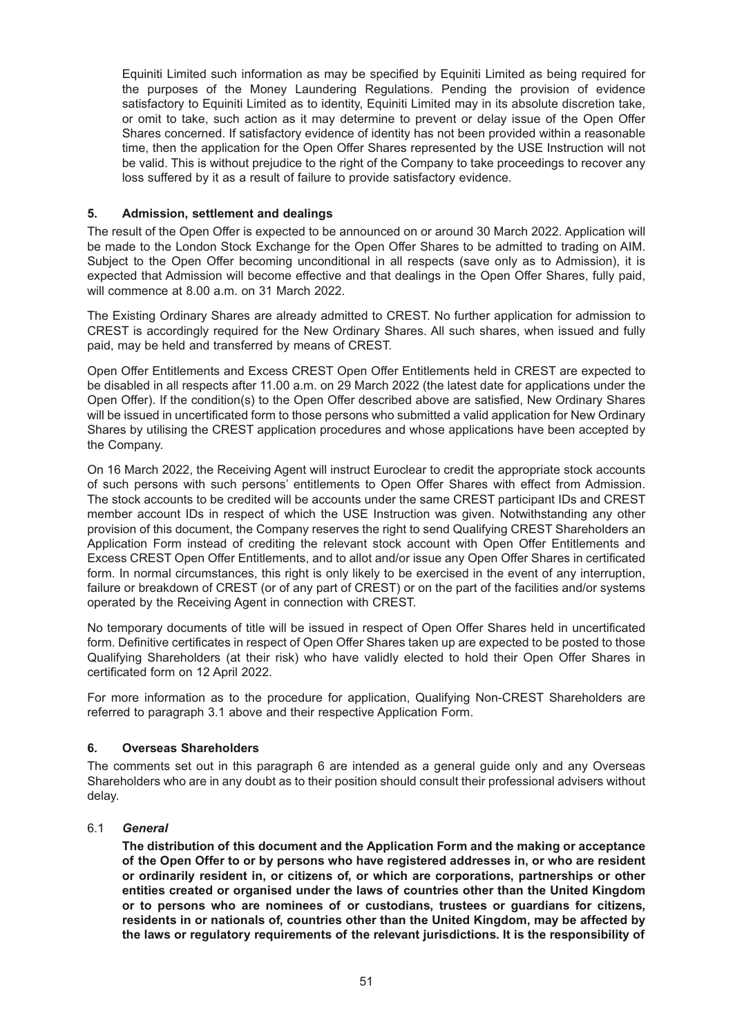Equiniti Limited such information as may be specified by Equiniti Limited as being required for the purposes of the Money Laundering Regulations. Pending the provision of evidence satisfactory to Equiniti Limited as to identity, Equiniti Limited may in its absolute discretion take, or omit to take, such action as it may determine to prevent or delay issue of the Open Offer Shares concerned. If satisfactory evidence of identity has not been provided within a reasonable time, then the application for the Open Offer Shares represented by the USE Instruction will not be valid. This is without prejudice to the right of the Company to take proceedings to recover any loss suffered by it as a result of failure to provide satisfactory evidence.

## 5. Admission, settlement and dealings

The result of the Open Offer is expected to be announced on or around 30 March 2022. Application will be made to the London Stock Exchange for the Open Offer Shares to be admitted to trading on AIM. Subject to the Open Offer becoming unconditional in all respects (save only as to Admission), it is expected that Admission will become effective and that dealings in the Open Offer Shares, fully paid, will commence at 8.00 a.m. on 31 March 2022.

The Existing Ordinary Shares are already admitted to CREST. No further application for admission to CREST is accordingly required for the New Ordinary Shares. All such shares, when issued and fully paid, may be held and transferred by means of CREST.

Open Offer Entitlements and Excess CREST Open Offer Entitlements held in CREST are expected to be disabled in all respects after 11.00 a.m. on 29 March 2022 (the latest date for applications under the Open Offer). If the condition(s) to the Open Offer described above are satisfied, New Ordinary Shares will be issued in uncertificated form to those persons who submitted a valid application for New Ordinary Shares by utilising the CREST application procedures and whose applications have been accepted by the Company.

On 16 March 2022, the Receiving Agent will instruct Euroclear to credit the appropriate stock accounts of such persons with such persons' entitlements to Open Offer Shares with effect from Admission. The stock accounts to be credited will be accounts under the same CREST participant IDs and CREST member account IDs in respect of which the USE Instruction was given. Notwithstanding any other provision of this document, the Company reserves the right to send Qualifying CREST Shareholders an Application Form instead of crediting the relevant stock account with Open Offer Entitlements and Excess CREST Open Offer Entitlements, and to allot and/or issue any Open Offer Shares in certificated form. In normal circumstances, this right is only likely to be exercised in the event of any interruption, failure or breakdown of CREST (or of any part of CREST) or on the part of the facilities and/or systems operated by the Receiving Agent in connection with CREST.

No temporary documents of title will be issued in respect of Open Offer Shares held in uncertificated form. Definitive certificates in respect of Open Offer Shares taken up are expected to be posted to those Qualifying Shareholders (at their risk) who have validly elected to hold their Open Offer Shares in certificated form on 12 April 2022.

For more information as to the procedure for application, Qualifying Non-CREST Shareholders are referred to paragraph 3.1 above and their respective Application Form.

## 6. Overseas Shareholders

The comments set out in this paragraph 6 are intended as a general guide only and any Overseas Shareholders who are in any doubt as to their position should consult their professional advisers without delay.

### 6.1 *General*

**The distribution of this document and the Application Form and the making or acceptance of the Open Offer to or by persons who have registered addresses in, or who are resident or ordinarily resident in, or citizens of, or which are corporations, partnerships or other entities created or organised under the laws of countries other than the United Kingdom or to persons who are nominees of or custodians, trustees or guardians for citizens, residents in or nationals of, countries other than the United Kingdom, may be affected by the laws or regulatory requirements of the relevant jurisdictions. It is the responsibility of**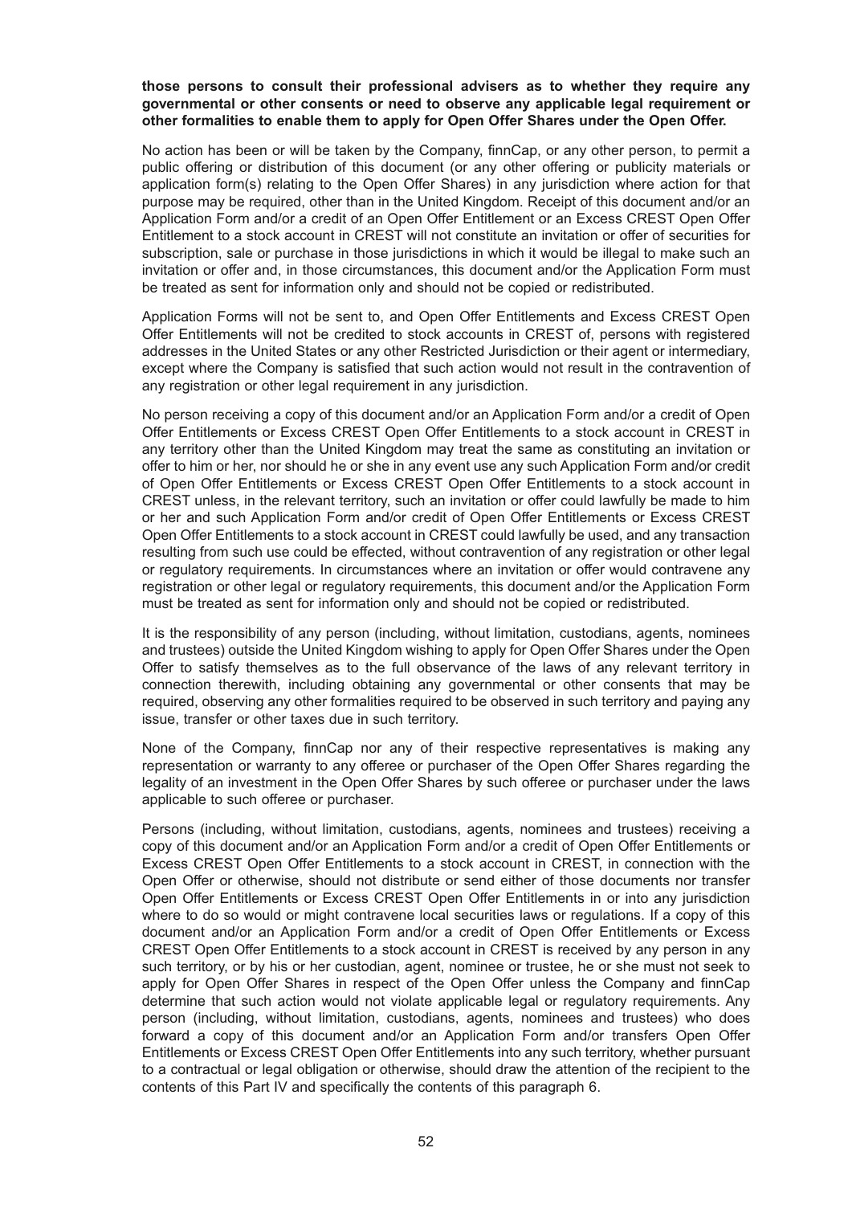**those persons to consult their professional advisers as to whether they require any governmental or other consents or need to observe any applicable legal requirement or other formalities to enable them to apply for Open Offer Shares under the Open Offer.**

No action has been or will be taken by the Company, finnCap, or any other person, to permit a public offering or distribution of this document (or any other offering or publicity materials or application form(s) relating to the Open Offer Shares) in any jurisdiction where action for that purpose may be required, other than in the United Kingdom. Receipt of this document and/or an Application Form and/or a credit of an Open Offer Entitlement or an Excess CREST Open Offer Entitlement to a stock account in CREST will not constitute an invitation or offer of securities for subscription, sale or purchase in those jurisdictions in which it would be illegal to make such an invitation or offer and, in those circumstances, this document and/or the Application Form must be treated as sent for information only and should not be copied or redistributed.

Application Forms will not be sent to, and Open Offer Entitlements and Excess CREST Open Offer Entitlements will not be credited to stock accounts in CREST of, persons with registered addresses in the United States or any other Restricted Jurisdiction or their agent or intermediary, except where the Company is satisfied that such action would not result in the contravention of any registration or other legal requirement in any jurisdiction.

No person receiving a copy of this document and/or an Application Form and/or a credit of Open Offer Entitlements or Excess CREST Open Offer Entitlements to a stock account in CREST in any territory other than the United Kingdom may treat the same as constituting an invitation or offer to him or her, nor should he or she in any event use any such Application Form and/or credit of Open Offer Entitlements or Excess CREST Open Offer Entitlements to a stock account in CREST unless, in the relevant territory, such an invitation or offer could lawfully be made to him or her and such Application Form and/or credit of Open Offer Entitlements or Excess CREST Open Offer Entitlements to a stock account in CREST could lawfully be used, and any transaction resulting from such use could be effected, without contravention of any registration or other legal or regulatory requirements. In circumstances where an invitation or offer would contravene any registration or other legal or regulatory requirements, this document and/or the Application Form must be treated as sent for information only and should not be copied or redistributed.

It is the responsibility of any person (including, without limitation, custodians, agents, nominees and trustees) outside the United Kingdom wishing to apply for Open Offer Shares under the Open Offer to satisfy themselves as to the full observance of the laws of any relevant territory in connection therewith, including obtaining any governmental or other consents that may be required, observing any other formalities required to be observed in such territory and paying any issue, transfer or other taxes due in such territory.

None of the Company, finnCap nor any of their respective representatives is making any representation or warranty to any offeree or purchaser of the Open Offer Shares regarding the legality of an investment in the Open Offer Shares by such offeree or purchaser under the laws applicable to such offeree or purchaser.

Persons (including, without limitation, custodians, agents, nominees and trustees) receiving a copy of this document and/or an Application Form and/or a credit of Open Offer Entitlements or Excess CREST Open Offer Entitlements to a stock account in CREST, in connection with the Open Offer or otherwise, should not distribute or send either of those documents nor transfer Open Offer Entitlements or Excess CREST Open Offer Entitlements in or into any jurisdiction where to do so would or might contravene local securities laws or regulations. If a copy of this document and/or an Application Form and/or a credit of Open Offer Entitlements or Excess CREST Open Offer Entitlements to a stock account in CREST is received by any person in any such territory, or by his or her custodian, agent, nominee or trustee, he or she must not seek to apply for Open Offer Shares in respect of the Open Offer unless the Company and finnCap determine that such action would not violate applicable legal or regulatory requirements. Any person (including, without limitation, custodians, agents, nominees and trustees) who does forward a copy of this document and/or an Application Form and/or transfers Open Offer Entitlements or Excess CREST Open Offer Entitlements into any such territory, whether pursuant to a contractual or legal obligation or otherwise, should draw the attention of the recipient to the contents of this Part IV and specifically the contents of this paragraph 6.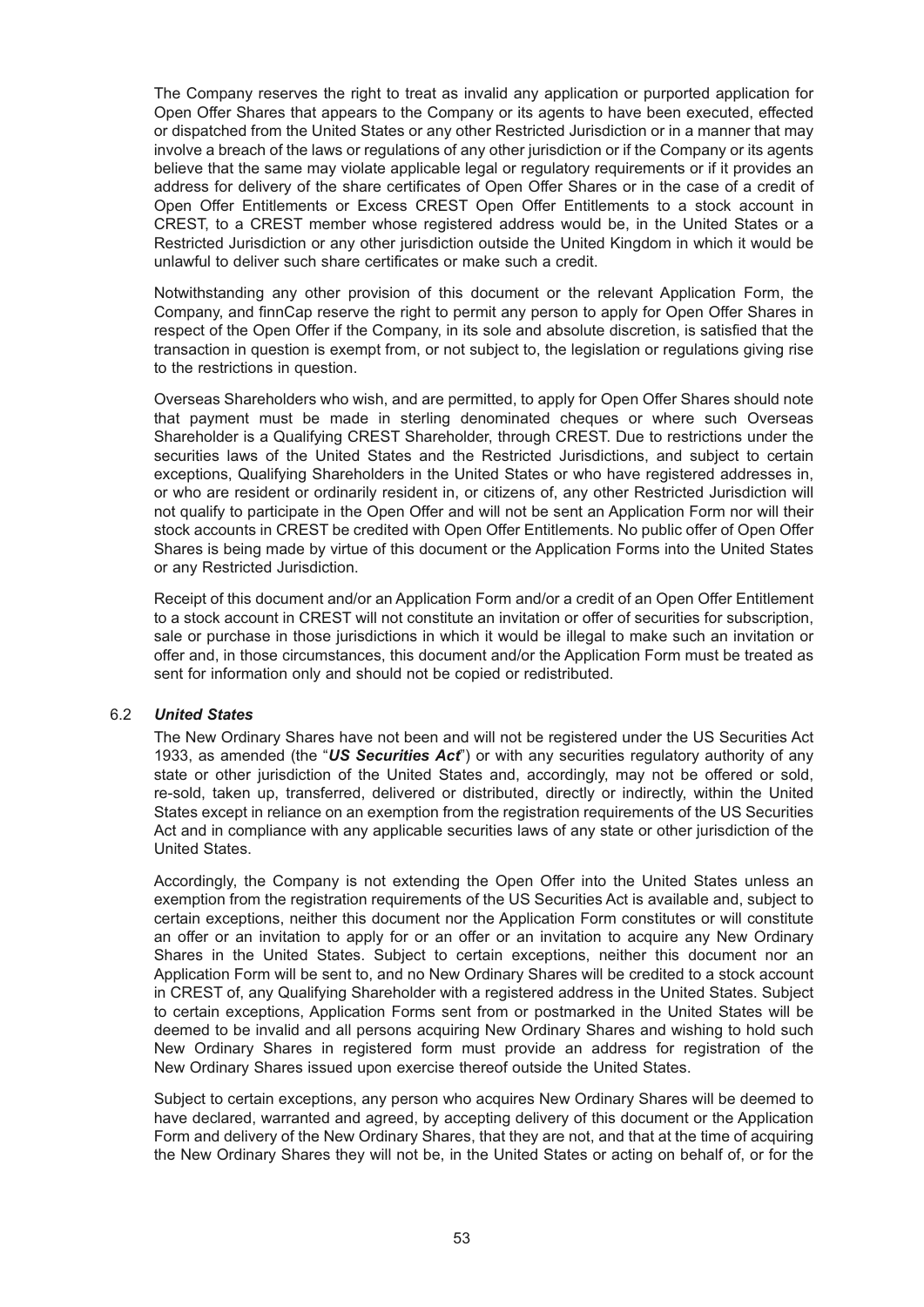The Company reserves the right to treat as invalid any application or purported application for Open Offer Shares that appears to the Company or its agents to have been executed, effected or dispatched from the United States or any other Restricted Jurisdiction or in a manner that may involve a breach of the laws or regulations of any other jurisdiction or if the Company or its agents believe that the same may violate applicable legal or regulatory requirements or if it provides an address for delivery of the share certificates of Open Offer Shares or in the case of a credit of Open Offer Entitlements or Excess CREST Open Offer Entitlements to a stock account in CREST, to a CREST member whose registered address would be, in the United States or a Restricted Jurisdiction or any other jurisdiction outside the United Kingdom in which it would be unlawful to deliver such share certificates or make such a credit.

Notwithstanding any other provision of this document or the relevant Application Form, the Company, and finnCap reserve the right to permit any person to apply for Open Offer Shares in respect of the Open Offer if the Company, in its sole and absolute discretion, is satisfied that the transaction in question is exempt from, or not subject to, the legislation or regulations giving rise to the restrictions in question.

Overseas Shareholders who wish, and are permitted, to apply for Open Offer Shares should note that payment must be made in sterling denominated cheques or where such Overseas Shareholder is a Qualifying CREST Shareholder, through CREST. Due to restrictions under the securities laws of the United States and the Restricted Jurisdictions, and subject to certain exceptions, Qualifying Shareholders in the United States or who have registered addresses in, or who are resident or ordinarily resident in, or citizens of, any other Restricted Jurisdiction will not qualify to participate in the Open Offer and will not be sent an Application Form nor will their stock accounts in CREST be credited with Open Offer Entitlements. No public offer of Open Offer Shares is being made by virtue of this document or the Application Forms into the United States or any Restricted Jurisdiction.

Receipt of this document and/or an Application Form and/or a credit of an Open Offer Entitlement to a stock account in CREST will not constitute an invitation or offer of securities for subscription, sale or purchase in those jurisdictions in which it would be illegal to make such an invitation or offer and, in those circumstances, this document and/or the Application Form must be treated as sent for information only and should not be copied or redistributed.

6.2 ***United States***

The New Ordinary Shares have not been and will not be registered under the US Securities Act 1933, as amended (the "***US Securities Act***") or with any securities regulatory authority of any state or other jurisdiction of the United States and, accordingly, may not be offered or sold, re-sold, taken up, transferred, delivered or distributed, directly or indirectly, within the United States except in reliance on an exemption from the registration requirements of the US Securities Act and in compliance with any applicable securities laws of any state or other jurisdiction of the United States.

Accordingly, the Company is not extending the Open Offer into the United States unless an exemption from the registration requirements of the US Securities Act is available and, subject to certain exceptions, neither this document nor the Application Form constitutes or will constitute an offer or an invitation to apply for or an offer or an invitation to acquire any New Ordinary Shares in the United States. Subject to certain exceptions, neither this document nor an Application Form will be sent to, and no New Ordinary Shares will be credited to a stock account in CREST of, any Qualifying Shareholder with a registered address in the United States. Subject to certain exceptions, Application Forms sent from or postmarked in the United States will be deemed to be invalid and all persons acquiring New Ordinary Shares and wishing to hold such New Ordinary Shares in registered form must provide an address for registration of the New Ordinary Shares issued upon exercise thereof outside the United States.

Subject to certain exceptions, any person who acquires New Ordinary Shares will be deemed to have declared, warranted and agreed, by accepting delivery of this document or the Application Form and delivery of the New Ordinary Shares, that they are not, and that at the time of acquiring the New Ordinary Shares they will not be, in the United States or acting on behalf of, or for the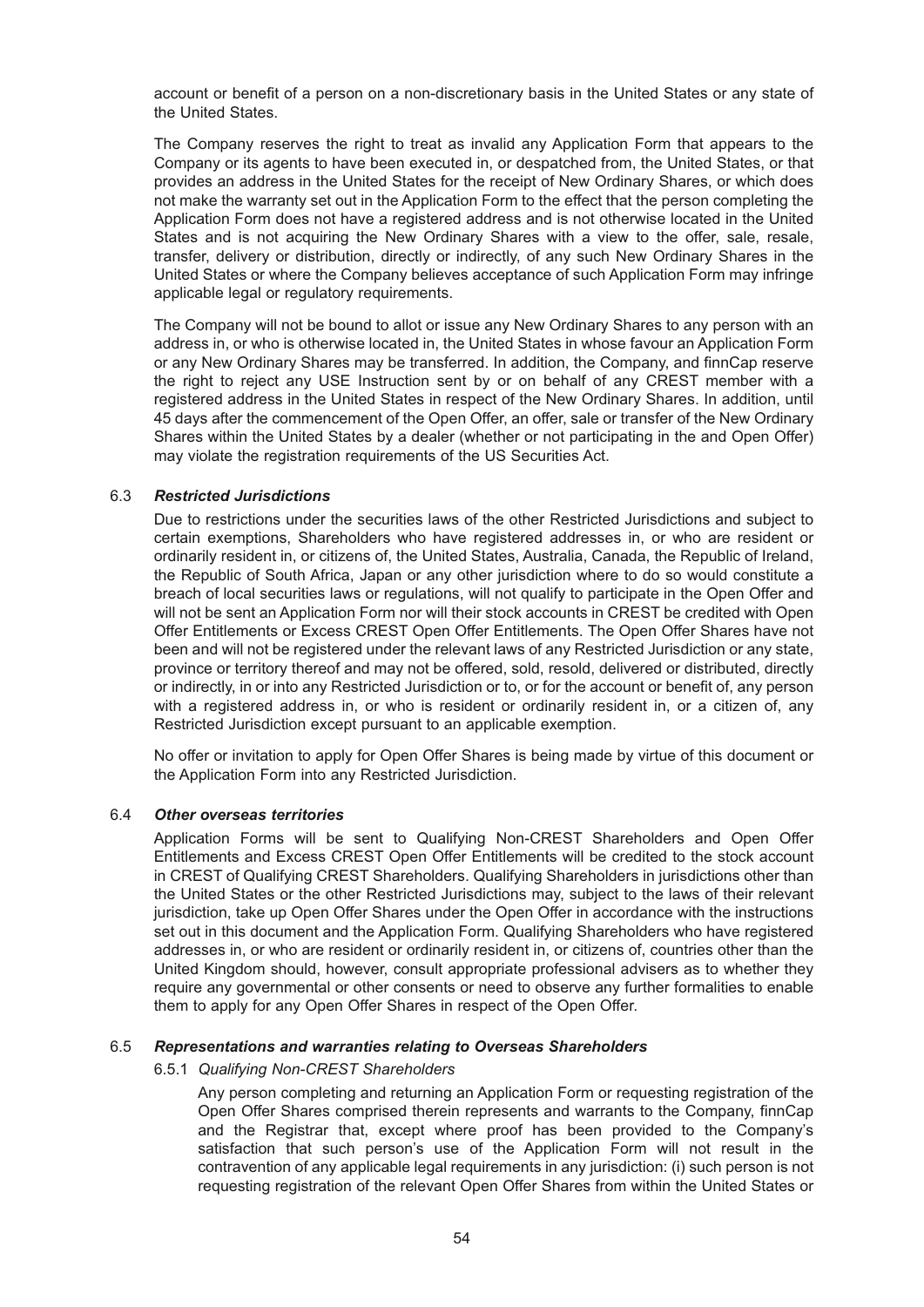account or benefit of a person on a non-discretionary basis in the United States or any state of the United States.

The Company reserves the right to treat as invalid any Application Form that appears to the Company or its agents to have been executed in, or despatched from, the United States, or that provides an address in the United States for the receipt of New Ordinary Shares, or which does not make the warranty set out in the Application Form to the effect that the person completing the Application Form does not have a registered address and is not otherwise located in the United States and is not acquiring the New Ordinary Shares with a view to the offer, sale, resale, transfer, delivery or distribution, directly or indirectly, of any such New Ordinary Shares in the United States or where the Company believes acceptance of such Application Form may infringe applicable legal or regulatory requirements.

The Company will not be bound to allot or issue any New Ordinary Shares to any person with an address in, or who is otherwise located in, the United States in whose favour an Application Form or any New Ordinary Shares may be transferred. In addition, the Company, and finnCap reserve the right to reject any USE Instruction sent by or on behalf of any CREST member with a registered address in the United States in respect of the New Ordinary Shares. In addition, until 45 days after the commencement of the Open Offer, an offer, sale or transfer of the New Ordinary Shares within the United States by a dealer (whether or not participating in the and Open Offer) may violate the registration requirements of the US Securities Act.

### 6.3 *Restricted Jurisdictions*

Due to restrictions under the securities laws of the other Restricted Jurisdictions and subject to certain exemptions, Shareholders who have registered addresses in, or who are resident or ordinarily resident in, or citizens of, the United States, Australia, Canada, the Republic of Ireland, the Republic of South Africa, Japan or any other jurisdiction where to do so would constitute a breach of local securities laws or regulations, will not qualify to participate in the Open Offer and will not be sent an Application Form nor will their stock accounts in CREST be credited with Open Offer Entitlements or Excess CREST Open Offer Entitlements. The Open Offer Shares have not been and will not be registered under the relevant laws of any Restricted Jurisdiction or any state, province or territory thereof and may not be offered, sold, resold, delivered or distributed, directly or indirectly, in or into any Restricted Jurisdiction or to, or for the account or benefit of, any person with a registered address in, or who is resident or ordinarily resident in, or a citizen of, any Restricted Jurisdiction except pursuant to an applicable exemption.

No offer or invitation to apply for Open Offer Shares is being made by virtue of this document or the Application Form into any Restricted Jurisdiction.

### 6.4 *Other overseas territories*

Application Forms will be sent to Qualifying Non-CREST Shareholders and Open Offer Entitlements and Excess CREST Open Offer Entitlements will be credited to the stock account in CREST of Qualifying CREST Shareholders. Qualifying Shareholders in jurisdictions other than the United States or the other Restricted Jurisdictions may, subject to the laws of their relevant jurisdiction, take up Open Offer Shares under the Open Offer in accordance with the instructions set out in this document and the Application Form. Qualifying Shareholders who have registered addresses in, or who are resident or ordinarily resident in, or citizens of, countries other than the United Kingdom should, however, consult appropriate professional advisers as to whether they require any governmental or other consents or need to observe any further formalities to enable them to apply for any Open Offer Shares in respect of the Open Offer.

### 6.5 *Representations and warranties relating to Overseas Shareholders*

#### 6.5.1 *Qualifying Non-CREST Shareholders*

Any person completing and returning an Application Form or requesting registration of the Open Offer Shares comprised therein represents and warrants to the Company, finnCap and the Registrar that, except where proof has been provided to the Company's satisfaction that such person's use of the Application Form will not result in the contravention of any applicable legal requirements in any jurisdiction: (i) such person is not requesting registration of the relevant Open Offer Shares from within the United States or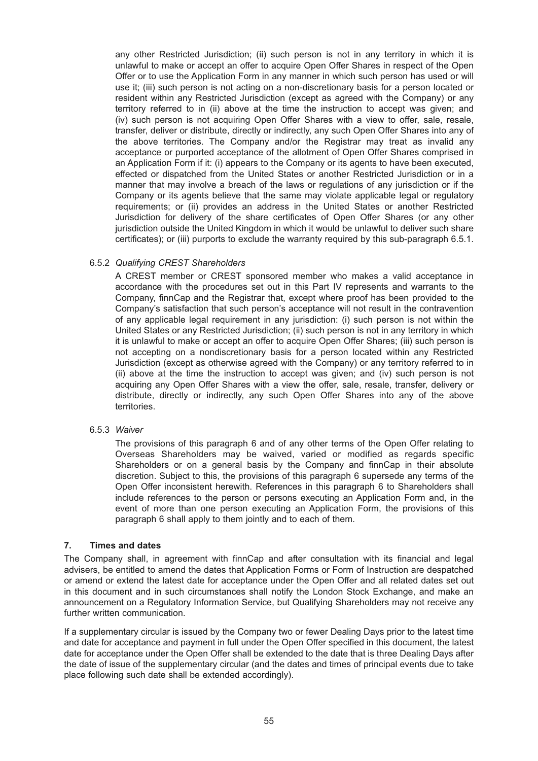any other Restricted Jurisdiction; (ii) such person is not in any territory in which it is unlawful to make or accept an offer to acquire Open Offer Shares in respect of the Open Offer or to use the Application Form in any manner in which such person has used or will use it; (iii) such person is not acting on a non-discretionary basis for a person located or resident within any Restricted Jurisdiction (except as agreed with the Company) or any territory referred to in (ii) above at the time the instruction to accept was given; and (iv) such person is not acquiring Open Offer Shares with a view to offer, sale, resale, transfer, deliver or distribute, directly or indirectly, any such Open Offer Shares into any of the above territories. The Company and/or the Registrar may treat as invalid any acceptance or purported acceptance of the allotment of Open Offer Shares comprised in an Application Form if it: (i) appears to the Company or its agents to have been executed, effected or dispatched from the United States or another Restricted Jurisdiction or in a manner that may involve a breach of the laws or regulations of any jurisdiction or if the Company or its agents believe that the same may violate applicable legal or regulatory requirements; or (ii) provides an address in the United States or another Restricted Jurisdiction for delivery of the share certificates of Open Offer Shares (or any other jurisdiction outside the United Kingdom in which it would be unlawful to deliver such share certificates); or (iii) purports to exclude the warranty required by this sub-paragraph 6.5.1.

6.5.2 *Qualifying CREST Shareholders*

A CREST member or CREST sponsored member who makes a valid acceptance in accordance with the procedures set out in this Part IV represents and warrants to the Company, finnCap and the Registrar that, except where proof has been provided to the Company's satisfaction that such person's acceptance will not result in the contravention of any applicable legal requirement in any jurisdiction: (i) such person is not within the United States or any Restricted Jurisdiction; (ii) such person is not in any territory in which it is unlawful to make or accept an offer to acquire Open Offer Shares; (iii) such person is not accepting on a nondiscretionary basis for a person located within any Restricted Jurisdiction (except as otherwise agreed with the Company) or any territory referred to in (ii) above at the time the instruction to accept was given; and (iv) such person is not acquiring any Open Offer Shares with a view the offer, sale, resale, transfer, delivery or distribute, directly or indirectly, any such Open Offer Shares into any of the above territories.

6.5.3 *Waiver*

The provisions of this paragraph 6 and of any other terms of the Open Offer relating to Overseas Shareholders may be waived, varied or modified as regards specific Shareholders or on a general basis by the Company and finnCap in their absolute discretion. Subject to this, the provisions of this paragraph 6 supersede any terms of the Open Offer inconsistent herewith. References in this paragraph 6 to Shareholders shall include references to the person or persons executing an Application Form and, in the event of more than one person executing an Application Form, the provisions of this paragraph 6 shall apply to them jointly and to each of them.

## 7. Times and dates

The Company shall, in agreement with finnCap and after consultation with its financial and legal advisers, be entitled to amend the dates that Application Forms or Form of Instruction are despatched or amend or extend the latest date for acceptance under the Open Offer and all related dates set out in this document and in such circumstances shall notify the London Stock Exchange, and make an announcement on a Regulatory Information Service, but Qualifying Shareholders may not receive any further written communication.

If a supplementary circular is issued by the Company two or fewer Dealing Days prior to the latest time and date for acceptance and payment in full under the Open Offer specified in this document, the latest date for acceptance under the Open Offer shall be extended to the date that is three Dealing Days after the date of issue of the supplementary circular (and the dates and times of principal events due to take place following such date shall be extended accordingly).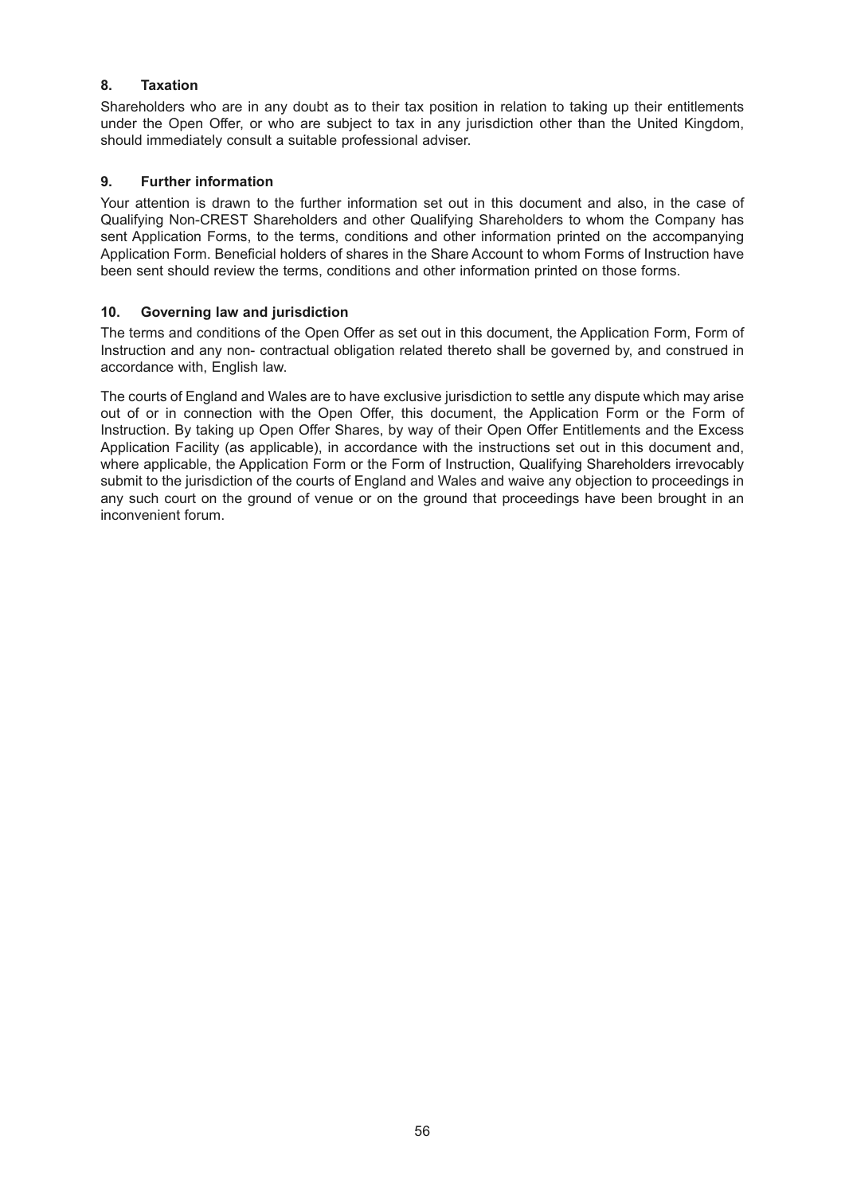### 8. Taxation

Shareholders who are in any doubt as to their tax position in relation to taking up their entitlements under the Open Offer, or who are subject to tax in any jurisdiction other than the United Kingdom, should immediately consult a suitable professional adviser.

### 9. Further information

Your attention is drawn to the further information set out in this document and also, in the case of Qualifying Non-CREST Shareholders and other Qualifying Shareholders to whom the Company has sent Application Forms, to the terms, conditions and other information printed on the accompanying Application Form. Beneficial holders of shares in the Share Account to whom Forms of Instruction have been sent should review the terms, conditions and other information printed on those forms.

### 10. Governing law and jurisdiction

The terms and conditions of the Open Offer as set out in this document, the Application Form, Form of Instruction and any non- contractual obligation related thereto shall be governed by, and construed in accordance with, English law.

The courts of England and Wales are to have exclusive jurisdiction to settle any dispute which may arise out of or in connection with the Open Offer, this document, the Application Form or the Form of Instruction. By taking up Open Offer Shares, by way of their Open Offer Entitlements and the Excess Application Facility (as applicable), in accordance with the instructions set out in this document and, where applicable, the Application Form or the Form of Instruction, Qualifying Shareholders irrevocably submit to the jurisdiction of the courts of England and Wales and waive any objection to proceedings in any such court on the ground of venue or on the ground that proceedings have been brought in an inconvenient forum.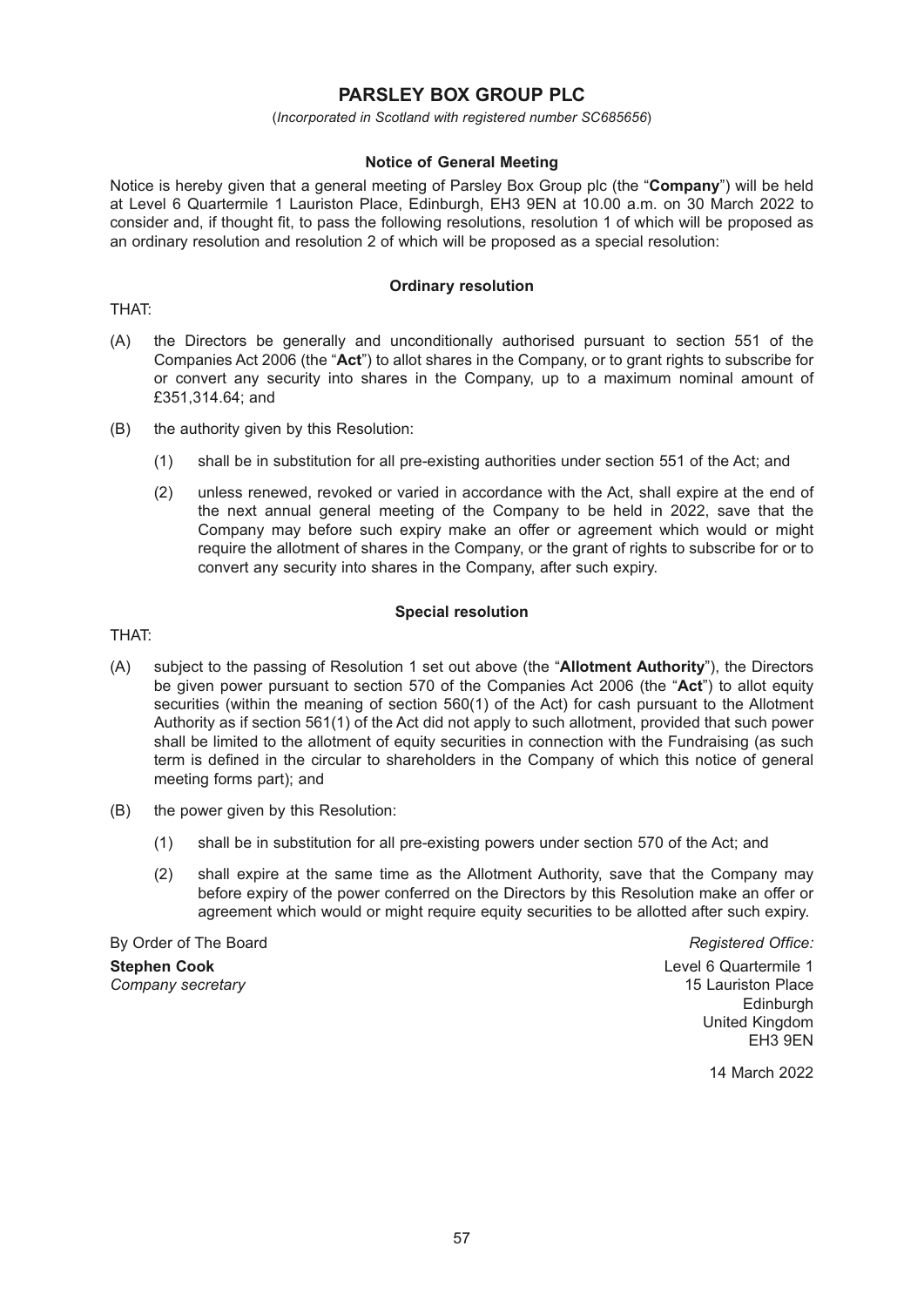# PARSLEY BOX GROUP PLC

(*Incorporated in Scotland with registered number SC685656*)

### Notice of General Meeting

Notice is hereby given that a general meeting of Parsley Box Group plc (the "**Company**") will be held at Level 6 Quartermile 1 Lauriston Place, Edinburgh, EH3 9EN at 10.00 a.m. on 30 March 2022 to consider and, if thought fit, to pass the following resolutions, resolution 1 of which will be proposed as an ordinary resolution and resolution 2 of which will be proposed as a special resolution:

### Ordinary resolution

THAT:

(A) the Directors be generally and unconditionally authorised pursuant to section 551 of the Companies Act 2006 (the "**Act**") to allot shares in the Company, or to grant rights to subscribe for or convert any security into shares in the Company, up to a maximum nominal amount of £351,314.64; and

(B) the authority given by this Resolution:

(1) shall be in substitution for all pre-existing authorities under section 551 of the Act; and

(2) unless renewed, revoked or varied in accordance with the Act, shall expire at the end of the next annual general meeting of the Company to be held in 2022, save that the Company may before such expiry make an offer or agreement which would or might require the allotment of shares in the Company, or the grant of rights to subscribe for or to convert any security into shares in the Company, after such expiry.

### Special resolution

THAT:

(A) subject to the passing of Resolution 1 set out above (the "**Allotment Authority**"), the Directors be given power pursuant to section 570 of the Companies Act 2006 (the "**Act**") to allot equity securities (within the meaning of section 560(1) of the Act) for cash pursuant to the Allotment Authority as if section 561(1) of the Act did not apply to such allotment, provided that such power shall be limited to the allotment of equity securities in connection with the Fundraising (as such term is defined in the circular to shareholders in the Company of which this notice of general meeting forms part); and

(B) the power given by this Resolution:

(1) shall be in substitution for all pre-existing powers under section 570 of the Act; and

(2) shall expire at the same time as the Allotment Authority, save that the Company may before expiry of the power conferred on the Directors by this Resolution make an offer or agreement which would or might require equity securities to be allotted after such expiry.

By Order of The Board

**Stephen Cook**
*Company secretary*

*Registered Office:*
Level 6 Quartermile 1
15 Lauriston Place
Edinburgh
United Kingdom
EH3 9EN

14 March 2022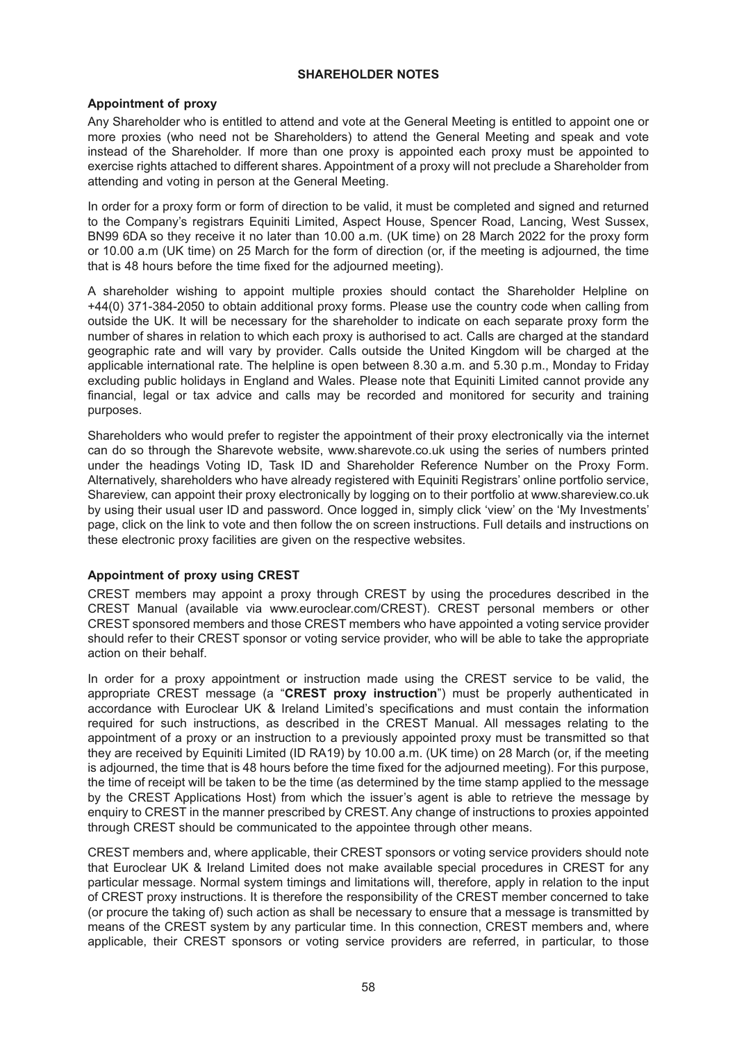## SHAREHOLDER NOTES

### Appointment of proxy

Any Shareholder who is entitled to attend and vote at the General Meeting is entitled to appoint one or more proxies (who need not be Shareholders) to attend the General Meeting and speak and vote instead of the Shareholder. If more than one proxy is appointed each proxy must be appointed to exercise rights attached to different shares. Appointment of a proxy will not preclude a Shareholder from attending and voting in person at the General Meeting.

In order for a proxy form or form of direction to be valid, it must be completed and signed and returned to the Company's registrars Equiniti Limited, Aspect House, Spencer Road, Lancing, West Sussex, BN99 6DA so they receive it no later than 10.00 a.m. (UK time) on 28 March 2022 for the proxy form or 10.00 a.m (UK time) on 25 March for the form of direction (or, if the meeting is adjourned, the time that is 48 hours before the time fixed for the adjourned meeting).

A shareholder wishing to appoint multiple proxies should contact the Shareholder Helpline on +44(0) 371-384-2050 to obtain additional proxy forms. Please use the country code when calling from outside the UK. It will be necessary for the shareholder to indicate on each separate proxy form the number of shares in relation to which each proxy is authorised to act. Calls are charged at the standard geographic rate and will vary by provider. Calls outside the United Kingdom will be charged at the applicable international rate. The helpline is open between 8.30 a.m. and 5.30 p.m., Monday to Friday excluding public holidays in England and Wales. Please note that Equiniti Limited cannot provide any financial, legal or tax advice and calls may be recorded and monitored for security and training purposes.

Shareholders who would prefer to register the appointment of their proxy electronically via the internet can do so through the Sharevote website, www.sharevote.co.uk using the series of numbers printed under the headings Voting ID, Task ID and Shareholder Reference Number on the Proxy Form. Alternatively, shareholders who have already registered with Equiniti Registrars' online portfolio service, Shareview, can appoint their proxy electronically by logging on to their portfolio at www.shareview.co.uk by using their usual user ID and password. Once logged in, simply click 'view' on the 'My Investments' page, click on the link to vote and then follow the on screen instructions. Full details and instructions on these electronic proxy facilities are given on the respective websites.

### Appointment of proxy using CREST

CREST members may appoint a proxy through CREST by using the procedures described in the CREST Manual (available via www.euroclear.com/CREST). CREST personal members or other CREST sponsored members and those CREST members who have appointed a voting service provider should refer to their CREST sponsor or voting service provider, who will be able to take the appropriate action on their behalf.

In order for a proxy appointment or instruction made using the CREST service to be valid, the appropriate CREST message (a "**CREST proxy instruction**") must be properly authenticated in accordance with Euroclear UK & Ireland Limited's specifications and must contain the information required for such instructions, as described in the CREST Manual. All messages relating to the appointment of a proxy or an instruction to a previously appointed proxy must be transmitted so that they are received by Equiniti Limited (ID RA19) by 10.00 a.m. (UK time) on 28 March (or, if the meeting is adjourned, the time that is 48 hours before the time fixed for the adjourned meeting). For this purpose, the time of receipt will be taken to be the time (as determined by the time stamp applied to the message by the CREST Applications Host) from which the issuer's agent is able to retrieve the message by enquiry to CREST in the manner prescribed by CREST. Any change of instructions to proxies appointed through CREST should be communicated to the appointee through other means.

CREST members and, where applicable, their CREST sponsors or voting service providers should note that Euroclear UK & Ireland Limited does not make available special procedures in CREST for any particular message. Normal system timings and limitations will, therefore, apply in relation to the input of CREST proxy instructions. It is therefore the responsibility of the CREST member concerned to take (or procure the taking of) such action as shall be necessary to ensure that a message is transmitted by means of the CREST system by any particular time. In this connection, CREST members and, where applicable, their CREST sponsors or voting service providers are referred, in particular, to those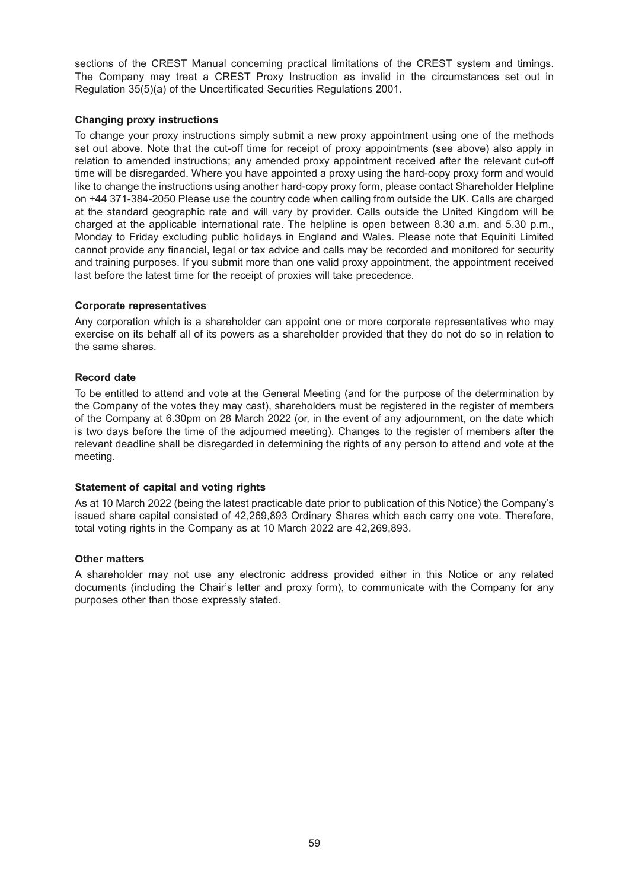sections of the CREST Manual concerning practical limitations of the CREST system and timings. The Company may treat a CREST Proxy Instruction as invalid in the circumstances set out in Regulation 35(5)(a) of the Uncertificated Securities Regulations 2001.

**Changing proxy instructions**

To change your proxy instructions simply submit a new proxy appointment using one of the methods set out above. Note that the cut-off time for receipt of proxy appointments (see above) also apply in relation to amended instructions; any amended proxy appointment received after the relevant cut-off time will be disregarded. Where you have appointed a proxy using the hard-copy proxy form and would like to change the instructions using another hard-copy proxy form, please contact Shareholder Helpline on +44 371-384-2050 Please use the country code when calling from outside the UK. Calls are charged at the standard geographic rate and will vary by provider. Calls outside the United Kingdom will be charged at the applicable international rate. The helpline is open between 8.30 a.m. and 5.30 p.m., Monday to Friday excluding public holidays in England and Wales. Please note that Equiniti Limited cannot provide any financial, legal or tax advice and calls may be recorded and monitored for security and training purposes. If you submit more than one valid proxy appointment, the appointment received last before the latest time for the receipt of proxies will take precedence.

**Corporate representatives**

Any corporation which is a shareholder can appoint one or more corporate representatives who may exercise on its behalf all of its powers as a shareholder provided that they do not do so in relation to the same shares.

**Record date**

To be entitled to attend and vote at the General Meeting (and for the purpose of the determination by the Company of the votes they may cast), shareholders must be registered in the register of members of the Company at 6.30pm on 28 March 2022 (or, in the event of any adjournment, on the date which is two days before the time of the adjourned meeting). Changes to the register of members after the relevant deadline shall be disregarded in determining the rights of any person to attend and vote at the meeting.

**Statement of capital and voting rights**

As at 10 March 2022 (being the latest practicable date prior to publication of this Notice) the Company's issued share capital consisted of 42,269,893 Ordinary Shares which each carry one vote. Therefore, total voting rights in the Company as at 10 March 2022 are 42,269,893.

**Other matters**

A shareholder may not use any electronic address provided either in this Notice or any related documents (including the Chair's letter and proxy form), to communicate with the Company for any purposes other than those expressly stated.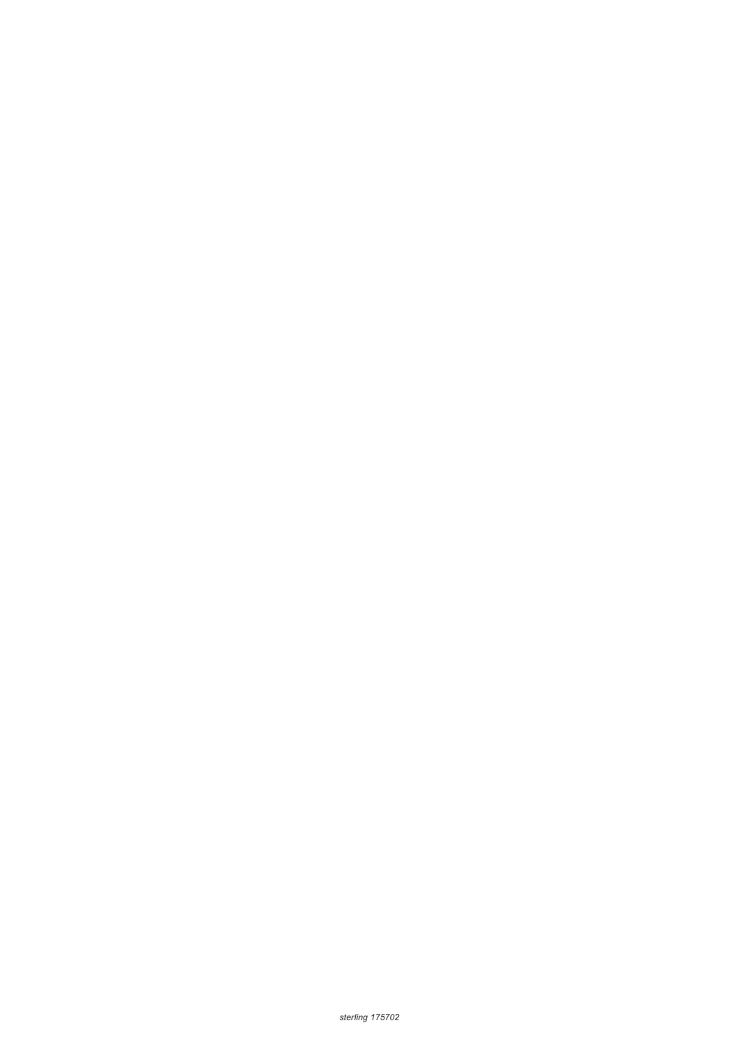*sterling 175702*